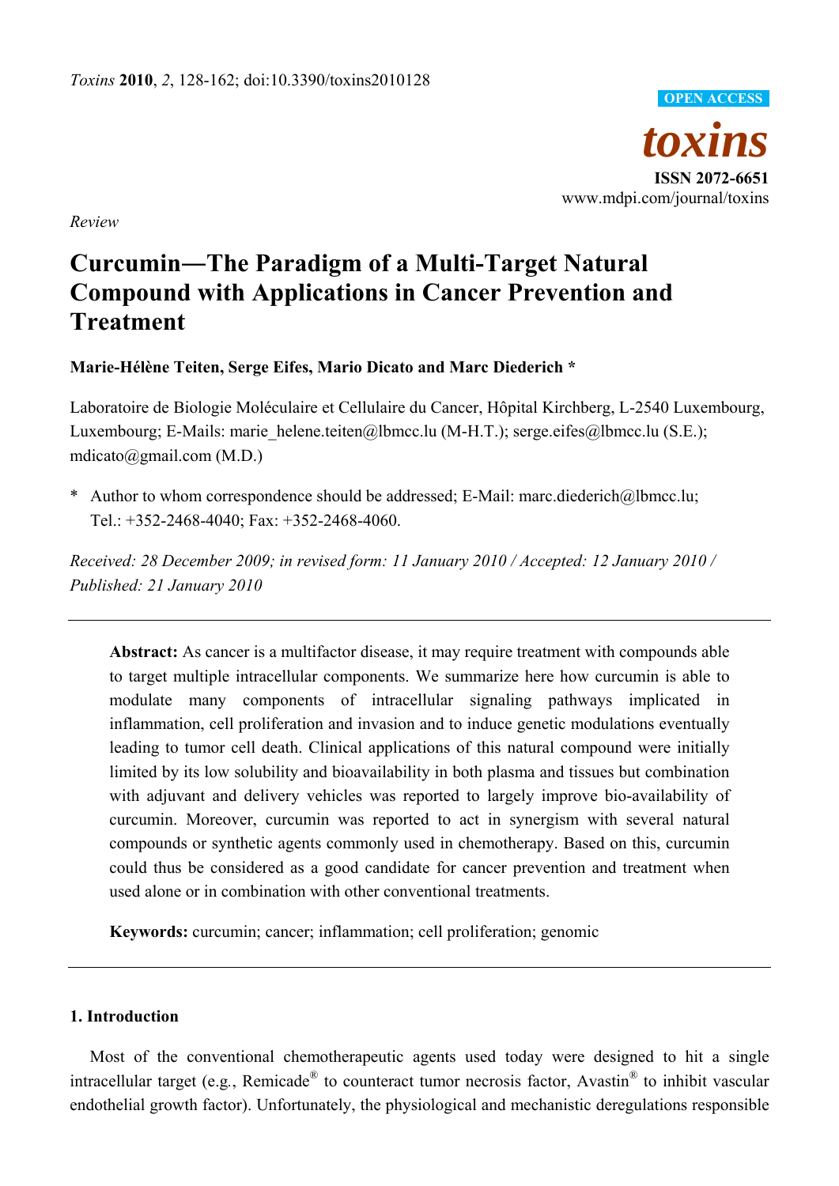Review

# Curcumin—The Paradigm of a Multi-Target Natural Compound with Applications in Cancer Prevention and Treatment

**Marie-Hélène Teiten, Serge Eifes, Mario Dicato and Marc Diederich \***

Laboratoire de Biologie Moléculaire et Cellulaire du Cancer, Hôpital Kirchberg, L-2540 Luxembourg, Luxembourg; E-Mails: marie_helene.teiten@lbmcc.lu (M-H.T.); serge.eifes@lbmcc.lu (S.E.); mdicato@gmail.com (M.D.)

\* Author to whom correspondence should be addressed; E-Mail: marc.diederich@lbmcc.lu; Tel.: +352-2468-4040; Fax: +352-2468-4060.

*Received: 28 December 2009; in revised form: 11 January 2010 / Accepted: 12 January 2010 / Published: 21 January 2010*

**Abstract:** As cancer is a multifactor disease, it may require treatment with compounds able to target multiple intracellular components. We summarize here how curcumin is able to modulate many components of intracellular signaling pathways implicated in inflammation, cell proliferation and invasion and to induce genetic modulations eventually leading to tumor cell death. Clinical applications of this natural compound were initially limited by its low solubility and bioavailability in both plasma and tissues but combination with adjuvant and delivery vehicles was reported to largely improve bio-availability of curcumin. Moreover, curcumin was reported to act in synergism with several natural compounds or synthetic agents commonly used in chemotherapy. Based on this, curcumin could thus be considered as a good candidate for cancer prevention and treatment when used alone or in combination with other conventional treatments.

**Keywords:** curcumin; cancer; inflammation; cell proliferation; genomic

## 1. Introduction

Most of the conventional chemotherapeutic agents used today were designed to hit a single intracellular target (e.g., Remicade® to counteract tumor necrosis factor, Avastin® to inhibit vascular endothelial growth factor). Unfortunately, the physiological and mechanistic deregulations responsible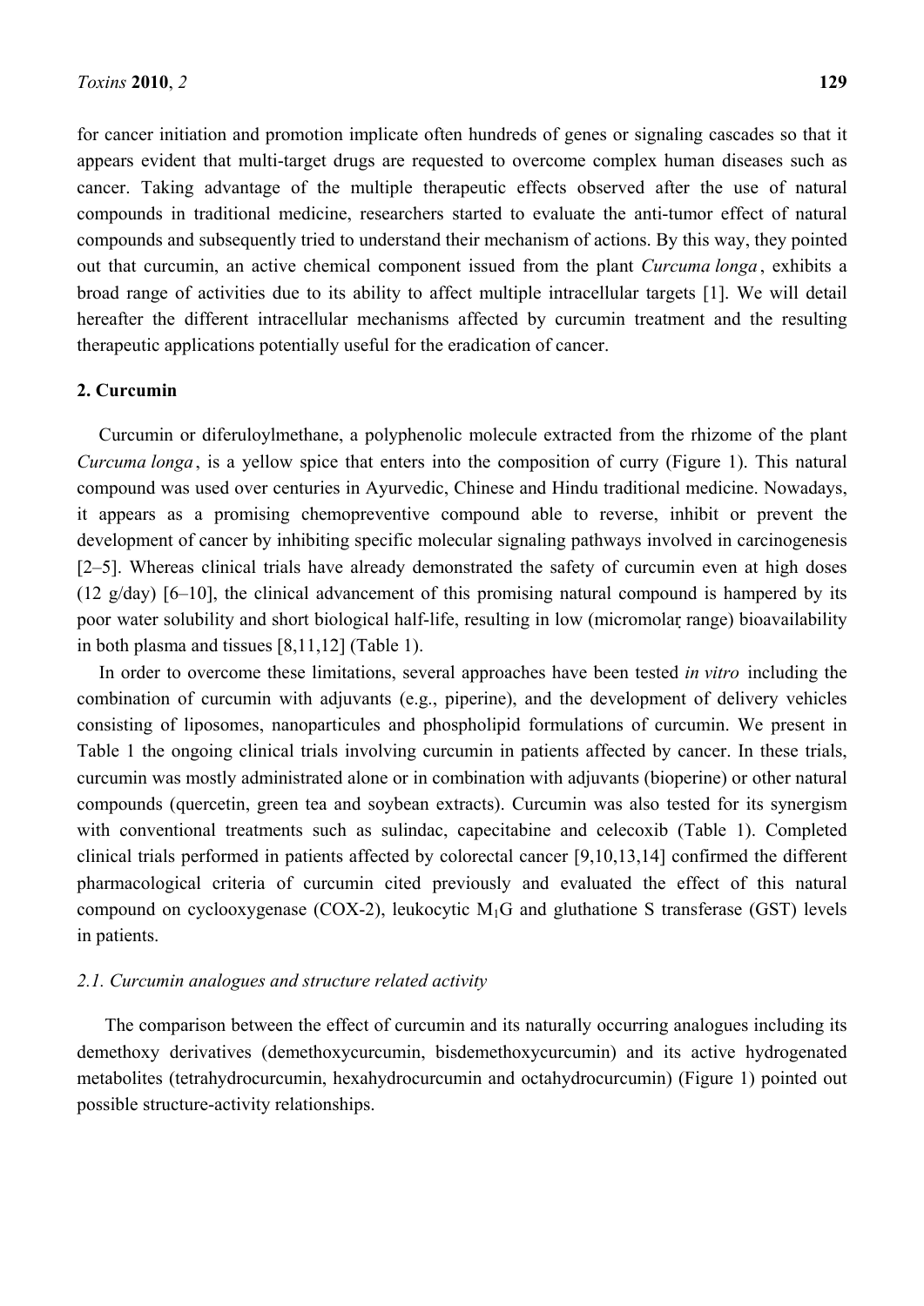for cancer initiation and promotion implicate often hundreds of genes or signaling cascades so that it appears evident that multi-target drugs are requested to overcome complex human diseases such as cancer. Taking advantage of the multiple therapeutic effects observed after the use of natural compounds in traditional medicine, researchers started to evaluate the anti-tumor effect of natural compounds and subsequently tried to understand their mechanism of actions. By this way, they pointed out that curcumin, an active chemical component issued from the plant *Curcuma longa*, exhibits a broad range of activities due to its ability to affect multiple intracellular targets [1]. We will detail hereafter the different intracellular mechanisms affected by curcumin treatment and the resulting therapeutic applications potentially useful for the eradication of cancer.

## 2. Curcumin

Curcumin or diferuloylmethane, a polyphenolic molecule extracted from the rhizome of the plant *Curcuma longa*, is a yellow spice that enters into the composition of curry (Figure 1). This natural compound was used over centuries in Ayurvedic, Chinese and Hindu traditional medicine. Nowadays, it appears as a promising chemopreventive compound able to reverse, inhibit or prevent the development of cancer by inhibiting specific molecular signaling pathways involved in carcinogenesis [2–5]. Whereas clinical trials have already demonstrated the safety of curcumin even at high doses (12 g/day) [6–10], the clinical advancement of this promising natural compound is hampered by its poor water solubility and short biological half-life, resulting in low (micromolar range) bioavailability in both plasma and tissues [8,11,12] (Table 1).

In order to overcome these limitations, several approaches have been tested *in vitro* including the combination of curcumin with adjuvants (e.g., piperine), and the development of delivery vehicles consisting of liposomes, nanoparticules and phospholipid formulations of curcumin. We present in Table 1 the ongoing clinical trials involving curcumin in patients affected by cancer. In these trials, curcumin was mostly administrated alone or in combination with adjuvants (bioperine) or other natural compounds (quercetin, green tea and soybean extracts). Curcumin was also tested for its synergism with conventional treatments such as sulindac, capecitabine and celecoxib (Table 1). Completed clinical trials performed in patients affected by colorectal cancer [9,10,13,14] confirmed the different pharmacological criteria of curcumin cited previously and evaluated the effect of this natural compound on cyclooxygenase (COX-2), leukocytic $M_1G$ and gluthatione S transferase (GST) levels in patients.

### *2.1. Curcumin analogues and structure related activity*

The comparison between the effect of curcumin and its naturally occurring analogues including its demethoxy derivatives (demethoxycurcumin, bisdemethoxycurcumin) and its active hydrogenated metabolites (tetrahydrocurcumin, hexahydrocurcumin and octahydrocurcumin) (Figure 1) pointed out possible structure-activity relationships.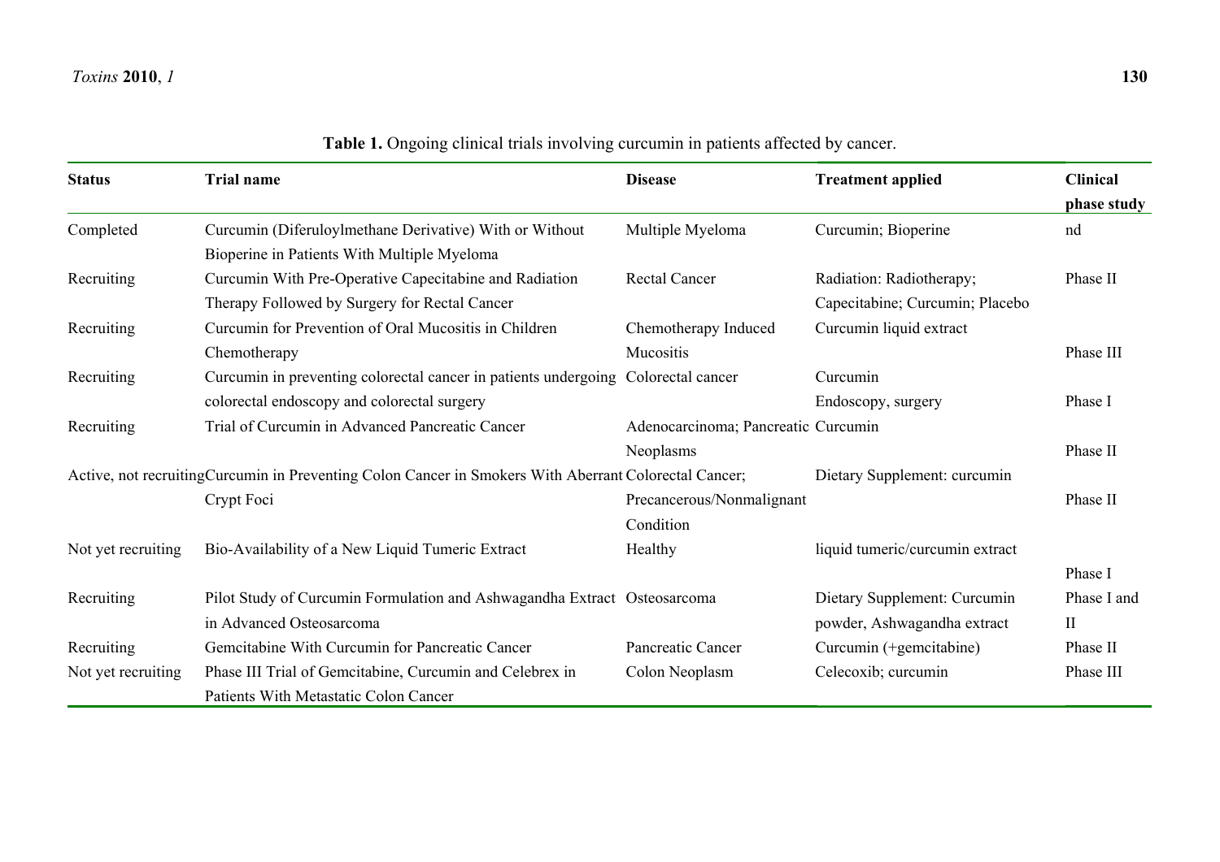**Table 1.** Ongoing clinical trials involving curcumin in patients affected by cancer.

| Status | Trial name | Disease | Treatment applied | Clinical phase study |
|---|---|---|---|---|
| Completed | Curcumin (Diferuloylmethane Derivative) With or Without Bioperine in Patients With Multiple Myeloma | Multiple Myeloma | Curcumin; Bioperine | nd |
| Recruiting | Curcumin With Pre-Operative Capecitabine and Radiation Therapy Followed by Surgery for Rectal Cancer | Rectal Cancer | Radiation: Radiotherapy; Capecitabine; Curcumin; Placebo | Phase II |
| Recruiting | Curcumin for Prevention of Oral Mucositis in Children Chemotherapy | Chemotherapy Induced Mucositis | Curcumin liquid extract | Phase III |
| Recruiting | Curcumin in preventing colorectal cancer in patients undergoing colorectal endoscopy and colorectal surgery | Colorectal cancer | Curcumin Endoscopy, surgery | Phase I |
| Recruiting | Trial of Curcumin in Advanced Pancreatic Cancer | Adenocarcinoma; Pancreatic Neoplasms | Curcumin | Phase II |
| Active, not recruiting | Curcumin in Preventing Colon Cancer in Smokers With Aberrant Crypt Foci | Colorectal Cancer; Precancerous/Nonmalignant Condition | Dietary Supplement: curcumin | Phase II |
| Not yet recruiting | Bio-Availability of a New Liquid Tumeric Extract | Healthy | liquid tumeric/curcumin extract | Phase I |
| Recruiting | Pilot Study of Curcumin Formulation and Ashwagandha Extract in Advanced Osteosarcoma | Osteosarcoma | Dietary Supplement: Curcumin powder, Ashwagandha extract | Phase I and II |
| Recruiting | Gemcitabine With Curcumin for Pancreatic Cancer | Pancreatic Cancer | Curcumin (+gemcitabine) | Phase II |
| Not yet recruiting | Phase III Trial of Gemcitabine, Curcumin and Celebrex in Patients With Metastatic Colon Cancer | Colon Neoplasm | Celecoxib; curcumin | Phase III |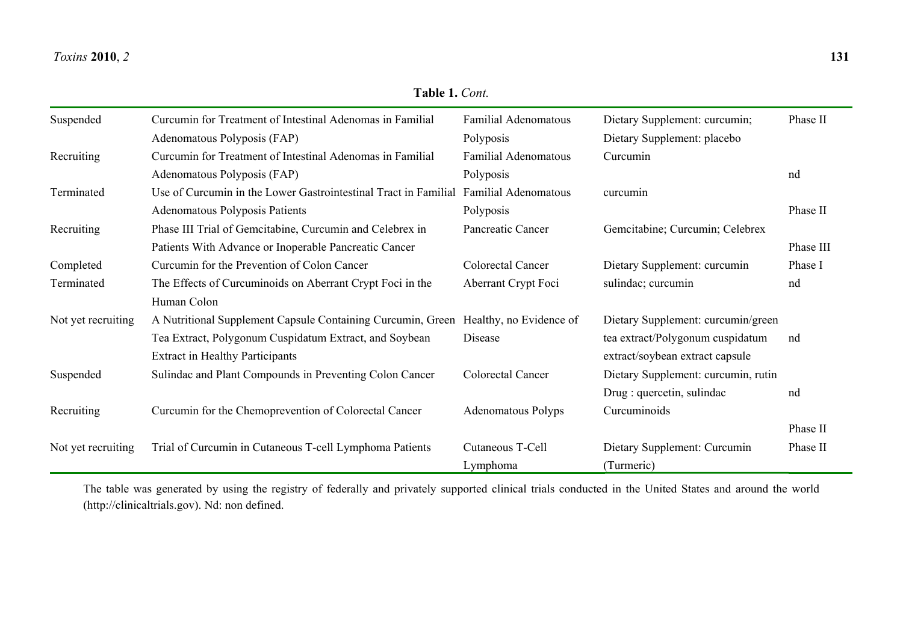**Table 1.** *Cont.*

| | | | | |
|---|---|---|---|---|
| Suspended | Curcumin for Treatment of Intestinal Adenomas in Familial Adenomatous Polyposis (FAP) | Familial Adenomatous Polyposis | Dietary Supplement: curcumin; Dietary Supplement: placebo | Phase II |
| Recruiting | Curcumin for Treatment of Intestinal Adenomas in Familial Adenomatous Polyposis (FAP) | Familial Adenomatous Polyposis | Curcumin | nd |
| Terminated | Use of Curcumin in the Lower Gastrointestinal Tract in Familial Adenomatous Polyposis Patients | Familial Adenomatous Polyposis | curcumin | Phase II |
| Recruiting | Phase III Trial of Gemcitabine, Curcumin and Celebrex in Patients With Advance or Inoperable Pancreatic Cancer | Pancreatic Cancer | Gemcitabine; Curcumin; Celebrex | Phase III |
| Completed | Curcumin for the Prevention of Colon Cancer | Colorectal Cancer | Dietary Supplement: curcumin | Phase I |
| Terminated | The Effects of Curcuminoids on Aberrant Crypt Foci in the Human Colon | Aberrant Crypt Foci | sulindac; curcumin | nd |
| Not yet recruiting | A Nutritional Supplement Capsule Containing Curcumin, Green Tea Extract, Polygonum Cuspidatum Extract, and Soybean Extract in Healthy Participants | Healthy, no Evidence of Disease | Dietary Supplement: curcumin/green tea extract/Polygonum cuspidatum extract/soybean extract capsule | nd |
| Suspended | Sulindac and Plant Compounds in Preventing Colon Cancer | Colorectal Cancer | Dietary Supplement: curcumin, rutin Drug : quercetin, sulindac | nd |
| Recruiting | Curcumin for the Chemoprevention of Colorectal Cancer | Adenomatous Polyps | Curcuminoids | Phase II |
| Not yet recruiting | Trial of Curcumin in Cutaneous T-cell Lymphoma Patients | Cutaneous T-Cell Lymphoma | Dietary Supplement: Curcumin (Turmeric) | Phase II |

The table was generated by using the registry of federally and privately supported clinical trials conducted in the United States and around the world (http://clinicaltrials.gov). Nd: non defined.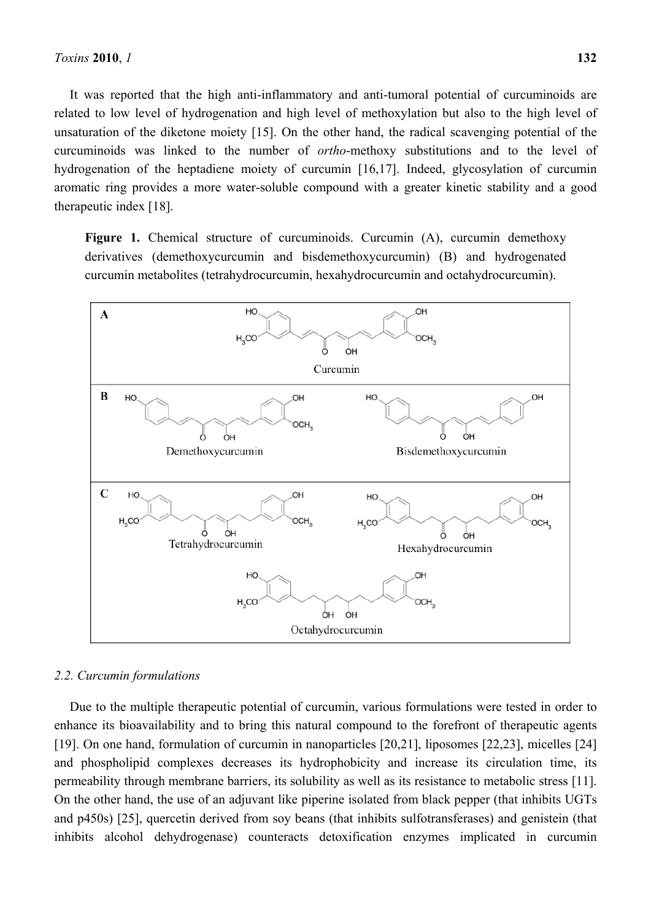It was reported that the high anti-inflammatory and anti-tumoral potential of curcuminoids are related to low level of hydrogenation and high level of methoxylation but also to the high level of unsaturation of the diketone moiety [15]. On the other hand, the radical scavenging potential of the curcuminoids was linked to the number of *ortho*-methoxy substitutions and to the level of hydrogenation of the heptadiene moiety of curcumin [16,17]. Indeed, glycosylation of curcumin aromatic ring provides a more water-soluble compound with a greater kinetic stability and a good therapeutic index [18].

**Figure 1.** Chemical structure of curcuminoids. Curcumin (A), curcumin demethoxy derivatives (demethoxycurcumin and bisdemethoxycurcumin) (B) and hydrogenated curcumin metabolites (tetrahydrocurcumin, hexahydrocurcumin and octahydrocurcumin).

### 2.2. Curcumin formulations

Due to the multiple therapeutic potential of curcumin, various formulations were tested in order to enhance its bioavailability and to bring this natural compound to the forefront of therapeutic agents [19]. On one hand, formulation of curcumin in nanoparticles [20,21], liposomes [22,23], micelles [24] and phospholipid complexes decreases its hydrophobicity and increase its circulation time, its permeability through membrane barriers, its solubility as well as its resistance to metabolic stress [11]. On the other hand, the use of an adjuvant like piperine isolated from black pepper (that inhibits UGTs and p450s) [25], quercetin derived from soy beans (that inhibits sulfotransferases) and genistein (that inhibits alcohol dehydrogenase) counteracts detoxification enzymes implicated in curcumin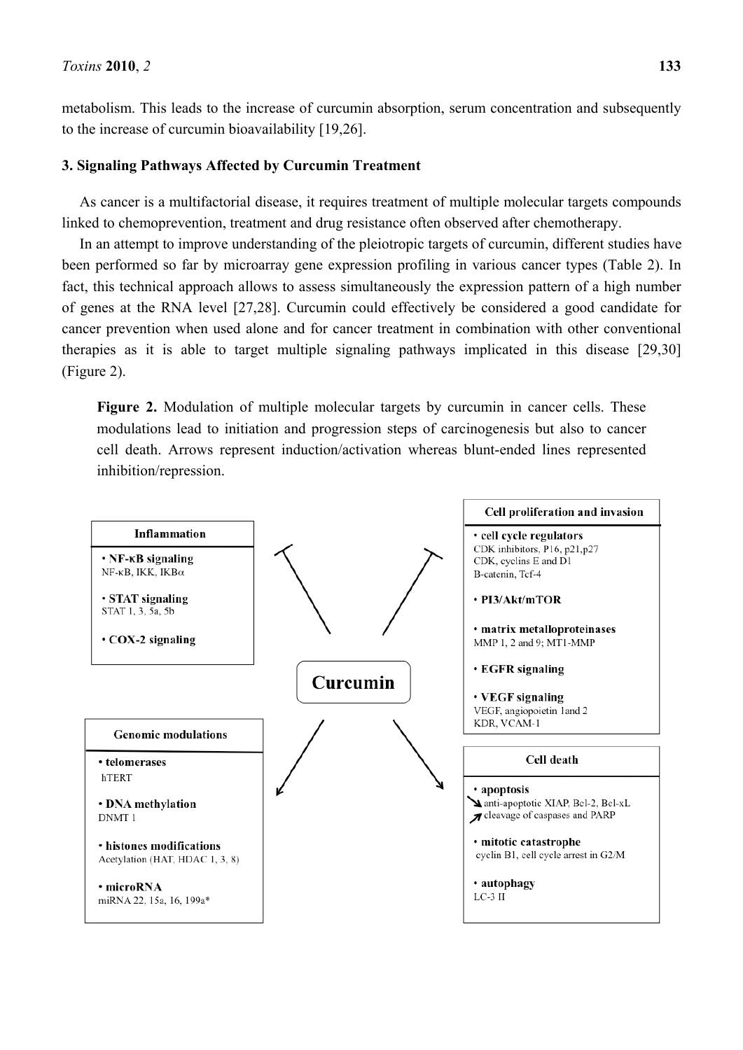metabolism. This leads to the increase of curcumin absorption, serum concentration and subsequently to the increase of curcumin bioavailability [19,26].

### 3. Signaling Pathways Affected by Curcumin Treatment

As cancer is a multifactorial disease, it requires treatment of multiple molecular targets compounds linked to chemoprevention, treatment and drug resistance often observed after chemotherapy.

In an attempt to improve understanding of the pleiotropic targets of curcumin, different studies have been performed so far by microarray gene expression profiling in various cancer types (Table 2). In fact, this technical approach allows to assess simultaneously the expression pattern of a high number of genes at the RNA level [27,28]. Curcumin could effectively be considered a good candidate for cancer prevention when used alone and for cancer treatment in combination with other conventional therapies as it is able to target multiple signaling pathways implicated in this disease [29,30] (Figure 2).

**Figure 2.** Modulation of multiple molecular targets by curcumin in cancer cells. These modulations lead to initiation and progression steps of carcinogenesis but also to cancer cell death. Arrows represent induction/activation whereas blunt-ended lines represented inhibition/repression.

**Curcumin**

**Inflammation**

- **NF-κB signaling**
  NF-κB, IKK, IKBα
- **STAT signaling**
  STAT 1, 3, 5a, 5b
- **COX-2 signaling**

**Cell proliferation and invasion**

- **cell cycle regulators**
  CDK inhibitors, P16, p21,p27
  CDK, cyclins E and D1
  B-catenin, Tcf-4
- **PI3/Akt/mTOR**
- **matrix metalloproteinases**
  MMP 1, 2 and 9; MT1-MMP
- **EGFR signaling**
- **VEGF signaling**
  VEGF, angiopoietin 1and 2
  KDR, VCAM-1

**Genomic modulations**

- **telomerases**
  hTERT
- **DNA methylation**
  DNMT 1
- **histones modifications**
  Acetylation (HAT, HDAC 1, 3, 8)
- **microRNA**
  miRNA 22, 15a, 16, 199a*

**Cell death**

- **apoptosis**
  ↘ anti-apoptotic XIAP, Bcl-2, Bcl-xL
  ↗ cleavage of caspases and PARP
- **mitotic catastrophe**
  cyclin B1, cell cycle arrest in G2/M
- **autophagy**
  LC-3 II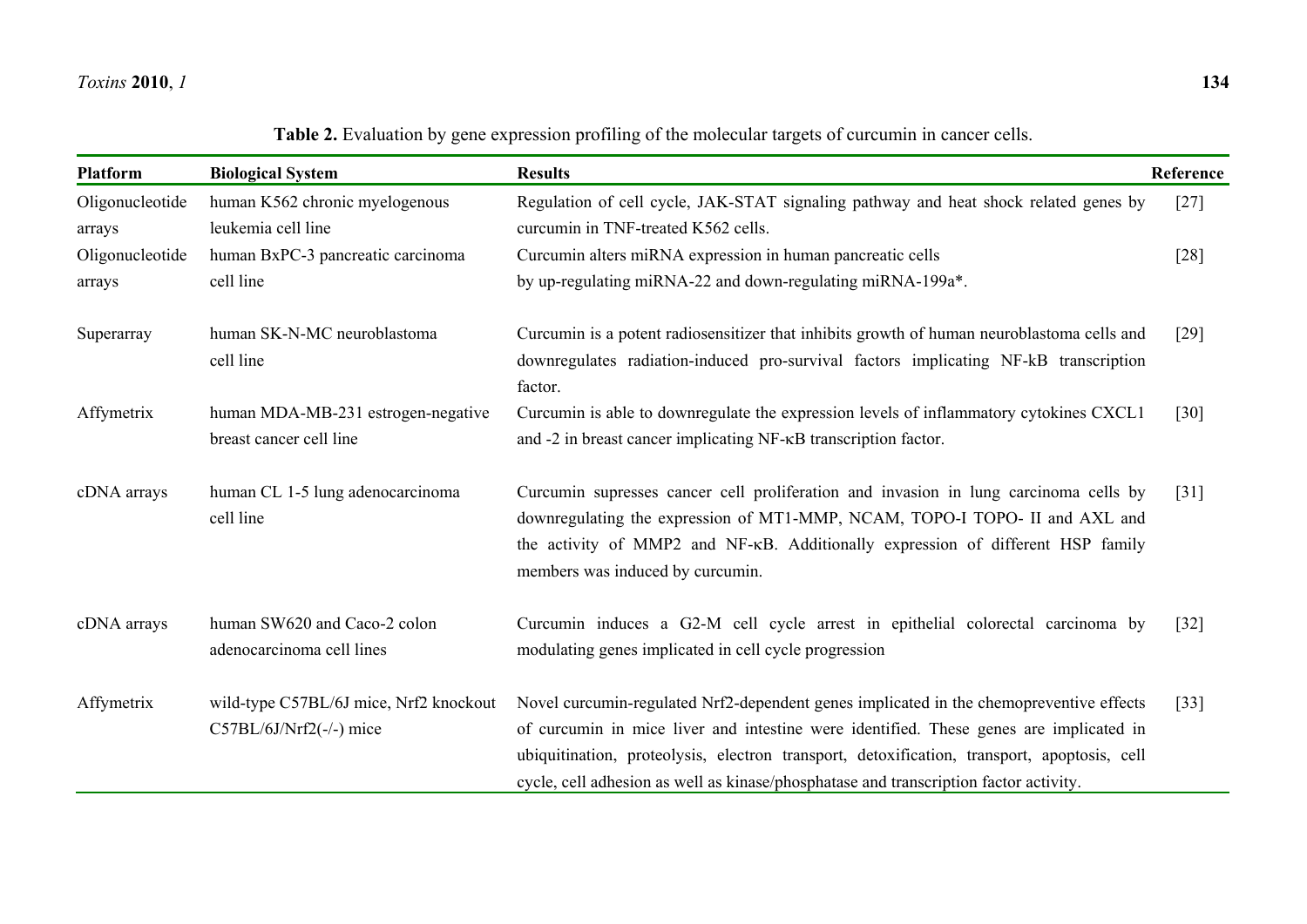**Table 2.** Evaluation by gene expression profiling of the molecular targets of curcumin in cancer cells.

| Platform | Biological System | Results | Reference |
|---|---|---|---|
| Oligonucleotide arrays | human K562 chronic myelogenous leukemia cell line | Regulation of cell cycle, JAK-STAT signaling pathway and heat shock related genes by curcumin in TNF-treated K562 cells. | [27] |
| Oligonucleotide arrays | human BxPC-3 pancreatic carcinoma cell line | Curcumin alters miRNA expression in human pancreatic cells by up-regulating miRNA-22 and down-regulating miRNA-199a*. | [28] |
| Superarray | human SK-N-MC neuroblastoma cell line | Curcumin is a potent radiosensitizer that inhibits growth of human neuroblastoma cells and downregulates radiation-induced pro-survival factors implicating NF-kB transcription factor. | [29] |
| Affymetrix | human MDA-MB-231 estrogen-negative breast cancer cell line | Curcumin is able to downregulate the expression levels of inflammatory cytokines CXCL1 and -2 in breast cancer implicating NF-κB transcription factor. | [30] |
| cDNA arrays | human CL 1-5 lung adenocarcinoma cell line | Curcumin supresses cancer cell proliferation and invasion in lung carcinoma cells by downregulating the expression of MT1-MMP, NCAM, TOPO-I TOPO- II and AXL and the activity of MMP2 and NF-κB. Additionally expression of different HSP family members was induced by curcumin. | [31] |
| cDNA arrays | human SW620 and Caco-2 colon adenocarcinoma cell lines | Curcumin induces a G2-M cell cycle arrest in epithelial colorectal carcinoma by modulating genes implicated in cell cycle progression | [32] |
| Affymetrix | wild-type C57BL/6J mice, Nrf2 knockout C57BL/6J/Nrf2(-/-) mice | Novel curcumin-regulated Nrf2-dependent genes implicated in the chemopreventive effects of curcumin in mice liver and intestine were identified. These genes are implicated in ubiquitination, proteolysis, electron transport, detoxification, transport, apoptosis, cell cycle, cell adhesion as well as kinase/phosphatase and transcription factor activity. | [33] |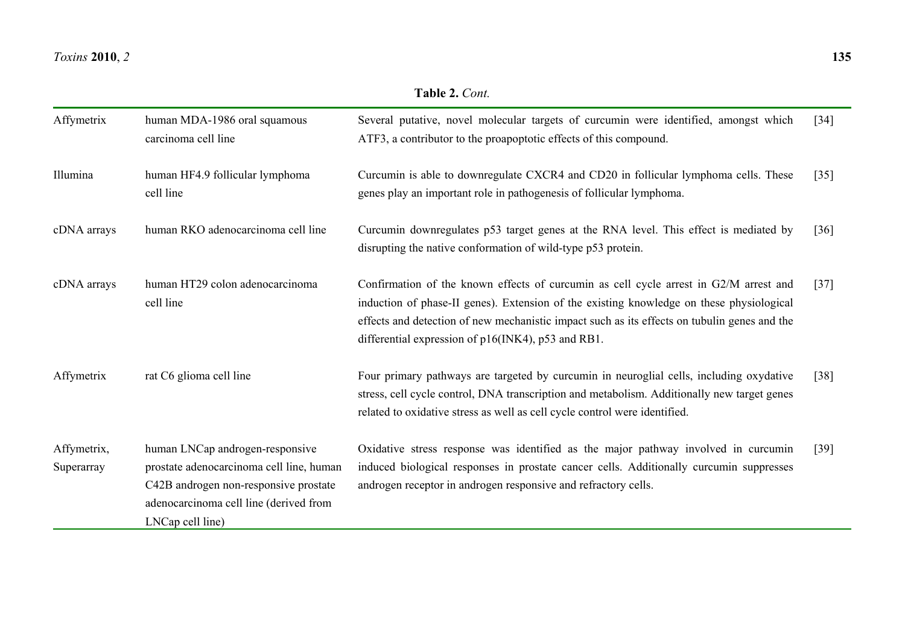**Table 2.** *Cont.*

| | | | |
|---|---|---|---|
| Affymetrix | human MDA-1986 oral squamous carcinoma cell line | Several putative, novel molecular targets of curcumin were identified, amongst which ATF3, a contributor to the proapoptotic effects of this compound. | [34] |
| Illumina | human HF4.9 follicular lymphoma cell line | Curcumin is able to downregulate CXCR4 and CD20 in follicular lymphoma cells. These genes play an important role in pathogenesis of follicular lymphoma. | [35] |
| cDNA arrays | human RKO adenocarcinoma cell line | Curcumin downregulates p53 target genes at the RNA level. This effect is mediated by disrupting the native conformation of wild-type p53 protein. | [36] |
| cDNA arrays | human HT29 colon adenocarcinoma cell line | Confirmation of the known effects of curcumin as cell cycle arrest in G2/M arrest and induction of phase-II genes). Extension of the existing knowledge on these physiological effects and detection of new mechanistic impact such as its effects on tubulin genes and the differential expression of p16(INK4), p53 and RB1. | [37] |
| Affymetrix | rat C6 glioma cell line | Four primary pathways are targeted by curcumin in neuroglial cells, including oxydative stress, cell cycle control, DNA transcription and metabolism. Additionally new target genes related to oxidative stress as well as cell cycle control were identified. | [38] |
| Affymetrix, Superarray | human LNCap androgen-responsive prostate adenocarcinoma cell line, human C42B androgen non-responsive prostate adenocarcinoma cell line (derived from LNCap cell line) | Oxidative stress response was identified as the major pathway involved in curcumin induced biological responses in prostate cancer cells. Additionally curcumin suppresses androgen receptor in androgen responsive and refractory cells. | [39] |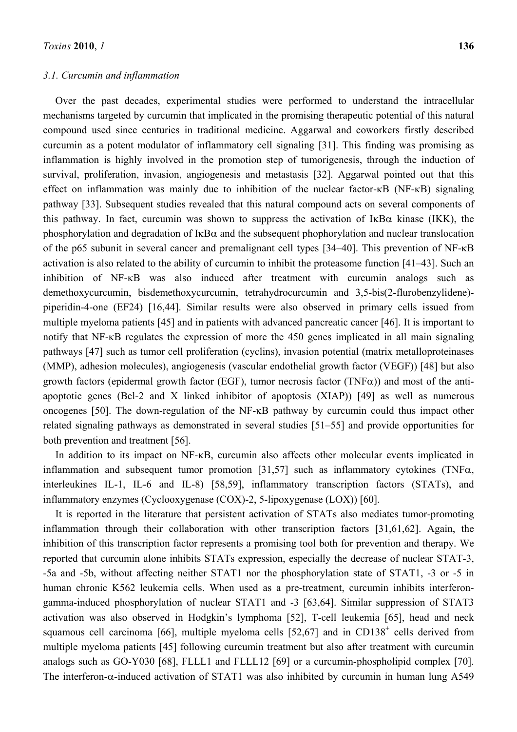### 3.1. Curcumin and inflammation

Over the past decades, experimental studies were performed to understand the intracellular mechanisms targeted by curcumin that implicated in the promising therapeutic potential of this natural compound used since centuries in traditional medicine. Aggarwal and coworkers firstly described curcumin as a potent modulator of inflammatory cell signaling [31]. This finding was promising as inflammation is highly involved in the promotion step of tumorigenesis, through the induction of survival, proliferation, invasion, angiogenesis and metastasis [32]. Aggarwal pointed out that this effect on inflammation was mainly due to inhibition of the nuclear factor-κB (NF-κB) signaling pathway [33]. Subsequent studies revealed that this natural compound acts on several components of this pathway. In fact, curcumin was shown to suppress the activation of IκBα kinase (IKK), the phosphorylation and degradation of IκBα and the subsequent phophorylation and nuclear translocation of the p65 subunit in several cancer and premalignant cell types [34–40]. This prevention of NF-κB activation is also related to the ability of curcumin to inhibit the proteasome function [41–43]. Such an inhibition of NF-κB was also induced after treatment with curcumin analogs such as demethoxycurcumin, bisdemethoxycurcumin, tetrahydrocurcumin and 3,5-bis(2-flurobenzylidene)-piperidin-4-one (EF24) [16,44]. Similar results were also observed in primary cells issued from multiple myeloma patients [45] and in patients with advanced pancreatic cancer [46]. It is important to notify that NF-κB regulates the expression of more the 450 genes implicated in all main signaling pathways [47] such as tumor cell proliferation (cyclins), invasion potential (matrix metalloproteinases (MMP), adhesion molecules), angiogenesis (vascular endothelial growth factor (VEGF)) [48] but also growth factors (epidermal growth factor (EGF), tumor necrosis factor (TNFα)) and most of the anti-apoptotic genes (Bcl-2 and X linked inhibitor of apoptosis (XIAP)) [49] as well as numerous oncogenes [50]. The down-regulation of the NF-κB pathway by curcumin could thus impact other related signaling pathways as demonstrated in several studies [51–55] and provide opportunities for both prevention and treatment [56].

In addition to its impact on NF-κB, curcumin also affects other molecular events implicated in inflammation and subsequent tumor promotion [31,57] such as inflammatory cytokines (TNFα, interleukines IL-1, IL-6 and IL-8) [58,59], inflammatory transcription factors (STATs), and inflammatory enzymes (Cyclooxygenase (COX)-2, 5-lipoxygenase (LOX)) [60].

It is reported in the literature that persistent activation of STATs also mediates tumor-promoting inflammation through their collaboration with other transcription factors [31,61,62]. Again, the inhibition of this transcription factor represents a promising tool both for prevention and therapy. We reported that curcumin alone inhibits STATs expression, especially the decrease of nuclear STAT-3, -5a and -5b, without affecting neither STAT1 nor the phosphorylation state of STAT1, -3 or -5 in human chronic K562 leukemia cells. When used as a pre-treatment, curcumin inhibits interferon-gamma-induced phosphorylation of nuclear STAT1 and -3 [63,64]. Similar suppression of STAT3 activation was also observed in Hodgkin's lymphoma [52], T-cell leukemia [65], head and neck squamous cell carcinoma [66], multiple myeloma cells [52,67] and in $CD138^+$ cells derived from multiple myeloma patients [45] following curcumin treatment but also after treatment with curcumin analogs such as GO-Y030 [68], FLLL1 and FLLL12 [69] or a curcumin-phospholipid complex [70]. The interferon-α-induced activation of STAT1 was also inhibited by curcumin in human lung A549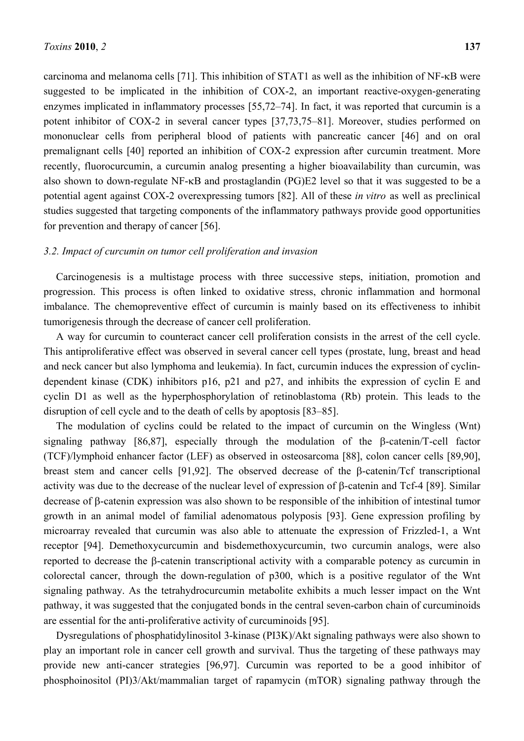carcinoma and melanoma cells [71]. This inhibition of STAT1 as well as the inhibition of NF-κB were suggested to be implicated in the inhibition of COX-2, an important reactive-oxygen-generating enzymes implicated in inflammatory processes [55,72–74]. In fact, it was reported that curcumin is a potent inhibitor of COX-2 in several cancer types [37,73,75–81]. Moreover, studies performed on mononuclear cells from peripheral blood of patients with pancreatic cancer [46] and on oral premalignant cells [40] reported an inhibition of COX-2 expression after curcumin treatment. More recently, fluorocurcumin, a curcumin analog presenting a higher bioavailability than curcumin, was also shown to down-regulate NF-κB and prostaglandin (PG)E2 level so that it was suggested to be a potential agent against COX-2 overexpressing tumors [82]. All of these *in vitro* as well as preclinical studies suggested that targeting components of the inflammatory pathways provide good opportunities for prevention and therapy of cancer [56].

### *3.2. Impact of curcumin on tumor cell proliferation and invasion*

Carcinogenesis is a multistage process with three successive steps, initiation, promotion and progression. This process is often linked to oxidative stress, chronic inflammation and hormonal imbalance. The chemopreventive effect of curcumin is mainly based on its effectiveness to inhibit tumorigenesis through the decrease of cancer cell proliferation.

A way for curcumin to counteract cancer cell proliferation consists in the arrest of the cell cycle. This antiproliferative effect was observed in several cancer cell types (prostate, lung, breast and head and neck cancer but also lymphoma and leukemia). In fact, curcumin induces the expression of cyclin-dependent kinase (CDK) inhibitors p16, p21 and p27, and inhibits the expression of cyclin E and cyclin D1 as well as the hyperphosphorylation of retinoblastoma (Rb) protein. This leads to the disruption of cell cycle and to the death of cells by apoptosis [83–85].

The modulation of cyclins could be related to the impact of curcumin on the Wingless (Wnt) signaling pathway [86,87], especially through the modulation of the β-catenin/T-cell factor (TCF)/lymphoid enhancer factor (LEF) as observed in osteosarcoma [88], colon cancer cells [89,90], breast stem and cancer cells [91,92]. The observed decrease of the β-catenin/Tcf transcriptional activity was due to the decrease of the nuclear level of expression of β-catenin and Tcf-4 [89]. Similar decrease of β-catenin expression was also shown to be responsible of the inhibition of intestinal tumor growth in an animal model of familial adenomatous polyposis [93]. Gene expression profiling by microarray revealed that curcumin was also able to attenuate the expression of Frizzled-1, a Wnt receptor [94]. Demethoxycurcumin and bisdemethoxycurcumin, two curcumin analogs, were also reported to decrease the β-catenin transcriptional activity with a comparable potency as curcumin in colorectal cancer, through the down-regulation of p300, which is a positive regulator of the Wnt signaling pathway. As the tetrahydrocurcumin metabolite exhibits a much lesser impact on the Wnt pathway, it was suggested that the conjugated bonds in the central seven-carbon chain of curcuminoids are essential for the anti-proliferative activity of curcuminoids [95].

Dysregulations of phosphatidylinositol 3-kinase (PI3K)/Akt signaling pathways were also shown to play an important role in cancer cell growth and survival. Thus the targeting of these pathways may provide new anti-cancer strategies [96,97]. Curcumin was reported to be a good inhibitor of phosphoinositol (PI)3/Akt/mammalian target of rapamycin (mTOR) signaling pathway through the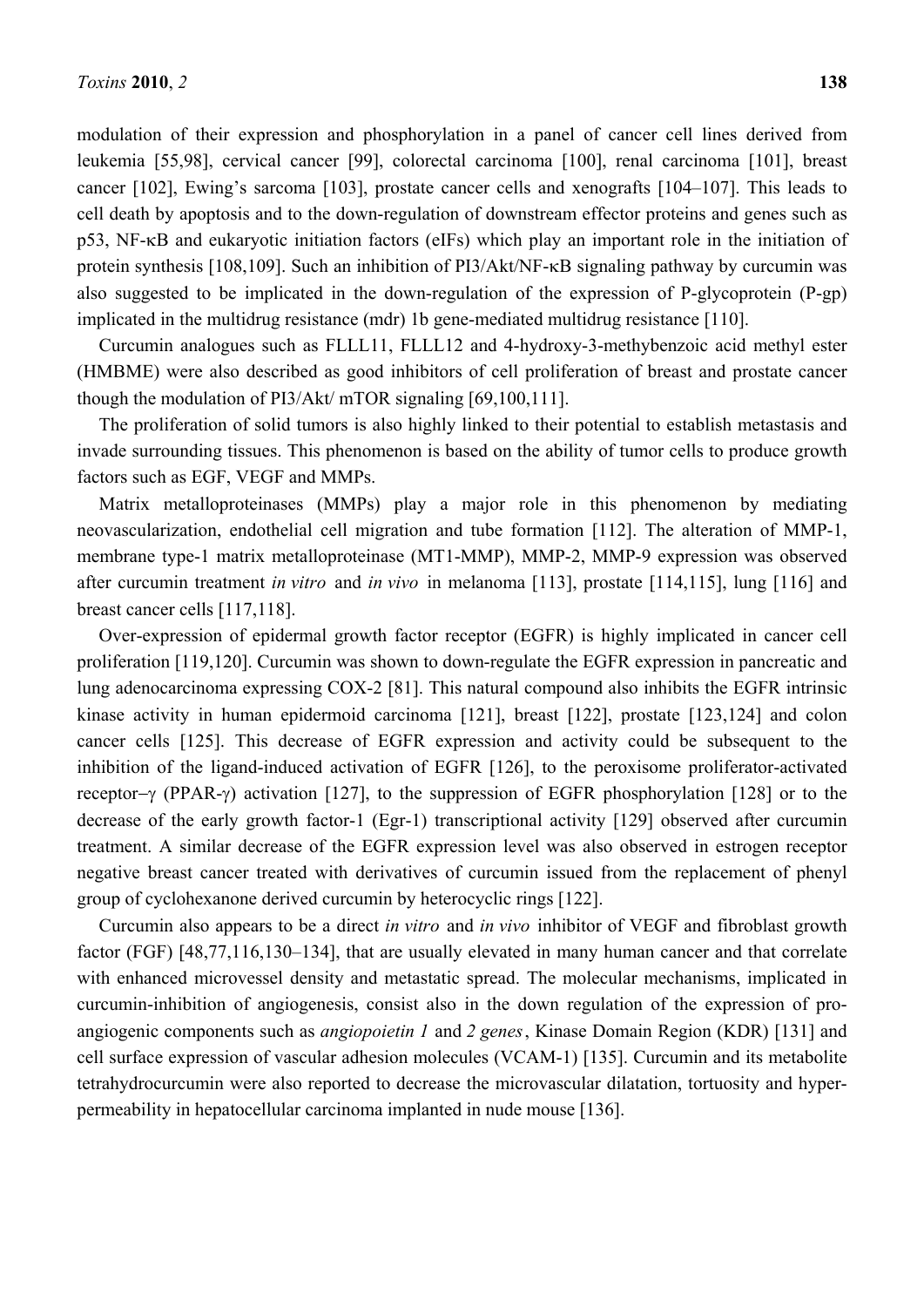modulation of their expression and phosphorylation in a panel of cancer cell lines derived from leukemia [55,98], cervical cancer [99], colorectal carcinoma [100], renal carcinoma [101], breast cancer [102], Ewing's sarcoma [103], prostate cancer cells and xenografts [104–107]. This leads to cell death by apoptosis and to the down-regulation of downstream effector proteins and genes such as p53, NF-κB and eukaryotic initiation factors (eIFs) which play an important role in the initiation of protein synthesis [108,109]. Such an inhibition of PI3/Akt/NF-κB signaling pathway by curcumin was also suggested to be implicated in the down-regulation of the expression of P-glycoprotein (P-gp) implicated in the multidrug resistance (mdr) 1b gene-mediated multidrug resistance [110].

Curcumin analogues such as FLLL11, FLLL12 and 4-hydroxy-3-methybenzoic acid methyl ester (HMBME) were also described as good inhibitors of cell proliferation of breast and prostate cancer though the modulation of PI3/Akt/ mTOR signaling [69,100,111].

The proliferation of solid tumors is also highly linked to their potential to establish metastasis and invade surrounding tissues. This phenomenon is based on the ability of tumor cells to produce growth factors such as EGF, VEGF and MMPs.

Matrix metalloproteinases (MMPs) play a major role in this phenomenon by mediating neovascularization, endothelial cell migration and tube formation [112]. The alteration of MMP-1, membrane type-1 matrix metalloproteinase (MT1-MMP), MMP-2, MMP-9 expression was observed after curcumin treatment *in vitro* and *in vivo* in melanoma [113], prostate [114,115], lung [116] and breast cancer cells [117,118].

Over-expression of epidermal growth factor receptor (EGFR) is highly implicated in cancer cell proliferation [119,120]. Curcumin was shown to down-regulate the EGFR expression in pancreatic and lung adenocarcinoma expressing COX-2 [81]. This natural compound also inhibits the EGFR intrinsic kinase activity in human epidermoid carcinoma [121], breast [122], prostate [123,124] and colon cancer cells [125]. This decrease of EGFR expression and activity could be subsequent to the inhibition of the ligand-induced activation of EGFR [126], to the peroxisome proliferator-activated receptor–γ (PPAR-γ) activation [127], to the suppression of EGFR phosphorylation [128] or to the decrease of the early growth factor-1 (Egr-1) transcriptional activity [129] observed after curcumin treatment. A similar decrease of the EGFR expression level was also observed in estrogen receptor negative breast cancer treated with derivatives of curcumin issued from the replacement of phenyl group of cyclohexanone derived curcumin by heterocyclic rings [122].

Curcumin also appears to be a direct *in vitro* and *in vivo* inhibitor of VEGF and fibroblast growth factor (FGF) [48,77,116,130–134], that are usually elevated in many human cancer and that correlate with enhanced microvessel density and metastatic spread. The molecular mechanisms, implicated in curcumin-inhibition of angiogenesis, consist also in the down regulation of the expression of pro-angiogenic components such as *angiopoietin 1* and *2 genes*, Kinase Domain Region (KDR) [131] and cell surface expression of vascular adhesion molecules (VCAM-1) [135]. Curcumin and its metabolite tetrahydrocurcumin were also reported to decrease the microvascular dilatation, tortuosity and hyper-permeability in hepatocellular carcinoma implanted in nude mouse [136].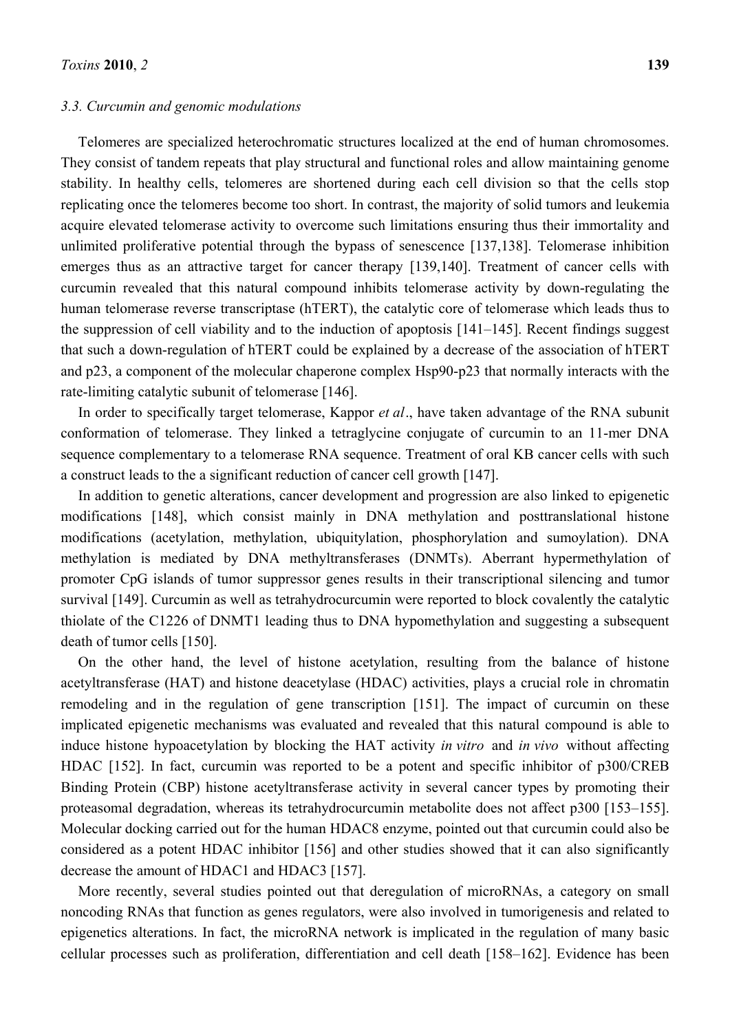### 3.3. Curcumin and genomic modulations

Telomeres are specialized heterochromatic structures localized at the end of human chromosomes. They consist of tandem repeats that play structural and functional roles and allow maintaining genome stability. In healthy cells, telomeres are shortened during each cell division so that the cells stop replicating once the telomeres become too short. In contrast, the majority of solid tumors and leukemia acquire elevated telomerase activity to overcome such limitations ensuring thus their immortality and unlimited proliferative potential through the bypass of senescence [137,138]. Telomerase inhibition emerges thus as an attractive target for cancer therapy [139,140]. Treatment of cancer cells with curcumin revealed that this natural compound inhibits telomerase activity by down-regulating the human telomerase reverse transcriptase (hTERT), the catalytic core of telomerase which leads thus to the suppression of cell viability and to the induction of apoptosis [141–145]. Recent findings suggest that such a down-regulation of hTERT could be explained by a decrease of the association of hTERT and p23, a component of the molecular chaperone complex Hsp90-p23 that normally interacts with the rate-limiting catalytic subunit of telomerase [146].

In order to specifically target telomerase, Kappor *et al*., have taken advantage of the RNA subunit conformation of telomerase. They linked a tetraglycine conjugate of curcumin to an 11-mer DNA sequence complementary to a telomerase RNA sequence. Treatment of oral KB cancer cells with such a construct leads to the a significant reduction of cancer cell growth [147].

In addition to genetic alterations, cancer development and progression are also linked to epigenetic modifications [148], which consist mainly in DNA methylation and posttranslational histone modifications (acetylation, methylation, ubiquitylation, phosphorylation and sumoylation). DNA methylation is mediated by DNA methyltransferases (DNMTs). Aberrant hypermethylation of promoter CpG islands of tumor suppressor genes results in their transcriptional silencing and tumor survival [149]. Curcumin as well as tetrahydrocurcumin were reported to block covalently the catalytic thiolate of the C1226 of DNMT1 leading thus to DNA hypomethylation and suggesting a subsequent death of tumor cells [150].

On the other hand, the level of histone acetylation, resulting from the balance of histone acetyltransferase (HAT) and histone deacetylase (HDAC) activities, plays a crucial role in chromatin remodeling and in the regulation of gene transcription [151]. The impact of curcumin on these implicated epigenetic mechanisms was evaluated and revealed that this natural compound is able to induce histone hypoacetylation by blocking the HAT activity *in vitro* and *in vivo* without affecting HDAC [152]. In fact, curcumin was reported to be a potent and specific inhibitor of p300/CREB Binding Protein (CBP) histone acetyltransferase activity in several cancer types by promoting their proteasomal degradation, whereas its tetrahydrocurcumin metabolite does not affect p300 [153–155]. Molecular docking carried out for the human HDAC8 enzyme, pointed out that curcumin could also be considered as a potent HDAC inhibitor [156] and other studies showed that it can also significantly decrease the amount of HDAC1 and HDAC3 [157].

More recently, several studies pointed out that deregulation of microRNAs, a category on small noncoding RNAs that function as genes regulators, were also involved in tumorigenesis and related to epigenetics alterations. In fact, the microRNA network is implicated in the regulation of many basic cellular processes such as proliferation, differentiation and cell death [158–162]. Evidence has been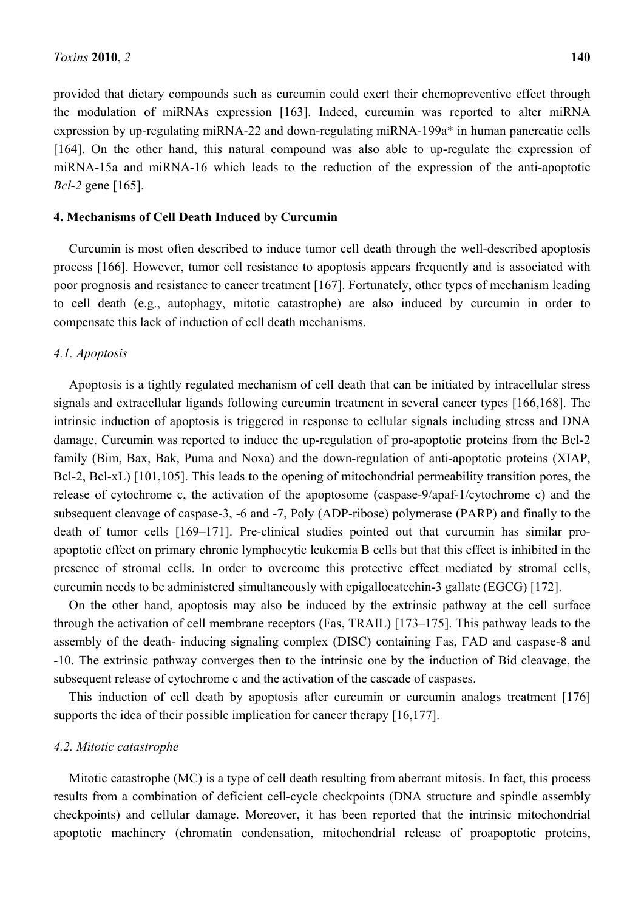provided that dietary compounds such as curcumin could exert their chemopreventive effect through the modulation of miRNAs expression [163]. Indeed, curcumin was reported to alter miRNA expression by up-regulating miRNA-22 and down-regulating miRNA-199a* in human pancreatic cells [164]. On the other hand, this natural compound was also able to up-regulate the expression of miRNA-15a and miRNA-16 which leads to the reduction of the expression of the anti-apoptotic *Bcl-2* gene [165].

## 4. Mechanisms of Cell Death Induced by Curcumin

Curcumin is most often described to induce tumor cell death through the well-described apoptosis process [166]. However, tumor cell resistance to apoptosis appears frequently and is associated with poor prognosis and resistance to cancer treatment [167]. Fortunately, other types of mechanism leading to cell death (e.g., autophagy, mitotic catastrophe) are also induced by curcumin in order to compensate this lack of induction of cell death mechanisms.

### *4.1. Apoptosis*

Apoptosis is a tightly regulated mechanism of cell death that can be initiated by intracellular stress signals and extracellular ligands following curcumin treatment in several cancer types [166,168]. The intrinsic induction of apoptosis is triggered in response to cellular signals including stress and DNA damage. Curcumin was reported to induce the up-regulation of pro-apoptotic proteins from the Bcl-2 family (Bim, Bax, Bak, Puma and Noxa) and the down-regulation of anti-apoptotic proteins (XIAP, Bcl-2, Bcl-xL) [101,105]. This leads to the opening of mitochondrial permeability transition pores, the release of cytochrome c, the activation of the apoptosome (caspase-9/apaf-1/cytochrome c) and the subsequent cleavage of caspase-3, -6 and -7, Poly (ADP-ribose) polymerase (PARP) and finally to the death of tumor cells [169–171]. Pre-clinical studies pointed out that curcumin has similar pro-apoptotic effect on primary chronic lymphocytic leukemia B cells but that this effect is inhibited in the presence of stromal cells. In order to overcome this protective effect mediated by stromal cells, curcumin needs to be administered simultaneously with epigallocatechin-3 gallate (EGCG) [172].

On the other hand, apoptosis may also be induced by the extrinsic pathway at the cell surface through the activation of cell membrane receptors (Fas, TRAIL) [173–175]. This pathway leads to the assembly of the death- inducing signaling complex (DISC) containing Fas, FAD and caspase-8 and -10. The extrinsic pathway converges then to the intrinsic one by the induction of Bid cleavage, the subsequent release of cytochrome c and the activation of the cascade of caspases.

This induction of cell death by apoptosis after curcumin or curcumin analogs treatment [176] supports the idea of their possible implication for cancer therapy [16,177].

### *4.2. Mitotic catastrophe*

Mitotic catastrophe (MC) is a type of cell death resulting from aberrant mitosis. In fact, this process results from a combination of deficient cell-cycle checkpoints (DNA structure and spindle assembly checkpoints) and cellular damage. Moreover, it has been reported that the intrinsic mitochondrial apoptotic machinery (chromatin condensation, mitochondrial release of proapoptotic proteins,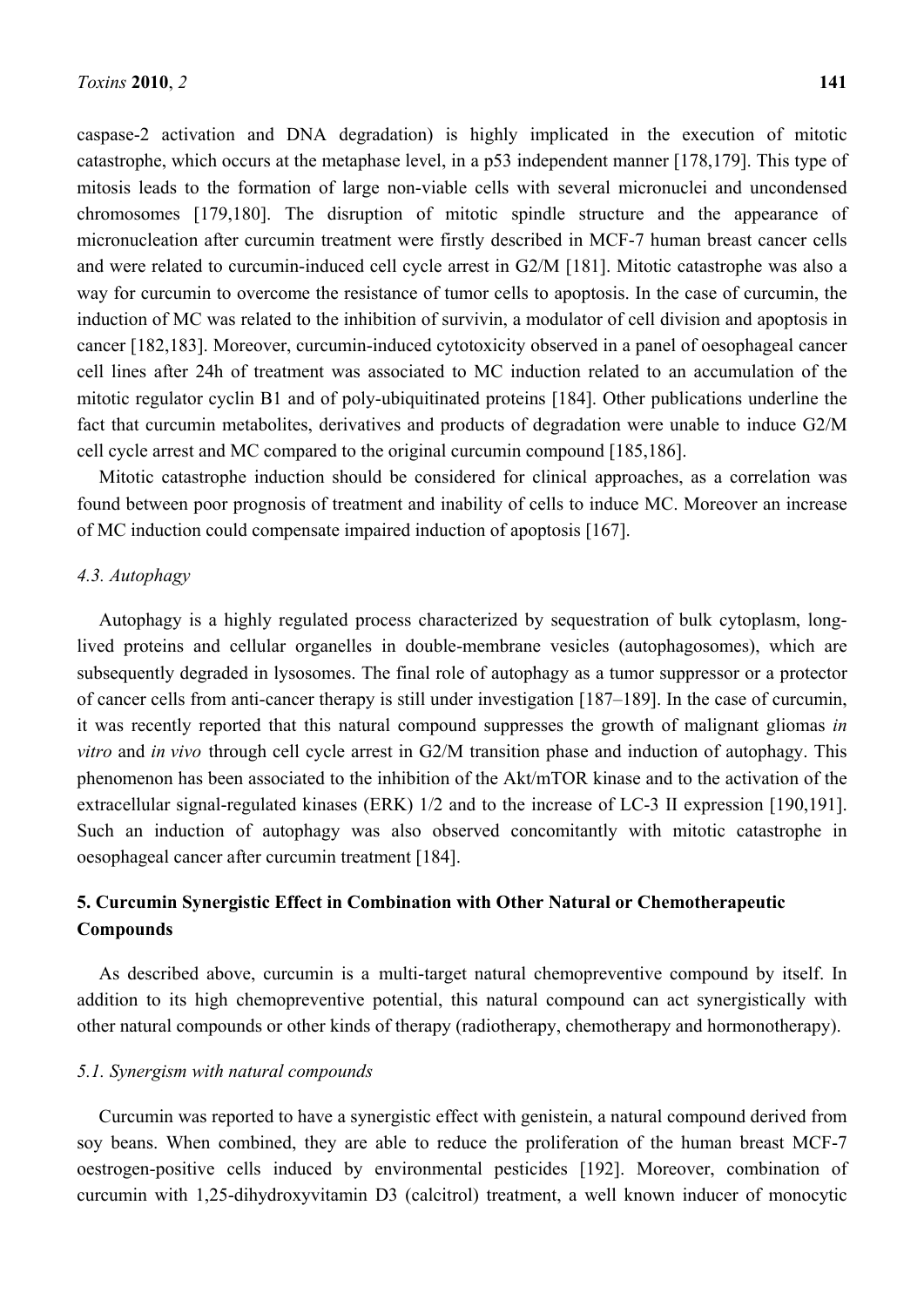caspase-2 activation and DNA degradation) is highly implicated in the execution of mitotic catastrophe, which occurs at the metaphase level, in a p53 independent manner [178,179]. This type of mitosis leads to the formation of large non-viable cells with several micronuclei and uncondensed chromosomes [179,180]. The disruption of mitotic spindle structure and the appearance of micronucleation after curcumin treatment were firstly described in MCF-7 human breast cancer cells and were related to curcumin-induced cell cycle arrest in G2/M [181]. Mitotic catastrophe was also a way for curcumin to overcome the resistance of tumor cells to apoptosis. In the case of curcumin, the induction of MC was related to the inhibition of survivin, a modulator of cell division and apoptosis in cancer [182,183]. Moreover, curcumin-induced cytotoxicity observed in a panel of oesophageal cancer cell lines after 24h of treatment was associated to MC induction related to an accumulation of the mitotic regulator cyclin B1 and of poly-ubiquitinated proteins [184]. Other publications underline the fact that curcumin metabolites, derivatives and products of degradation were unable to induce G2/M cell cycle arrest and MC compared to the original curcumin compound [185,186].

Mitotic catastrophe induction should be considered for clinical approaches, as a correlation was found between poor prognosis of treatment and inability of cells to induce MC. Moreover an increase of MC induction could compensate impaired induction of apoptosis [167].

### *4.3. Autophagy*

Autophagy is a highly regulated process characterized by sequestration of bulk cytoplasm, long-lived proteins and cellular organelles in double-membrane vesicles (autophagosomes), which are subsequently degraded in lysosomes. The final role of autophagy as a tumor suppressor or a protector of cancer cells from anti-cancer therapy is still under investigation [187–189]. In the case of curcumin, it was recently reported that this natural compound suppresses the growth of malignant gliomas *in vitro* and *in vivo* through cell cycle arrest in G2/M transition phase and induction of autophagy. This phenomenon has been associated to the inhibition of the Akt/mTOR kinase and to the activation of the extracellular signal-regulated kinases (ERK) 1/2 and to the increase of LC-3 II expression [190,191]. Such an induction of autophagy was also observed concomitantly with mitotic catastrophe in oesophageal cancer after curcumin treatment [184].

## 5. Curcumin Synergistic Effect in Combination with Other Natural or Chemotherapeutic Compounds

As described above, curcumin is a multi-target natural chemopreventive compound by itself. In addition to its high chemopreventive potential, this natural compound can act synergistically with other natural compounds or other kinds of therapy (radiotherapy, chemotherapy and hormonotherapy).

### *5.1. Synergism with natural compounds*

Curcumin was reported to have a synergistic effect with genistein, a natural compound derived from soy beans. When combined, they are able to reduce the proliferation of the human breast MCF-7 oestrogen-positive cells induced by environmental pesticides [192]. Moreover, combination of curcumin with 1,25-dihydroxyvitamin D3 (calcitrol) treatment, a well known inducer of monocytic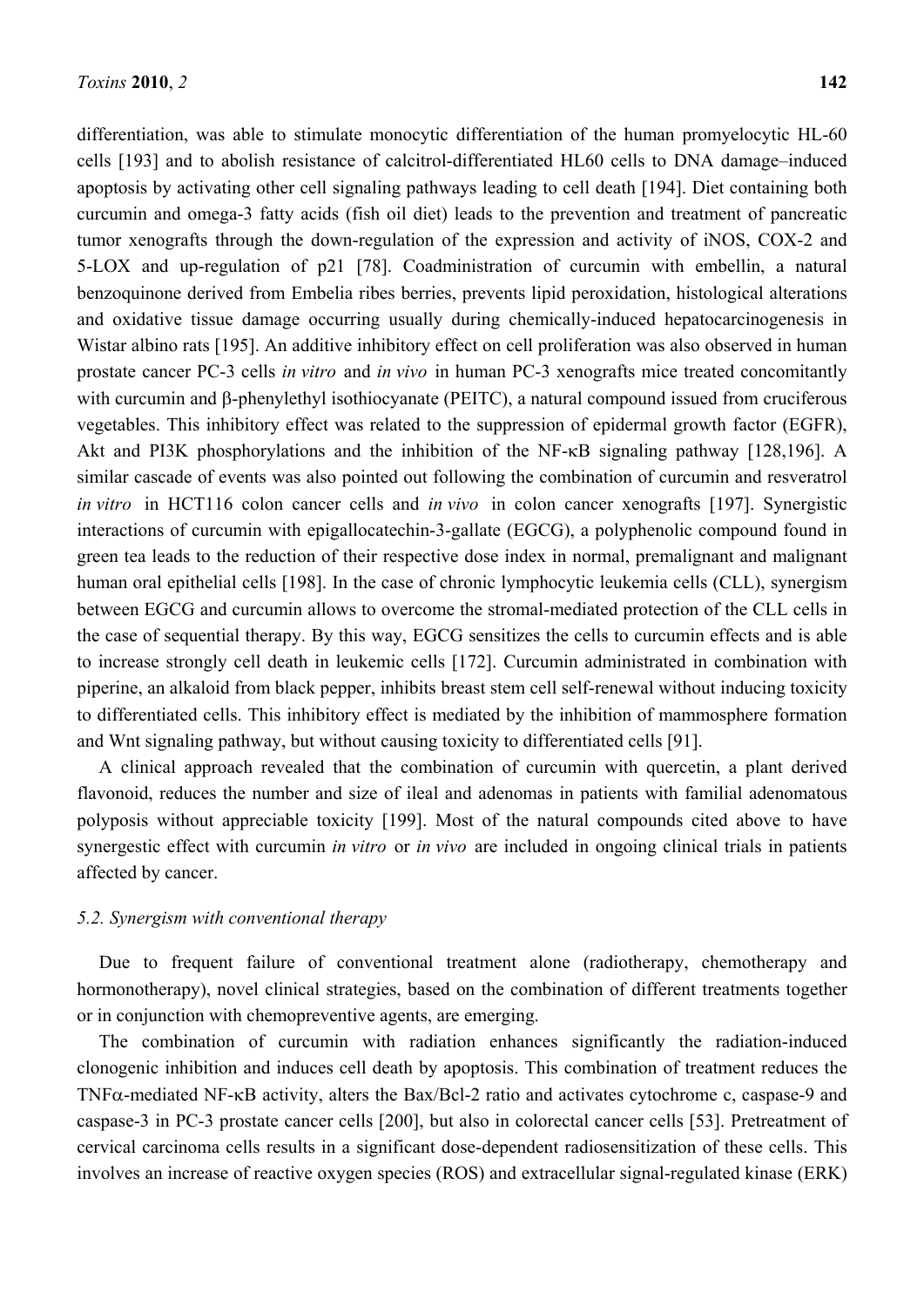differentiation, was able to stimulate monocytic differentiation of the human promyelocytic HL-60 cells [193] and to abolish resistance of calcitrol-differentiated HL60 cells to DNA damage–induced apoptosis by activating other cell signaling pathways leading to cell death [194]. Diet containing both curcumin and omega-3 fatty acids (fish oil diet) leads to the prevention and treatment of pancreatic tumor xenografts through the down-regulation of the expression and activity of iNOS, COX-2 and 5-LOX and up-regulation of p21 [78]. Coadministration of curcumin with embellin, a natural benzoquinone derived from Embelia ribes berries, prevents lipid peroxidation, histological alterations and oxidative tissue damage occurring usually during chemically-induced hepatocarcinogenesis in Wistar albino rats [195]. An additive inhibitory effect on cell proliferation was also observed in human prostate cancer PC-3 cells *in vitro* and *in vivo* in human PC-3 xenografts mice treated concomitantly with curcumin and β-phenylethyl isothiocyanate (PEITC), a natural compound issued from cruciferous vegetables. This inhibitory effect was related to the suppression of epidermal growth factor (EGFR), Akt and PI3K phosphorylations and the inhibition of the NF-κB signaling pathway [128,196]. A similar cascade of events was also pointed out following the combination of curcumin and resveratrol *in vitro* in HCT116 colon cancer cells and *in vivo* in colon cancer xenografts [197]. Synergistic interactions of curcumin with epigallocatechin-3-gallate (EGCG), a polyphenolic compound found in green tea leads to the reduction of their respective dose index in normal, premalignant and malignant human oral epithelial cells [198]. In the case of chronic lymphocytic leukemia cells (CLL), synergism between EGCG and curcumin allows to overcome the stromal-mediated protection of the CLL cells in the case of sequential therapy. By this way, EGCG sensitizes the cells to curcumin effects and is able to increase strongly cell death in leukemic cells [172]. Curcumin administrated in combination with piperine, an alkaloid from black pepper, inhibits breast stem cell self-renewal without inducing toxicity to differentiated cells. This inhibitory effect is mediated by the inhibition of mammosphere formation and Wnt signaling pathway, but without causing toxicity to differentiated cells [91].

A clinical approach revealed that the combination of curcumin with quercetin, a plant derived flavonoid, reduces the number and size of ileal and adenomas in patients with familial adenomatous polyposis without appreciable toxicity [199]. Most of the natural compounds cited above to have synergestic effect with curcumin *in vitro* or *in vivo* are included in ongoing clinical trials in patients affected by cancer.

### *5.2. Synergism with conventional therapy*

Due to frequent failure of conventional treatment alone (radiotherapy, chemotherapy and hormonotherapy), novel clinical strategies, based on the combination of different treatments together or in conjunction with chemopreventive agents, are emerging.

The combination of curcumin with radiation enhances significantly the radiation-induced clonogenic inhibition and induces cell death by apoptosis. This combination of treatment reduces the TNFα-mediated NF-κB activity, alters the Bax/Bcl-2 ratio and activates cytochrome c, caspase-9 and caspase-3 in PC-3 prostate cancer cells [200], but also in colorectal cancer cells [53]. Pretreatment of cervical carcinoma cells results in a significant dose-dependent radiosensitization of these cells. This involves an increase of reactive oxygen species (ROS) and extracellular signal-regulated kinase (ERK)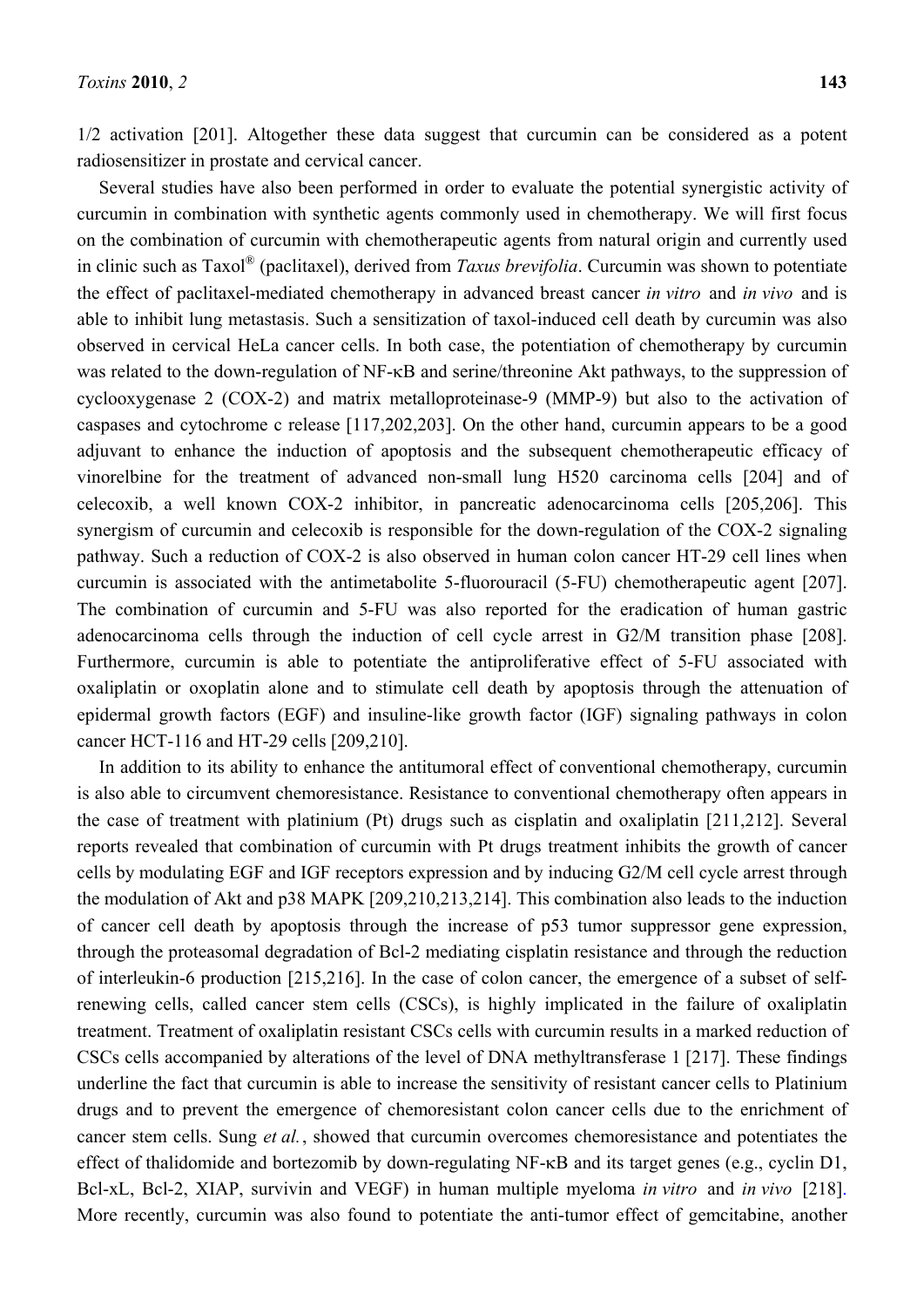1/2 activation [201]. Altogether these data suggest that curcumin can be considered as a potent radiosensitizer in prostate and cervical cancer.

Several studies have also been performed in order to evaluate the potential synergistic activity of curcumin in combination with synthetic agents commonly used in chemotherapy. We will first focus on the combination of curcumin with chemotherapeutic agents from natural origin and currently used in clinic such as Taxol® (paclitaxel), derived from *Taxus brevifolia*. Curcumin was shown to potentiate the effect of paclitaxel-mediated chemotherapy in advanced breast cancer *in vitro* and *in vivo* and is able to inhibit lung metastasis. Such a sensitization of taxol-induced cell death by curcumin was also observed in cervical HeLa cancer cells. In both case, the potentiation of chemotherapy by curcumin was related to the down-regulation of NF-κB and serine/threonine Akt pathways, to the suppression of cyclooxygenase 2 (COX-2) and matrix metalloproteinase-9 (MMP-9) but also to the activation of caspases and cytochrome c release [117,202,203]. On the other hand, curcumin appears to be a good adjuvant to enhance the induction of apoptosis and the subsequent chemotherapeutic efficacy of vinorelbine for the treatment of advanced non-small lung H520 carcinoma cells [204] and of celecoxib, a well known COX-2 inhibitor, in pancreatic adenocarcinoma cells [205,206]. This synergism of curcumin and celecoxib is responsible for the down-regulation of the COX-2 signaling pathway. Such a reduction of COX-2 is also observed in human colon cancer HT-29 cell lines when curcumin is associated with the antimetabolite 5-fluorouracil (5-FU) chemotherapeutic agent [207]. The combination of curcumin and 5-FU was also reported for the eradication of human gastric adenocarcinoma cells through the induction of cell cycle arrest in G2/M transition phase [208]. Furthermore, curcumin is able to potentiate the antiproliferative effect of 5-FU associated with oxaliplatin or oxoplatin alone and to stimulate cell death by apoptosis through the attenuation of epidermal growth factors (EGF) and insuline-like growth factor (IGF) signaling pathways in colon cancer HCT-116 and HT-29 cells [209,210].

In addition to its ability to enhance the antitumoral effect of conventional chemotherapy, curcumin is also able to circumvent chemoresistance. Resistance to conventional chemotherapy often appears in the case of treatment with platinium (Pt) drugs such as cisplatin and oxaliplatin [211,212]. Several reports revealed that combination of curcumin with Pt drugs treatment inhibits the growth of cancer cells by modulating EGF and IGF receptors expression and by inducing G2/M cell cycle arrest through the modulation of Akt and p38 MAPK [209,210,213,214]. This combination also leads to the induction of cancer cell death by apoptosis through the increase of p53 tumor suppressor gene expression, through the proteasomal degradation of Bcl-2 mediating cisplatin resistance and through the reduction of interleukin-6 production [215,216]. In the case of colon cancer, the emergence of a subset of self-renewing cells, called cancer stem cells (CSCs), is highly implicated in the failure of oxaliplatin treatment. Treatment of oxaliplatin resistant CSCs cells with curcumin results in a marked reduction of CSCs cells accompanied by alterations of the level of DNA methyltransferase 1 [217]. These findings underline the fact that curcumin is able to increase the sensitivity of resistant cancer cells to Platinium drugs and to prevent the emergence of chemoresistant colon cancer cells due to the enrichment of cancer stem cells. Sung *et al.*, showed that curcumin overcomes chemoresistance and potentiates the effect of thalidomide and bortezomib by down-regulating NF-κB and its target genes (e.g., cyclin D1, Bcl-xL, Bcl-2, XIAP, survivin and VEGF) in human multiple myeloma *in vitro* and *in vivo* [218]. More recently, curcumin was also found to potentiate the anti-tumor effect of gemcitabine, another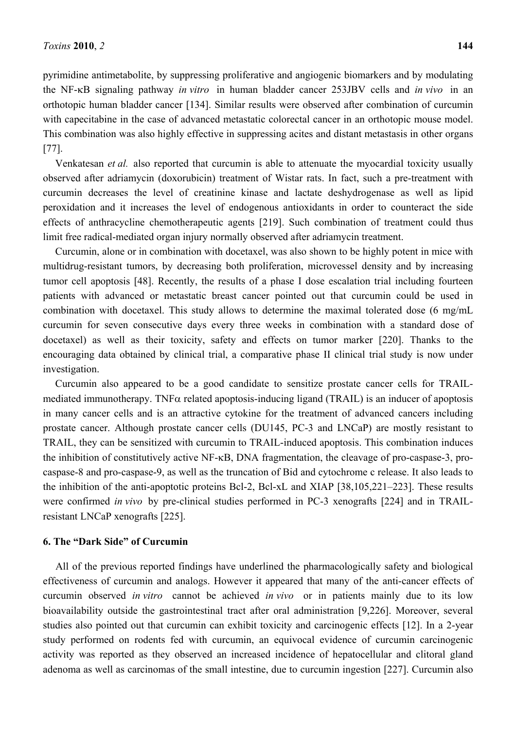pyrimidine antimetabolite, by suppressing proliferative and angiogenic biomarkers and by modulating the NF-κB signaling pathway *in vitro* in human bladder cancer 253JBV cells and *in vivo* in an orthotopic human bladder cancer [134]. Similar results were observed after combination of curcumin with capecitabine in the case of advanced metastatic colorectal cancer in an orthotopic mouse model. This combination was also highly effective in suppressing acites and distant metastasis in other organs [77].

Venkatesan *et al.* also reported that curcumin is able to attenuate the myocardial toxicity usually observed after adriamycin (doxorubicin) treatment of Wistar rats. In fact, such a pre-treatment with curcumin decreases the level of creatinine kinase and lactate deshydrogenase as well as lipid peroxidation and it increases the level of endogenous antioxidants in order to counteract the side effects of anthracycline chemotherapeutic agents [219]. Such combination of treatment could thus limit free radical-mediated organ injury normally observed after adriamycin treatment.

Curcumin, alone or in combination with docetaxel, was also shown to be highly potent in mice with multidrug-resistant tumors, by decreasing both proliferation, microvessel density and by increasing tumor cell apoptosis [48]. Recently, the results of a phase I dose escalation trial including fourteen patients with advanced or metastatic breast cancer pointed out that curcumin could be used in combination with docetaxel. This study allows to determine the maximal tolerated dose (6 mg/mL curcumin for seven consecutive days every three weeks in combination with a standard dose of docetaxel) as well as their toxicity, safety and effects on tumor marker [220]. Thanks to the encouraging data obtained by clinical trial, a comparative phase II clinical trial study is now under investigation.

Curcumin also appeared to be a good candidate to sensitize prostate cancer cells for TRAIL-mediated immunotherapy. TNFα related apoptosis-inducing ligand (TRAIL) is an inducer of apoptosis in many cancer cells and is an attractive cytokine for the treatment of advanced cancers including prostate cancer. Although prostate cancer cells (DU145, PC-3 and LNCaP) are mostly resistant to TRAIL, they can be sensitized with curcumin to TRAIL-induced apoptosis. This combination induces the inhibition of constitutively active NF-κB, DNA fragmentation, the cleavage of pro-caspase-3, pro-caspase-8 and pro-caspase-9, as well as the truncation of Bid and cytochrome c release. It also leads to the inhibition of the anti-apoptotic proteins Bcl-2, Bcl-xL and XIAP [38,105,221–223]. These results were confirmed *in vivo* by pre-clinical studies performed in PC-3 xenografts [224] and in TRAIL-resistant LNCaP xenografts [225].

## 6. The "Dark Side" of Curcumin

All of the previous reported findings have underlined the pharmacologically safety and biological effectiveness of curcumin and analogs. However it appeared that many of the anti-cancer effects of curcumin observed *in vitro* cannot be achieved *in vivo* or in patients mainly due to its low bioavailability outside the gastrointestinal tract after oral administration [9,226]. Moreover, several studies also pointed out that curcumin can exhibit toxicity and carcinogenic effects [12]. In a 2-year study performed on rodents fed with curcumin, an equivocal evidence of curcumin carcinogenic activity was reported as they observed an increased incidence of hepatocellular and clitoral gland adenoma as well as carcinomas of the small intestine, due to curcumin ingestion [227]. Curcumin also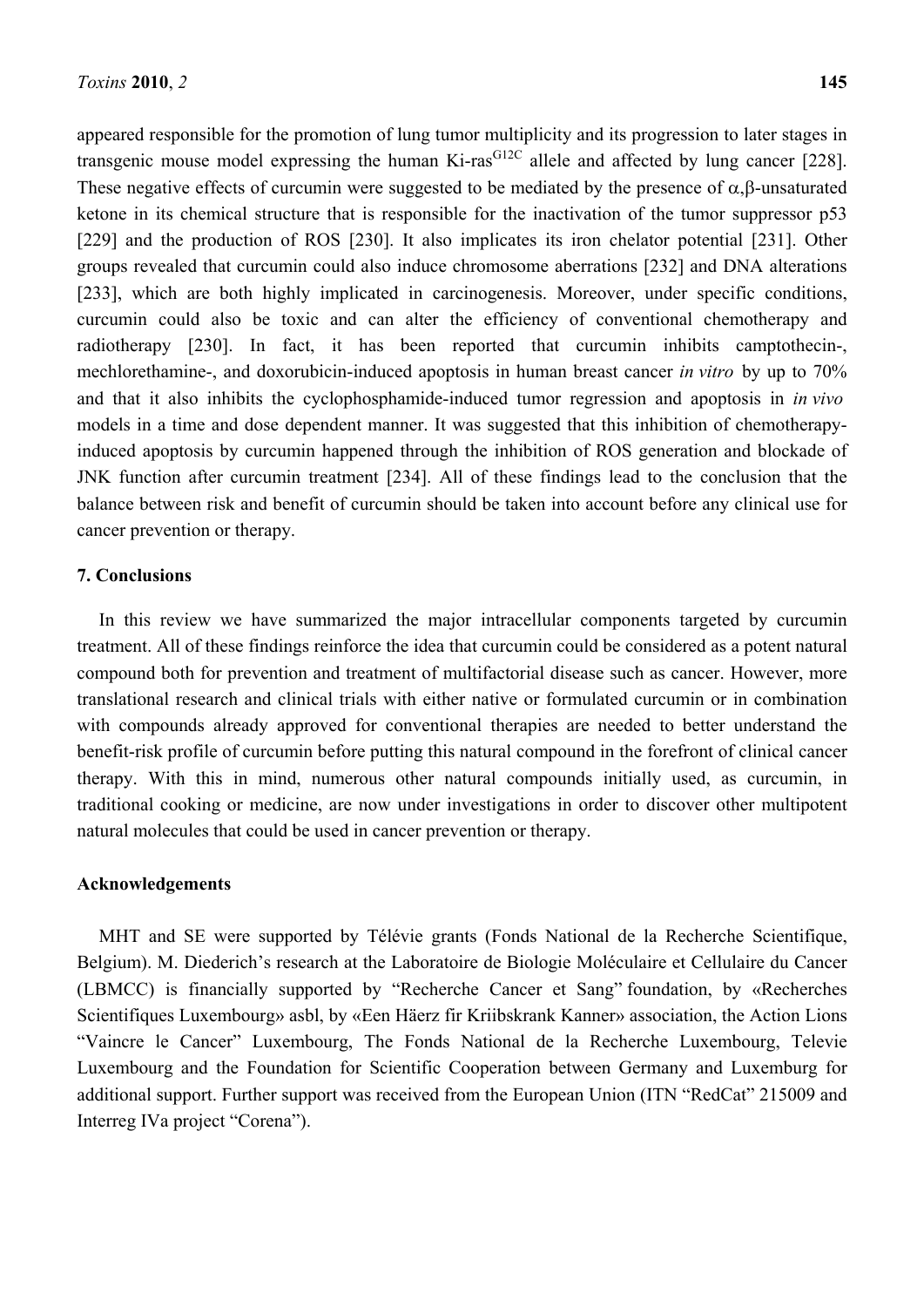appeared responsible for the promotion of lung tumor multiplicity and its progression to later stages in transgenic mouse model expressing the human Ki-ras$^{G12C}$ allele and affected by lung cancer [228]. These negative effects of curcumin were suggested to be mediated by the presence of $\alpha,\beta$-unsaturated ketone in its chemical structure that is responsible for the inactivation of the tumor suppressor p53 [229] and the production of ROS [230]. It also implicates its iron chelator potential [231]. Other groups revealed that curcumin could also induce chromosome aberrations [232] and DNA alterations [233], which are both highly implicated in carcinogenesis. Moreover, under specific conditions, curcumin could also be toxic and can alter the efficiency of conventional chemotherapy and radiotherapy [230]. In fact, it has been reported that curcumin inhibits camptothecin-, mechlorethamine-, and doxorubicin-induced apoptosis in human breast cancer *in vitro* by up to 70% and that it also inhibits the cyclophosphamide-induced tumor regression and apoptosis in *in vivo* models in a time and dose dependent manner. It was suggested that this inhibition of chemotherapy-induced apoptosis by curcumin happened through the inhibition of ROS generation and blockade of JNK function after curcumin treatment [234]. All of these findings lead to the conclusion that the balance between risk and benefit of curcumin should be taken into account before any clinical use for cancer prevention or therapy.

## 7. Conclusions

In this review we have summarized the major intracellular components targeted by curcumin treatment. All of these findings reinforce the idea that curcumin could be considered as a potent natural compound both for prevention and treatment of multifactorial disease such as cancer. However, more translational research and clinical trials with either native or formulated curcumin or in combination with compounds already approved for conventional therapies are needed to better understand the benefit-risk profile of curcumin before putting this natural compound in the forefront of clinical cancer therapy. With this in mind, numerous other natural compounds initially used, as curcumin, in traditional cooking or medicine, are now under investigations in order to discover other multipotent natural molecules that could be used in cancer prevention or therapy.

## Acknowledgements

MHT and SE were supported by Télévie grants (Fonds National de la Recherche Scientifique, Belgium). M. Diederich's research at the Laboratoire de Biologie Moléculaire et Cellulaire du Cancer (LBMCC) is financially supported by "Recherche Cancer et Sang" foundation, by «Recherches Scientifiques Luxembourg» asbl, by «Een Häerz fir Kriibskrank Kanner» association, the Action Lions "Vaincre le Cancer" Luxembourg, The Fonds National de la Recherche Luxembourg, Televie Luxembourg and the Foundation for Scientific Cooperation between Germany and Luxemburg for additional support. Further support was received from the European Union (ITN "RedCat" 215009 and Interreg IVa project "Corena").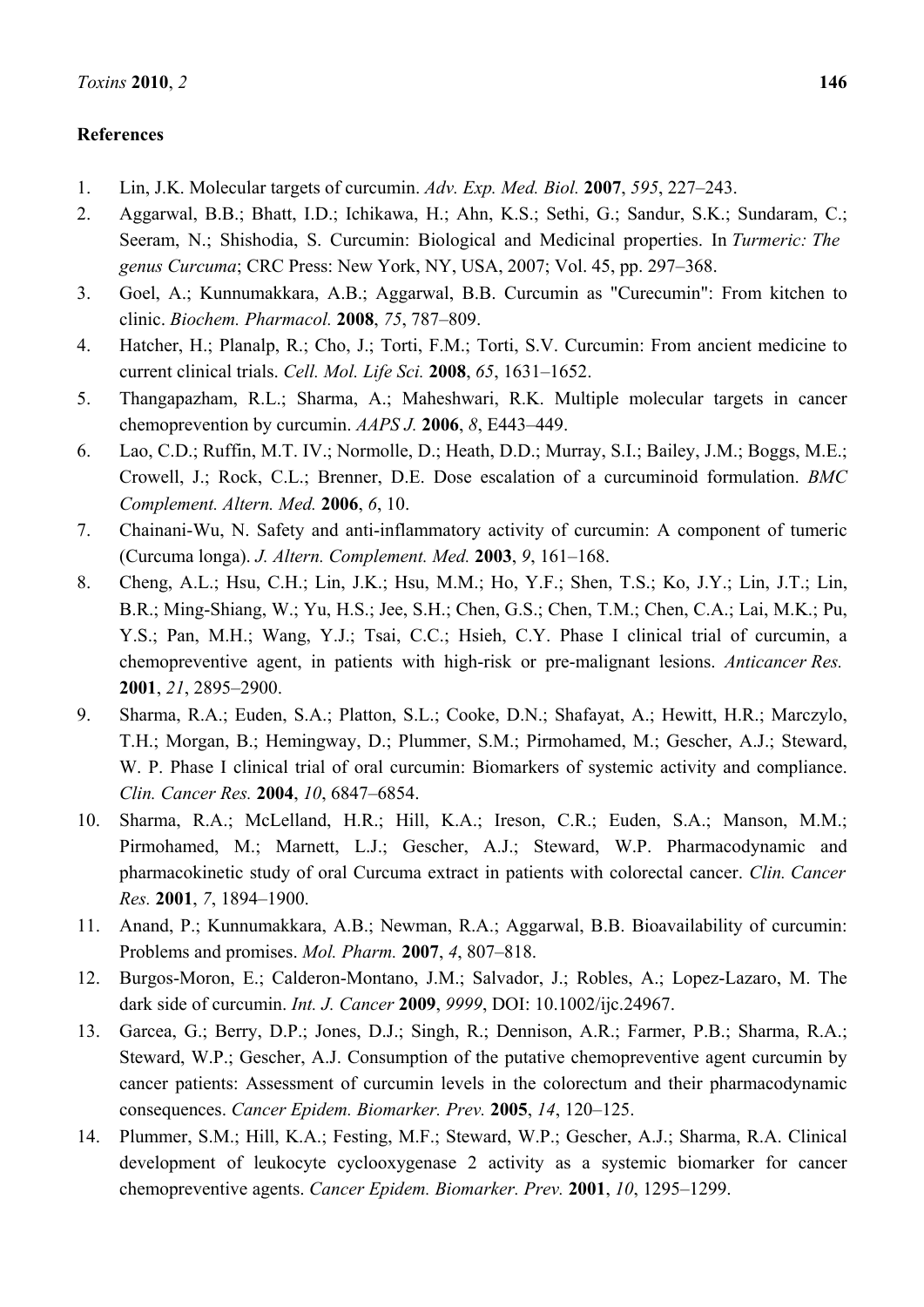## References

1. Lin, J.K. Molecular targets of curcumin. *Adv. Exp. Med. Biol.* **2007**, *595*, 227–243.
2. Aggarwal, B.B.; Bhatt, I.D.; Ichikawa, H.; Ahn, K.S.; Sethi, G.; Sandur, S.K.; Sundaram, C.; Seeram, N.; Shishodia, S. Curcumin: Biological and Medicinal properties. In *Turmeric: The genus Curcuma*; CRC Press: New York, NY, USA, 2007; Vol. 45, pp. 297–368.
3. Goel, A.; Kunnumakkara, A.B.; Aggarwal, B.B. Curcumin as "Curecumin": From kitchen to clinic. *Biochem. Pharmacol.* **2008**, *75*, 787–809.
4. Hatcher, H.; Planalp, R.; Cho, J.; Torti, F.M.; Torti, S.V. Curcumin: From ancient medicine to current clinical trials. *Cell. Mol. Life Sci.* **2008**, *65*, 1631–1652.
5. Thangapazham, R.L.; Sharma, A.; Maheshwari, R.K. Multiple molecular targets in cancer chemoprevention by curcumin. *AAPS J.* **2006**, *8*, E443–449.
6. Lao, C.D.; Ruffin, M.T. IV.; Normolle, D.; Heath, D.D.; Murray, S.I.; Bailey, J.M.; Boggs, M.E.; Crowell, J.; Rock, C.L.; Brenner, D.E. Dose escalation of a curcuminoid formulation. *BMC Complement. Altern. Med.* **2006**, *6*, 10.
7. Chainani-Wu, N. Safety and anti-inflammatory activity of curcumin: A component of tumeric (Curcuma longa). *J. Altern. Complement. Med.* **2003**, *9*, 161–168.
8. Cheng, A.L.; Hsu, C.H.; Lin, J.K.; Hsu, M.M.; Ho, Y.F.; Shen, T.S.; Ko, J.Y.; Lin, J.T.; Lin, B.R.; Ming-Shiang, W.; Yu, H.S.; Jee, S.H.; Chen, G.S.; Chen, T.M.; Chen, C.A.; Lai, M.K.; Pu, Y.S.; Pan, M.H.; Wang, Y.J.; Tsai, C.C.; Hsieh, C.Y. Phase I clinical trial of curcumin, a chemopreventive agent, in patients with high-risk or pre-malignant lesions. *Anticancer Res.* **2001**, *21*, 2895–2900.
9. Sharma, R.A.; Euden, S.A.; Platton, S.L.; Cooke, D.N.; Shafayat, A.; Hewitt, H.R.; Marczylo, T.H.; Morgan, B.; Hemingway, D.; Plummer, S.M.; Pirmohamed, M.; Gescher, A.J.; Steward, W. P. Phase I clinical trial of oral curcumin: Biomarkers of systemic activity and compliance. *Clin. Cancer Res.* **2004**, *10*, 6847–6854.
10. Sharma, R.A.; McLelland, H.R.; Hill, K.A.; Ireson, C.R.; Euden, S.A.; Manson, M.M.; Pirmohamed, M.; Marnett, L.J.; Gescher, A.J.; Steward, W.P. Pharmacodynamic and pharmacokinetic study of oral Curcuma extract in patients with colorectal cancer. *Clin. Cancer Res.* **2001**, *7*, 1894–1900.
11. Anand, P.; Kunnumakkara, A.B.; Newman, R.A.; Aggarwal, B.B. Bioavailability of curcumin: Problems and promises. *Mol. Pharm.* **2007**, *4*, 807–818.
12. Burgos-Moron, E.; Calderon-Montano, J.M.; Salvador, J.; Robles, A.; Lopez-Lazaro, M. The dark side of curcumin. *Int. J. Cancer* **2009**, *9999*, DOI: 10.1002/ijc.24967.
13. Garcea, G.; Berry, D.P.; Jones, D.J.; Singh, R.; Dennison, A.R.; Farmer, P.B.; Sharma, R.A.; Steward, W.P.; Gescher, A.J. Consumption of the putative chemopreventive agent curcumin by cancer patients: Assessment of curcumin levels in the colorectum and their pharmacodynamic consequences. *Cancer Epidem. Biomarker. Prev.* **2005**, *14*, 120–125.
14. Plummer, S.M.; Hill, K.A.; Festing, M.F.; Steward, W.P.; Gescher, A.J.; Sharma, R.A. Clinical development of leukocyte cyclooxygenase 2 activity as a systemic biomarker for cancer chemopreventive agents. *Cancer Epidem. Biomarker. Prev.* **2001**, *10*, 1295–1299.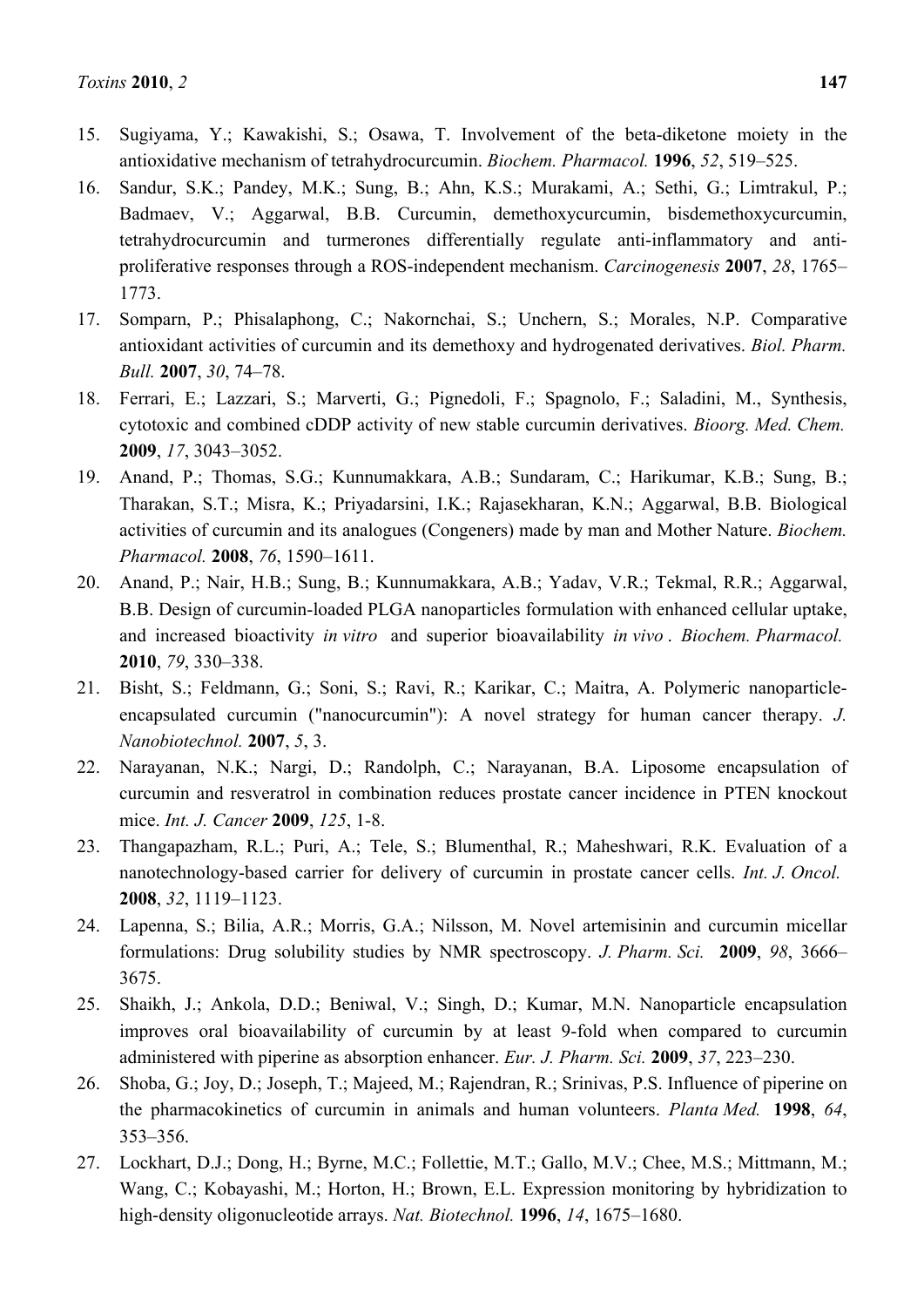15. Sugiyama, Y.; Kawakishi, S.; Osawa, T. Involvement of the beta-diketone moiety in the antioxidative mechanism of tetrahydrocurcumin. *Biochem. Pharmacol.* **1996**, *52*, 519–525.
16. Sandur, S.K.; Pandey, M.K.; Sung, B.; Ahn, K.S.; Murakami, A.; Sethi, G.; Limtrakul, P.; Badmaev, V.; Aggarwal, B.B. Curcumin, demethoxycurcumin, bisdemethoxycurcumin, tetrahydrocurcumin and turmerones differentially regulate anti-inflammatory and anti-proliferative responses through a ROS-independent mechanism. *Carcinogenesis* **2007**, *28*, 1765–1773.
17. Somparn, P.; Phisalaphong, C.; Nakornchai, S.; Unchern, S.; Morales, N.P. Comparative antioxidant activities of curcumin and its demethoxy and hydrogenated derivatives. *Biol. Pharm. Bull.* **2007**, *30*, 74–78.
18. Ferrari, E.; Lazzari, S.; Marverti, G.; Pignedoli, F.; Spagnolo, F.; Saladini, M., Synthesis, cytotoxic and combined cDDP activity of new stable curcumin derivatives. *Bioorg. Med. Chem.* **2009**, *17*, 3043–3052.
19. Anand, P.; Thomas, S.G.; Kunnumakkara, A.B.; Sundaram, C.; Harikumar, K.B.; Sung, B.; Tharakan, S.T.; Misra, K.; Priyadarsini, I.K.; Rajasekharan, K.N.; Aggarwal, B.B. Biological activities of curcumin and its analogues (Congeners) made by man and Mother Nature. *Biochem. Pharmacol.* **2008**, *76*, 1590–1611.
20. Anand, P.; Nair, H.B.; Sung, B.; Kunnumakkara, A.B.; Yadav, V.R.; Tekmal, R.R.; Aggarwal, B.B. Design of curcumin-loaded PLGA nanoparticles formulation with enhanced cellular uptake, and increased bioactivity *in vitro* and superior bioavailability *in vivo* . *Biochem. Pharmacol.* **2010**, *79*, 330–338.
21. Bisht, S.; Feldmann, G.; Soni, S.; Ravi, R.; Karikar, C.; Maitra, A. Polymeric nanoparticle-encapsulated curcumin ("nanocurcumin"): A novel strategy for human cancer therapy. *J. Nanobiotechnol.* **2007**, *5*, 3.
22. Narayanan, N.K.; Nargi, D.; Randolph, C.; Narayanan, B.A. Liposome encapsulation of curcumin and resveratrol in combination reduces prostate cancer incidence in PTEN knockout mice. *Int. J. Cancer* **2009**, *125*, 1-8.
23. Thangapazham, R.L.; Puri, A.; Tele, S.; Blumenthal, R.; Maheshwari, R.K. Evaluation of a nanotechnology-based carrier for delivery of curcumin in prostate cancer cells. *Int. J. Oncol.* **2008**, *32*, 1119–1123.
24. Lapenna, S.; Bilia, A.R.; Morris, G.A.; Nilsson, M. Novel artemisinin and curcumin micellar formulations: Drug solubility studies by NMR spectroscopy. *J. Pharm. Sci.* **2009**, *98*, 3666–3675.
25. Shaikh, J.; Ankola, D.D.; Beniwal, V.; Singh, D.; Kumar, M.N. Nanoparticle encapsulation improves oral bioavailability of curcumin by at least 9-fold when compared to curcumin administered with piperine as absorption enhancer. *Eur. J. Pharm. Sci.* **2009**, *37*, 223–230.
26. Shoba, G.; Joy, D.; Joseph, T.; Majeed, M.; Rajendran, R.; Srinivas, P.S. Influence of piperine on the pharmacokinetics of curcumin in animals and human volunteers. *Planta Med.* **1998**, *64*, 353–356.
27. Lockhart, D.J.; Dong, H.; Byrne, M.C.; Follettie, M.T.; Gallo, M.V.; Chee, M.S.; Mittmann, M.; Wang, C.; Kobayashi, M.; Horton, H.; Brown, E.L. Expression monitoring by hybridization to high-density oligonucleotide arrays. *Nat. Biotechnol.* **1996**, *14*, 1675–1680.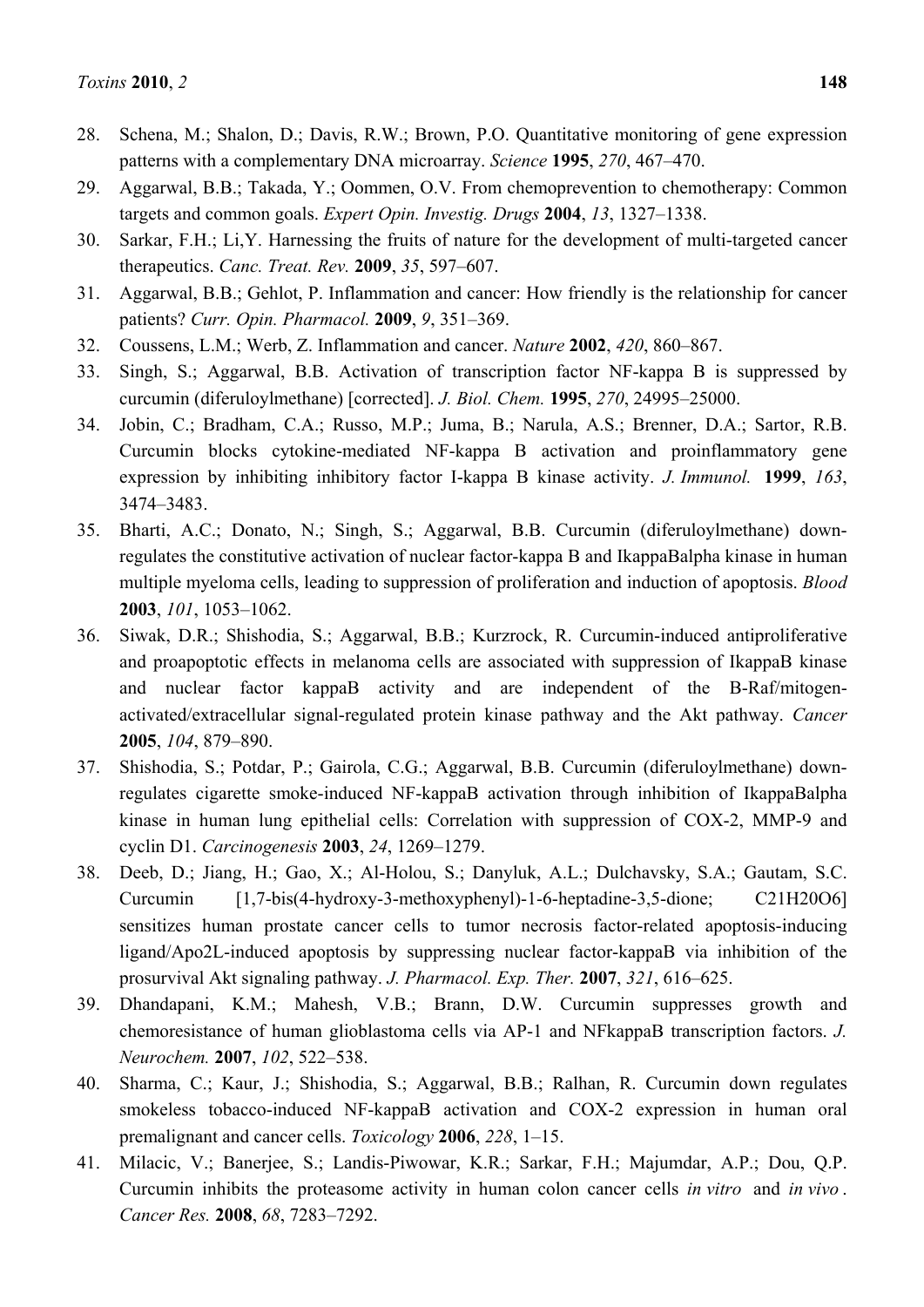28. Schena, M.; Shalon, D.; Davis, R.W.; Brown, P.O. Quantitative monitoring of gene expression patterns with a complementary DNA microarray. *Science* **1995**, *270*, 467–470.
29. Aggarwal, B.B.; Takada, Y.; Oommen, O.V. From chemoprevention to chemotherapy: Common targets and common goals. *Expert Opin. Investig. Drugs* **2004**, *13*, 1327–1338.
30. Sarkar, F.H.; Li,Y. Harnessing the fruits of nature for the development of multi-targeted cancer therapeutics. *Canc. Treat. Rev.* **2009**, *35*, 597–607.
31. Aggarwal, B.B.; Gehlot, P. Inflammation and cancer: How friendly is the relationship for cancer patients? *Curr. Opin. Pharmacol.* **2009**, *9*, 351–369.
32. Coussens, L.M.; Werb, Z. Inflammation and cancer. *Nature* **2002**, *420*, 860–867.
33. Singh, S.; Aggarwal, B.B. Activation of transcription factor NF-kappa B is suppressed by curcumin (diferuloylmethane) [corrected]. *J. Biol. Chem.* **1995**, *270*, 24995–25000.
34. Jobin, C.; Bradham, C.A.; Russo, M.P.; Juma, B.; Narula, A.S.; Brenner, D.A.; Sartor, R.B. Curcumin blocks cytokine-mediated NF-kappa B activation and proinflammatory gene expression by inhibiting inhibitory factor I-kappa B kinase activity. *J. Immunol.* **1999**, *163*, 3474–3483.
35. Bharti, A.C.; Donato, N.; Singh, S.; Aggarwal, B.B. Curcumin (diferuloylmethane) down-regulates the constitutive activation of nuclear factor-kappa B and IkappaBalpha kinase in human multiple myeloma cells, leading to suppression of proliferation and induction of apoptosis. *Blood* **2003**, *101*, 1053–1062.
36. Siwak, D.R.; Shishodia, S.; Aggarwal, B.B.; Kurzrock, R. Curcumin-induced antiproliferative and proapoptotic effects in melanoma cells are associated with suppression of IkappaB kinase and nuclear factor kappaB activity and are independent of the B-Raf/mitogen-activated/extracellular signal-regulated protein kinase pathway and the Akt pathway. *Cancer* **2005**, *104*, 879–890.
37. Shishodia, S.; Potdar, P.; Gairola, C.G.; Aggarwal, B.B. Curcumin (diferuloylmethane) down-regulates cigarette smoke-induced NF-kappaB activation through inhibition of IkappaBalpha kinase in human lung epithelial cells: Correlation with suppression of COX-2, MMP-9 and cyclin D1. *Carcinogenesis* **2003**, *24*, 1269–1279.
38. Deeb, D.; Jiang, H.; Gao, X.; Al-Holou, S.; Danyluk, A.L.; Dulchavsky, S.A.; Gautam, S.C. Curcumin [1,7-bis(4-hydroxy-3-methoxyphenyl)-1-6-heptadine-3,5-dione; C21H20O6] sensitizes human prostate cancer cells to tumor necrosis factor-related apoptosis-inducing ligand/Apo2L-induced apoptosis by suppressing nuclear factor-kappaB via inhibition of the prosurvival Akt signaling pathway. *J. Pharmacol. Exp. Ther.* **2007**, *321*, 616–625.
39. Dhandapani, K.M.; Mahesh, V.B.; Brann, D.W. Curcumin suppresses growth and chemoresistance of human glioblastoma cells via AP-1 and NFkappaB transcription factors. *J. Neurochem.* **2007**, *102*, 522–538.
40. Sharma, C.; Kaur, J.; Shishodia, S.; Aggarwal, B.B.; Ralhan, R. Curcumin down regulates smokeless tobacco-induced NF-kappaB activation and COX-2 expression in human oral premalignant and cancer cells. *Toxicology* **2006**, *228*, 1–15.
41. Milacic, V.; Banerjee, S.; Landis-Piwowar, K.R.; Sarkar, F.H.; Majumdar, A.P.; Dou, Q.P. Curcumin inhibits the proteasome activity in human colon cancer cells *in vitro* and *in vivo*. *Cancer Res.* **2008**, *68*, 7283–7292.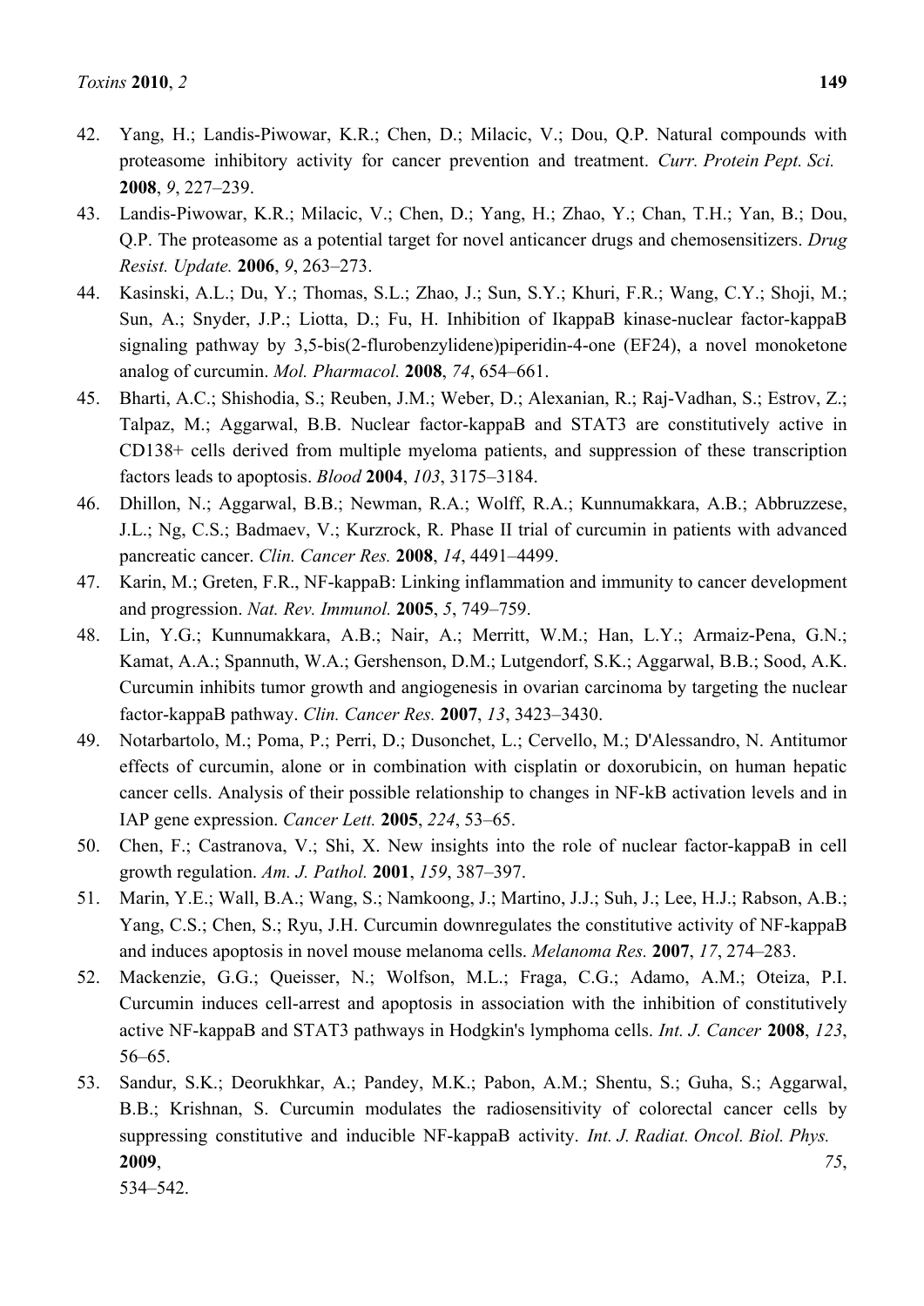42. Yang, H.; Landis-Piwowar, K.R.; Chen, D.; Milacic, V.; Dou, Q.P. Natural compounds with proteasome inhibitory activity for cancer prevention and treatment. *Curr. Protein Pept. Sci.* **2008**, *9*, 227–239.
43. Landis-Piwowar, K.R.; Milacic, V.; Chen, D.; Yang, H.; Zhao, Y.; Chan, T.H.; Yan, B.; Dou, Q.P. The proteasome as a potential target for novel anticancer drugs and chemosensitizers. *Drug Resist. Update.* **2006**, *9*, 263–273.
44. Kasinski, A.L.; Du, Y.; Thomas, S.L.; Zhao, J.; Sun, S.Y.; Khuri, F.R.; Wang, C.Y.; Shoji, M.; Sun, A.; Snyder, J.P.; Liotta, D.; Fu, H. Inhibition of IkappaB kinase-nuclear factor-kappaB signaling pathway by 3,5-bis(2-flurobenzylidene)piperidin-4-one (EF24), a novel monoketone analog of curcumin. *Mol. Pharmacol.* **2008**, *74*, 654–661.
45. Bharti, A.C.; Shishodia, S.; Reuben, J.M.; Weber, D.; Alexanian, R.; Raj-Vadhan, S.; Estrov, Z.; Talpaz, M.; Aggarwal, B.B. Nuclear factor-kappaB and STAT3 are constitutively active in CD138+ cells derived from multiple myeloma patients, and suppression of these transcription factors leads to apoptosis. *Blood* **2004**, *103*, 3175–3184.
46. Dhillon, N.; Aggarwal, B.B.; Newman, R.A.; Wolff, R.A.; Kunnumakkara, A.B.; Abbruzzese, J.L.; Ng, C.S.; Badmaev, V.; Kurzrock, R. Phase II trial of curcumin in patients with advanced pancreatic cancer. *Clin. Cancer Res.* **2008**, *14*, 4491–4499.
47. Karin, M.; Greten, F.R., NF-kappaB: Linking inflammation and immunity to cancer development and progression. *Nat. Rev. Immunol.* **2005**, *5*, 749–759.
48. Lin, Y.G.; Kunnumakkara, A.B.; Nair, A.; Merritt, W.M.; Han, L.Y.; Armaiz-Pena, G.N.; Kamat, A.A.; Spannuth, W.A.; Gershenson, D.M.; Lutgendorf, S.K.; Aggarwal, B.B.; Sood, A.K. Curcumin inhibits tumor growth and angiogenesis in ovarian carcinoma by targeting the nuclear factor-kappaB pathway. *Clin. Cancer Res.* **2007**, *13*, 3423–3430.
49. Notarbartolo, M.; Poma, P.; Perri, D.; Dusonchet, L.; Cervello, M.; D'Alessandro, N. Antitumor effects of curcumin, alone or in combination with cisplatin or doxorubicin, on human hepatic cancer cells. Analysis of their possible relationship to changes in NF-kB activation levels and in IAP gene expression. *Cancer Lett.* **2005**, *224*, 53–65.
50. Chen, F.; Castranova, V.; Shi, X. New insights into the role of nuclear factor-kappaB in cell growth regulation. *Am. J. Pathol.* **2001**, *159*, 387–397.
51. Marin, Y.E.; Wall, B.A.; Wang, S.; Namkoong, J.; Martino, J.J.; Suh, J.; Lee, H.J.; Rabson, A.B.; Yang, C.S.; Chen, S.; Ryu, J.H. Curcumin downregulates the constitutive activity of NF-kappaB and induces apoptosis in novel mouse melanoma cells. *Melanoma Res.* **2007**, *17*, 274–283.
52. Mackenzie, G.G.; Queisser, N.; Wolfson, M.L.; Fraga, C.G.; Adamo, A.M.; Oteiza, P.I. Curcumin induces cell-arrest and apoptosis in association with the inhibition of constitutively active NF-kappaB and STAT3 pathways in Hodgkin's lymphoma cells. *Int. J. Cancer* **2008**, *123*, 56–65.
53. Sandur, S.K.; Deorukhkar, A.; Pandey, M.K.; Pabon, A.M.; Shentu, S.; Guha, S.; Aggarwal, B.B.; Krishnan, S. Curcumin modulates the radiosensitivity of colorectal cancer cells by suppressing constitutive and inducible NF-kappaB activity. *Int. J. Radiat. Oncol. Biol. Phys.* **2009**, *75*, 534–542.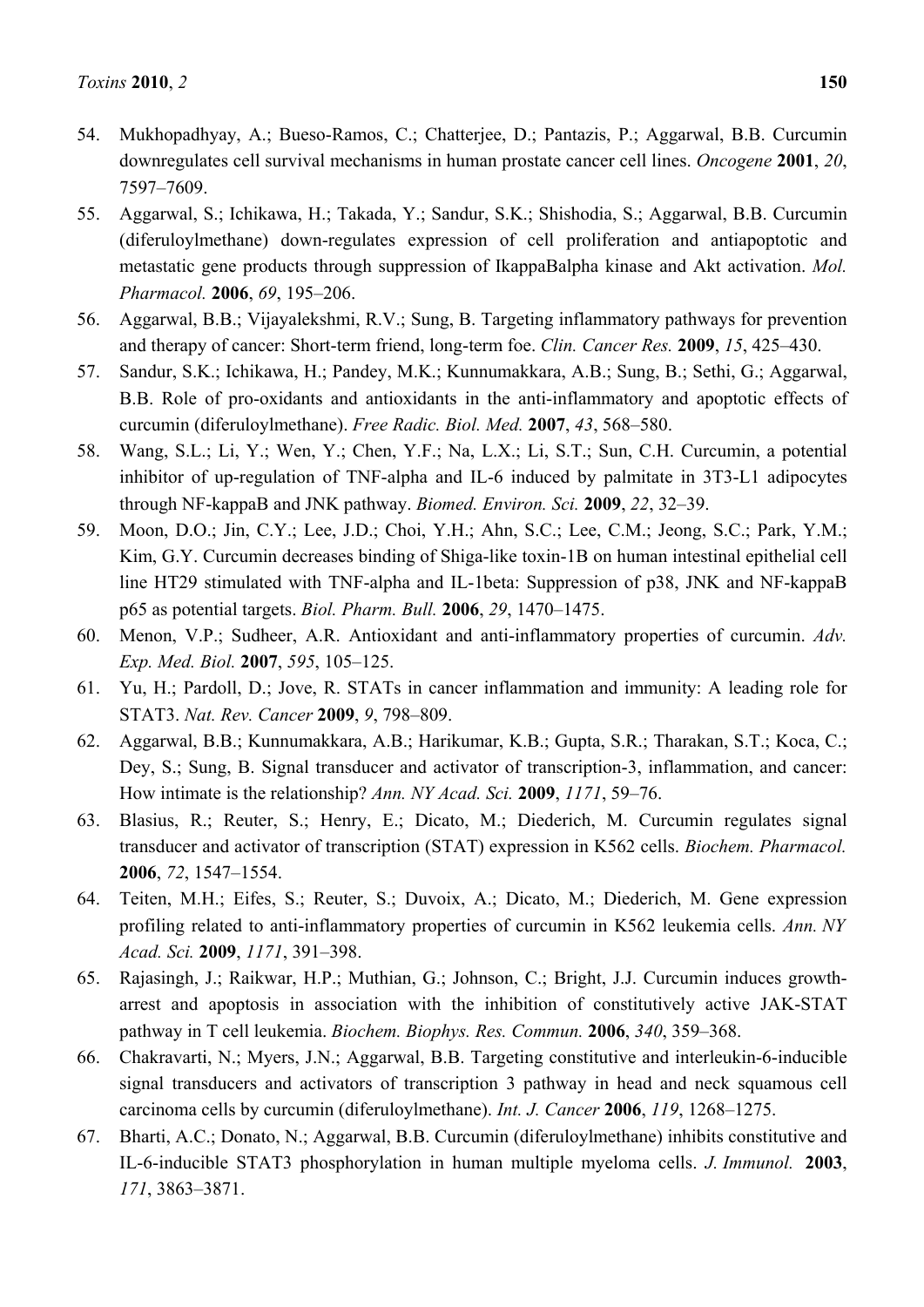54. Mukhopadhyay, A.; Bueso-Ramos, C.; Chatterjee, D.; Pantazis, P.; Aggarwal, B.B. Curcumin downregulates cell survival mechanisms in human prostate cancer cell lines. *Oncogene* **2001**, *20*, 7597–7609.
55. Aggarwal, S.; Ichikawa, H.; Takada, Y.; Sandur, S.K.; Shishodia, S.; Aggarwal, B.B. Curcumin (diferuloylmethane) down-regulates expression of cell proliferation and antiapoptotic and metastatic gene products through suppression of IkappaBalpha kinase and Akt activation. *Mol. Pharmacol.* **2006**, *69*, 195–206.
56. Aggarwal, B.B.; Vijayalekshmi, R.V.; Sung, B. Targeting inflammatory pathways for prevention and therapy of cancer: Short-term friend, long-term foe. *Clin. Cancer Res.* **2009**, *15*, 425–430.
57. Sandur, S.K.; Ichikawa, H.; Pandey, M.K.; Kunnumakkara, A.B.; Sung, B.; Sethi, G.; Aggarwal, B.B. Role of pro-oxidants and antioxidants in the anti-inflammatory and apoptotic effects of curcumin (diferuloylmethane). *Free Radic. Biol. Med.* **2007**, *43*, 568–580.
58. Wang, S.L.; Li, Y.; Wen, Y.; Chen, Y.F.; Na, L.X.; Li, S.T.; Sun, C.H. Curcumin, a potential inhibitor of up-regulation of TNF-alpha and IL-6 induced by palmitate in 3T3-L1 adipocytes through NF-kappaB and JNK pathway. *Biomed. Environ. Sci.* **2009**, *22*, 32–39.
59. Moon, D.O.; Jin, C.Y.; Lee, J.D.; Choi, Y.H.; Ahn, S.C.; Lee, C.M.; Jeong, S.C.; Park, Y.M.; Kim, G.Y. Curcumin decreases binding of Shiga-like toxin-1B on human intestinal epithelial cell line HT29 stimulated with TNF-alpha and IL-1beta: Suppression of p38, JNK and NF-kappaB p65 as potential targets. *Biol. Pharm. Bull.* **2006**, *29*, 1470–1475.
60. Menon, V.P.; Sudheer, A.R. Antioxidant and anti-inflammatory properties of curcumin. *Adv. Exp. Med. Biol.* **2007**, *595*, 105–125.
61. Yu, H.; Pardoll, D.; Jove, R. STATs in cancer inflammation and immunity: A leading role for STAT3. *Nat. Rev. Cancer* **2009**, *9*, 798–809.
62. Aggarwal, B.B.; Kunnumakkara, A.B.; Harikumar, K.B.; Gupta, S.R.; Tharakan, S.T.; Koca, C.; Dey, S.; Sung, B. Signal transducer and activator of transcription-3, inflammation, and cancer: How intimate is the relationship? *Ann. NY Acad. Sci.* **2009**, *1171*, 59–76.
63. Blasius, R.; Reuter, S.; Henry, E.; Dicato, M.; Diederich, M. Curcumin regulates signal transducer and activator of transcription (STAT) expression in K562 cells. *Biochem. Pharmacol.* **2006**, *72*, 1547–1554.
64. Teiten, M.H.; Eifes, S.; Reuter, S.; Duvoix, A.; Dicato, M.; Diederich, M. Gene expression profiling related to anti-inflammatory properties of curcumin in K562 leukemia cells. *Ann. NY Acad. Sci.* **2009**, *1171*, 391–398.
65. Rajasingh, J.; Raikwar, H.P.; Muthian, G.; Johnson, C.; Bright, J.J. Curcumin induces growth-arrest and apoptosis in association with the inhibition of constitutively active JAK-STAT pathway in T cell leukemia. *Biochem. Biophys. Res. Commun.* **2006**, *340*, 359–368.
66. Chakravarti, N.; Myers, J.N.; Aggarwal, B.B. Targeting constitutive and interleukin-6-inducible signal transducers and activators of transcription 3 pathway in head and neck squamous cell carcinoma cells by curcumin (diferuloylmethane). *Int. J. Cancer* **2006**, *119*, 1268–1275.
67. Bharti, A.C.; Donato, N.; Aggarwal, B.B. Curcumin (diferuloylmethane) inhibits constitutive and IL-6-inducible STAT3 phosphorylation in human multiple myeloma cells. *J. Immunol.* **2003**, *171*, 3863–3871.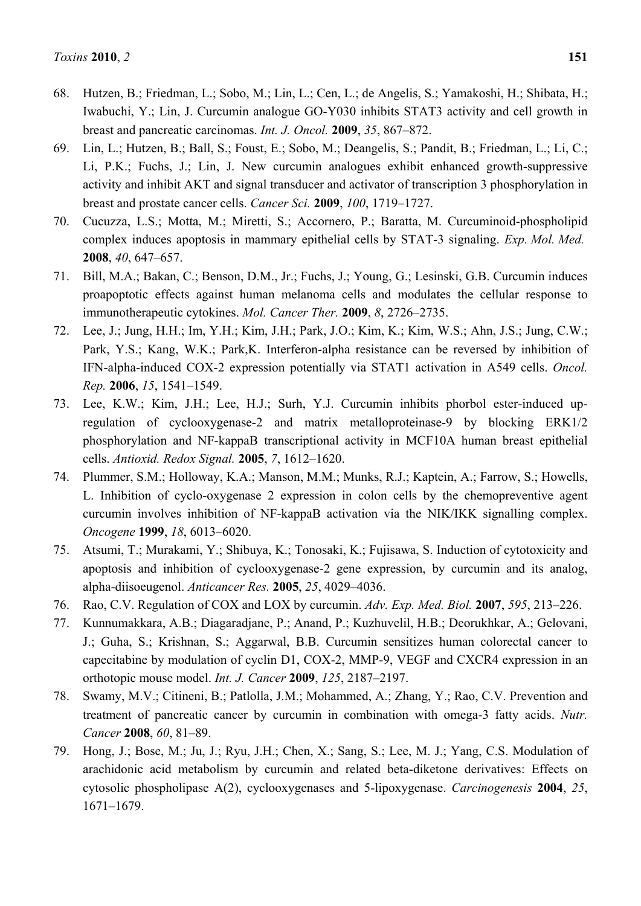68. Hutzen, B.; Friedman, L.; Sobo, M.; Lin, L.; Cen, L.; de Angelis, S.; Yamakoshi, H.; Shibata, H.; Iwabuchi, Y.; Lin, J. Curcumin analogue GO-Y030 inhibits STAT3 activity and cell growth in breast and pancreatic carcinomas. *Int. J. Oncol.* **2009**, *35*, 867–872.
69. Lin, L.; Hutzen, B.; Ball, S.; Foust, E.; Sobo, M.; Deangelis, S.; Pandit, B.; Friedman, L.; Li, C.; Li, P.K.; Fuchs, J.; Lin, J. New curcumin analogues exhibit enhanced growth-suppressive activity and inhibit AKT and signal transducer and activator of transcription 3 phosphorylation in breast and prostate cancer cells. *Cancer Sci.* **2009**, *100*, 1719–1727.
70. Cucuzza, L.S.; Motta, M.; Miretti, S.; Accornero, P.; Baratta, M. Curcuminoid-phospholipid complex induces apoptosis in mammary epithelial cells by STAT-3 signaling. *Exp. Mol. Med.* **2008**, *40*, 647–657.
71. Bill, M.A.; Bakan, C.; Benson, D.M., Jr.; Fuchs, J.; Young, G.; Lesinski, G.B. Curcumin induces proapoptotic effects against human melanoma cells and modulates the cellular response to immunotherapeutic cytokines. *Mol. Cancer Ther.* **2009**, *8*, 2726–2735.
72. Lee, J.; Jung, H.H.; Im, Y.H.; Kim, J.H.; Park, J.O.; Kim, K.; Kim, W.S.; Ahn, J.S.; Jung, C.W.; Park, Y.S.; Kang, W.K.; Park,K. Interferon-alpha resistance can be reversed by inhibition of IFN-alpha-induced COX-2 expression potentially via STAT1 activation in A549 cells. *Oncol. Rep.* **2006**, *15*, 1541–1549.
73. Lee, K.W.; Kim, J.H.; Lee, H.J.; Surh, Y.J. Curcumin inhibits phorbol ester-induced up-regulation of cyclooxygenase-2 and matrix metalloproteinase-9 by blocking ERK1/2 phosphorylation and NF-kappaB transcriptional activity in MCF10A human breast epithelial cells. *Antioxid. Redox Signal.* **2005**, *7*, 1612–1620.
74. Plummer, S.M.; Holloway, K.A.; Manson, M.M.; Munks, R.J.; Kaptein, A.; Farrow, S.; Howells, L. Inhibition of cyclo-oxygenase 2 expression in colon cells by the chemopreventive agent curcumin involves inhibition of NF-kappaB activation via the NIK/IKK signalling complex. *Oncogene* **1999**, *18*, 6013–6020.
75. Atsumi, T.; Murakami, Y.; Shibuya, K.; Tonosaki, K.; Fujisawa, S. Induction of cytotoxicity and apoptosis and inhibition of cyclooxygenase-2 gene expression, by curcumin and its analog, alpha-diisoeugenol. *Anticancer Res.* **2005**, *25*, 4029–4036.
76. Rao, C.V. Regulation of COX and LOX by curcumin. *Adv. Exp. Med. Biol.* **2007**, *595*, 213–226.
77. Kunnumakkara, A.B.; Diagaradjane, P.; Anand, P.; Kuzhuvelil, H.B.; Deorukhkar, A.; Gelovani, J.; Guha, S.; Krishnan, S.; Aggarwal, B.B. Curcumin sensitizes human colorectal cancer to capecitabine by modulation of cyclin D1, COX-2, MMP-9, VEGF and CXCR4 expression in an orthotopic mouse model. *Int. J. Cancer* **2009**, *125*, 2187–2197.
78. Swamy, M.V.; Citineni, B.; Patlolla, J.M.; Mohammed, A.; Zhang, Y.; Rao, C.V. Prevention and treatment of pancreatic cancer by curcumin in combination with omega-3 fatty acids. *Nutr. Cancer* **2008**, *60*, 81–89.
79. Hong, J.; Bose, M.; Ju, J.; Ryu, J.H.; Chen, X.; Sang, S.; Lee, M. J.; Yang, C.S. Modulation of arachidonic acid metabolism by curcumin and related beta-diketone derivatives: Effects on cytosolic phospholipase A(2), cyclooxygenases and 5-lipoxygenase. *Carcinogenesis* **2004**, *25*, 1671–1679.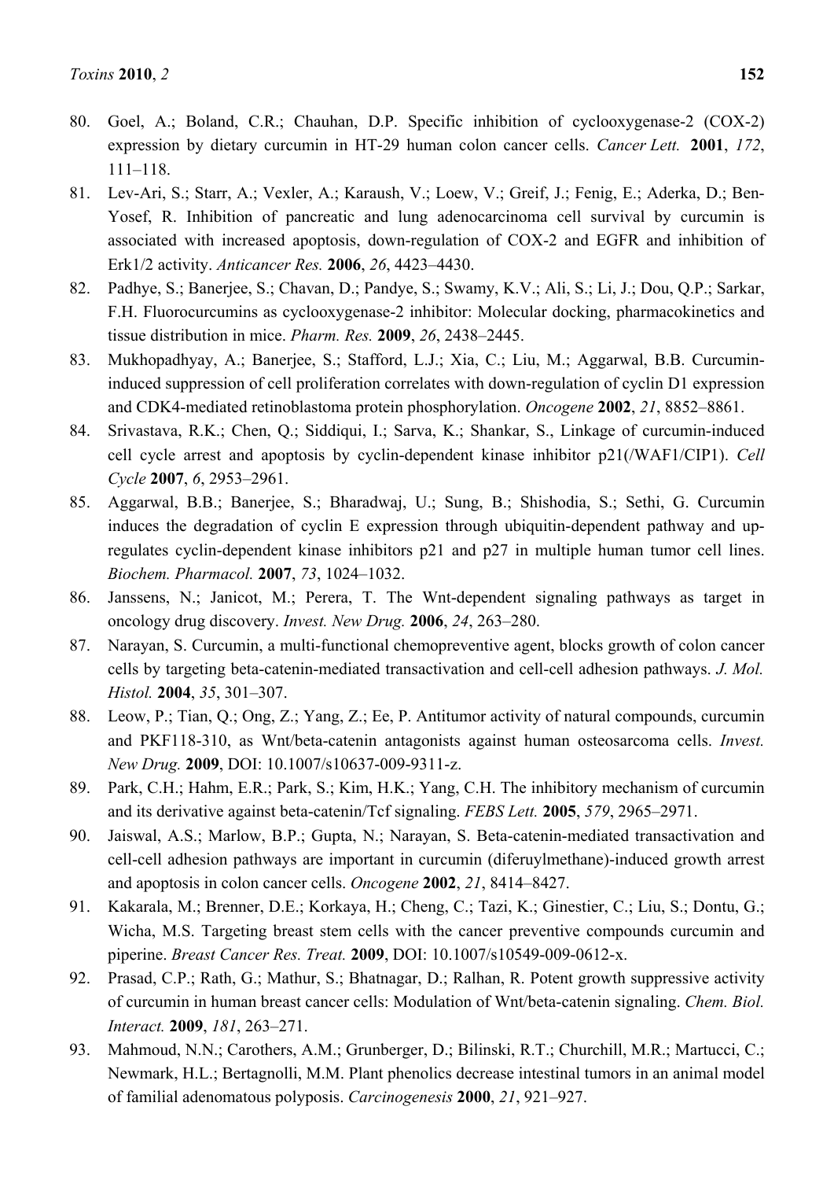80. Goel, A.; Boland, C.R.; Chauhan, D.P. Specific inhibition of cyclooxygenase-2 (COX-2) expression by dietary curcumin in HT-29 human colon cancer cells. *Cancer Lett.* **2001**, *172*, 111–118.
81. Lev-Ari, S.; Starr, A.; Vexler, A.; Karaush, V.; Loew, V.; Greif, J.; Fenig, E.; Aderka, D.; Ben-Yosef, R. Inhibition of pancreatic and lung adenocarcinoma cell survival by curcumin is associated with increased apoptosis, down-regulation of COX-2 and EGFR and inhibition of Erk1/2 activity. *Anticancer Res.* **2006**, *26*, 4423–4430.
82. Padhye, S.; Banerjee, S.; Chavan, D.; Pandye, S.; Swamy, K.V.; Ali, S.; Li, J.; Dou, Q.P.; Sarkar, F.H. Fluorocurcumins as cyclooxygenase-2 inhibitor: Molecular docking, pharmacokinetics and tissue distribution in mice. *Pharm. Res.* **2009**, *26*, 2438–2445.
83. Mukhopadhyay, A.; Banerjee, S.; Stafford, L.J.; Xia, C.; Liu, M.; Aggarwal, B.B. Curcumin-induced suppression of cell proliferation correlates with down-regulation of cyclin D1 expression and CDK4-mediated retinoblastoma protein phosphorylation. *Oncogene* **2002**, *21*, 8852–8861.
84. Srivastava, R.K.; Chen, Q.; Siddiqui, I.; Sarva, K.; Shankar, S., Linkage of curcumin-induced cell cycle arrest and apoptosis by cyclin-dependent kinase inhibitor p21(/WAF1/CIP1). *Cell Cycle* **2007**, *6*, 2953–2961.
85. Aggarwal, B.B.; Banerjee, S.; Bharadwaj, U.; Sung, B.; Shishodia, S.; Sethi, G. Curcumin induces the degradation of cyclin E expression through ubiquitin-dependent pathway and up-regulates cyclin-dependent kinase inhibitors p21 and p27 in multiple human tumor cell lines. *Biochem. Pharmacol.* **2007**, *73*, 1024–1032.
86. Janssens, N.; Janicot, M.; Perera, T. The Wnt-dependent signaling pathways as target in oncology drug discovery. *Invest. New Drug.* **2006**, *24*, 263–280.
87. Narayan, S. Curcumin, a multi-functional chemopreventive agent, blocks growth of colon cancer cells by targeting beta-catenin-mediated transactivation and cell-cell adhesion pathways. *J. Mol. Histol.* **2004**, *35*, 301–307.
88. Leow, P.; Tian, Q.; Ong, Z.; Yang, Z.; Ee, P. Antitumor activity of natural compounds, curcumin and PKF118-310, as Wnt/beta-catenin antagonists against human osteosarcoma cells. *Invest. New Drug.* **2009**, DOI: 10.1007/s10637-009-9311-z.
89. Park, C.H.; Hahm, E.R.; Park, S.; Kim, H.K.; Yang, C.H. The inhibitory mechanism of curcumin and its derivative against beta-catenin/Tcf signaling. *FEBS Lett.* **2005**, *579*, 2965–2971.
90. Jaiswal, A.S.; Marlow, B.P.; Gupta, N.; Narayan, S. Beta-catenin-mediated transactivation and cell-cell adhesion pathways are important in curcumin (diferuylmethane)-induced growth arrest and apoptosis in colon cancer cells. *Oncogene* **2002**, *21*, 8414–8427.
91. Kakarala, M.; Brenner, D.E.; Korkaya, H.; Cheng, C.; Tazi, K.; Ginestier, C.; Liu, S.; Dontu, G.; Wicha, M.S. Targeting breast stem cells with the cancer preventive compounds curcumin and piperine. *Breast Cancer Res. Treat.* **2009**, DOI: 10.1007/s10549-009-0612-x.
92. Prasad, C.P.; Rath, G.; Mathur, S.; Bhatnagar, D.; Ralhan, R. Potent growth suppressive activity of curcumin in human breast cancer cells: Modulation of Wnt/beta-catenin signaling. *Chem. Biol. Interact.* **2009**, *181*, 263–271.
93. Mahmoud, N.N.; Carothers, A.M.; Grunberger, D.; Bilinski, R.T.; Churchill, M.R.; Martucci, C.; Newmark, H.L.; Bertagnolli, M.M. Plant phenolics decrease intestinal tumors in an animal model of familial adenomatous polyposis. *Carcinogenesis* **2000**, *21*, 921–927.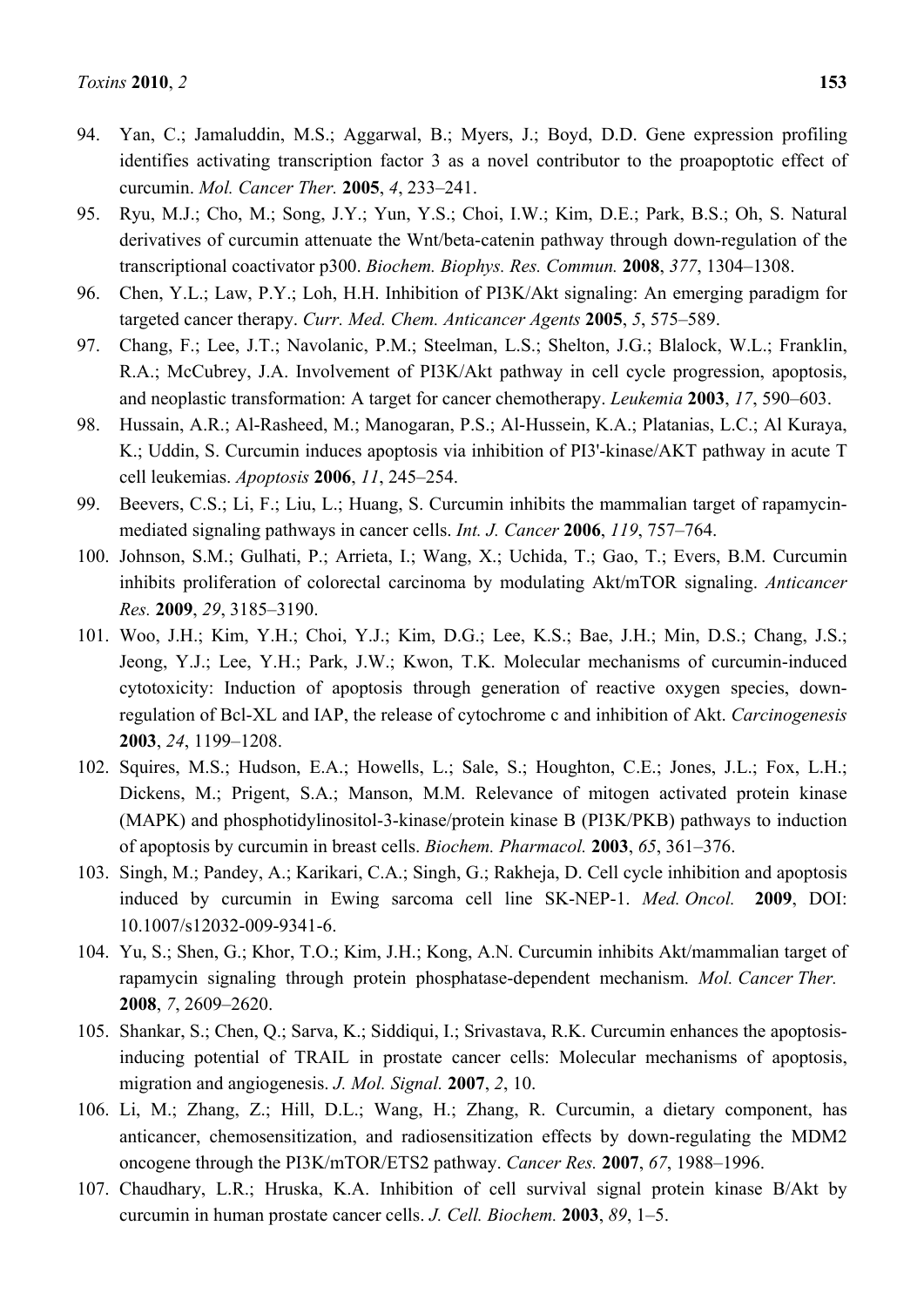94. Yan, C.; Jamaluddin, M.S.; Aggarwal, B.; Myers, J.; Boyd, D.D. Gene expression profiling identifies activating transcription factor 3 as a novel contributor to the proapoptotic effect of curcumin. *Mol. Cancer Ther.* **2005**, *4*, 233–241.
95. Ryu, M.J.; Cho, M.; Song, J.Y.; Yun, Y.S.; Choi, I.W.; Kim, D.E.; Park, B.S.; Oh, S. Natural derivatives of curcumin attenuate the Wnt/beta-catenin pathway through down-regulation of the transcriptional coactivator p300. *Biochem. Biophys. Res. Commun.* **2008**, *377*, 1304–1308.
96. Chen, Y.L.; Law, P.Y.; Loh, H.H. Inhibition of PI3K/Akt signaling: An emerging paradigm for targeted cancer therapy. *Curr. Med. Chem. Anticancer Agents* **2005**, *5*, 575–589.
97. Chang, F.; Lee, J.T.; Navolanic, P.M.; Steelman, L.S.; Shelton, J.G.; Blalock, W.L.; Franklin, R.A.; McCubrey, J.A. Involvement of PI3K/Akt pathway in cell cycle progression, apoptosis, and neoplastic transformation: A target for cancer chemotherapy. *Leukemia* **2003**, *17*, 590–603.
98. Hussain, A.R.; Al-Rasheed, M.; Manogaran, P.S.; Al-Hussein, K.A.; Platanias, L.C.; Al Kuraya, K.; Uddin, S. Curcumin induces apoptosis via inhibition of PI3'-kinase/AKT pathway in acute T cell leukemias. *Apoptosis* **2006**, *11*, 245–254.
99. Beevers, C.S.; Li, F.; Liu, L.; Huang, S. Curcumin inhibits the mammalian target of rapamycin-mediated signaling pathways in cancer cells. *Int. J. Cancer* **2006**, *119*, 757–764.
100. Johnson, S.M.; Gulhati, P.; Arrieta, I.; Wang, X.; Uchida, T.; Gao, T.; Evers, B.M. Curcumin inhibits proliferation of colorectal carcinoma by modulating Akt/mTOR signaling. *Anticancer Res.* **2009**, *29*, 3185–3190.
101. Woo, J.H.; Kim, Y.H.; Choi, Y.J.; Kim, D.G.; Lee, K.S.; Bae, J.H.; Min, D.S.; Chang, J.S.; Jeong, Y.J.; Lee, Y.H.; Park, J.W.; Kwon, T.K. Molecular mechanisms of curcumin-induced cytotoxicity: Induction of apoptosis through generation of reactive oxygen species, down-regulation of Bcl-XL and IAP, the release of cytochrome c and inhibition of Akt. *Carcinogenesis* **2003**, *24*, 1199–1208.
102. Squires, M.S.; Hudson, E.A.; Howells, L.; Sale, S.; Houghton, C.E.; Jones, J.L.; Fox, L.H.; Dickens, M.; Prigent, S.A.; Manson, M.M. Relevance of mitogen activated protein kinase (MAPK) and phosphotidylinositol-3-kinase/protein kinase B (PI3K/PKB) pathways to induction of apoptosis by curcumin in breast cells. *Biochem. Pharmacol.* **2003**, *65*, 361–376.
103. Singh, M.; Pandey, A.; Karikari, C.A.; Singh, G.; Rakheja, D. Cell cycle inhibition and apoptosis induced by curcumin in Ewing sarcoma cell line SK-NEP-1. *Med. Oncol.* **2009**, DOI: 10.1007/s12032-009-9341-6.
104. Yu, S.; Shen, G.; Khor, T.O.; Kim, J.H.; Kong, A.N. Curcumin inhibits Akt/mammalian target of rapamycin signaling through protein phosphatase-dependent mechanism. *Mol. Cancer Ther.* **2008**, *7*, 2609–2620.
105. Shankar, S.; Chen, Q.; Sarva, K.; Siddiqui, I.; Srivastava, R.K. Curcumin enhances the apoptosis-inducing potential of TRAIL in prostate cancer cells: Molecular mechanisms of apoptosis, migration and angiogenesis. *J. Mol. Signal.* **2007**, *2*, 10.
106. Li, M.; Zhang, Z.; Hill, D.L.; Wang, H.; Zhang, R. Curcumin, a dietary component, has anticancer, chemosensitization, and radiosensitization effects by down-regulating the MDM2 oncogene through the PI3K/mTOR/ETS2 pathway. *Cancer Res.* **2007**, *67*, 1988–1996.
107. Chaudhary, L.R.; Hruska, K.A. Inhibition of cell survival signal protein kinase B/Akt by curcumin in human prostate cancer cells. *J. Cell. Biochem.* **2003**, *89*, 1–5.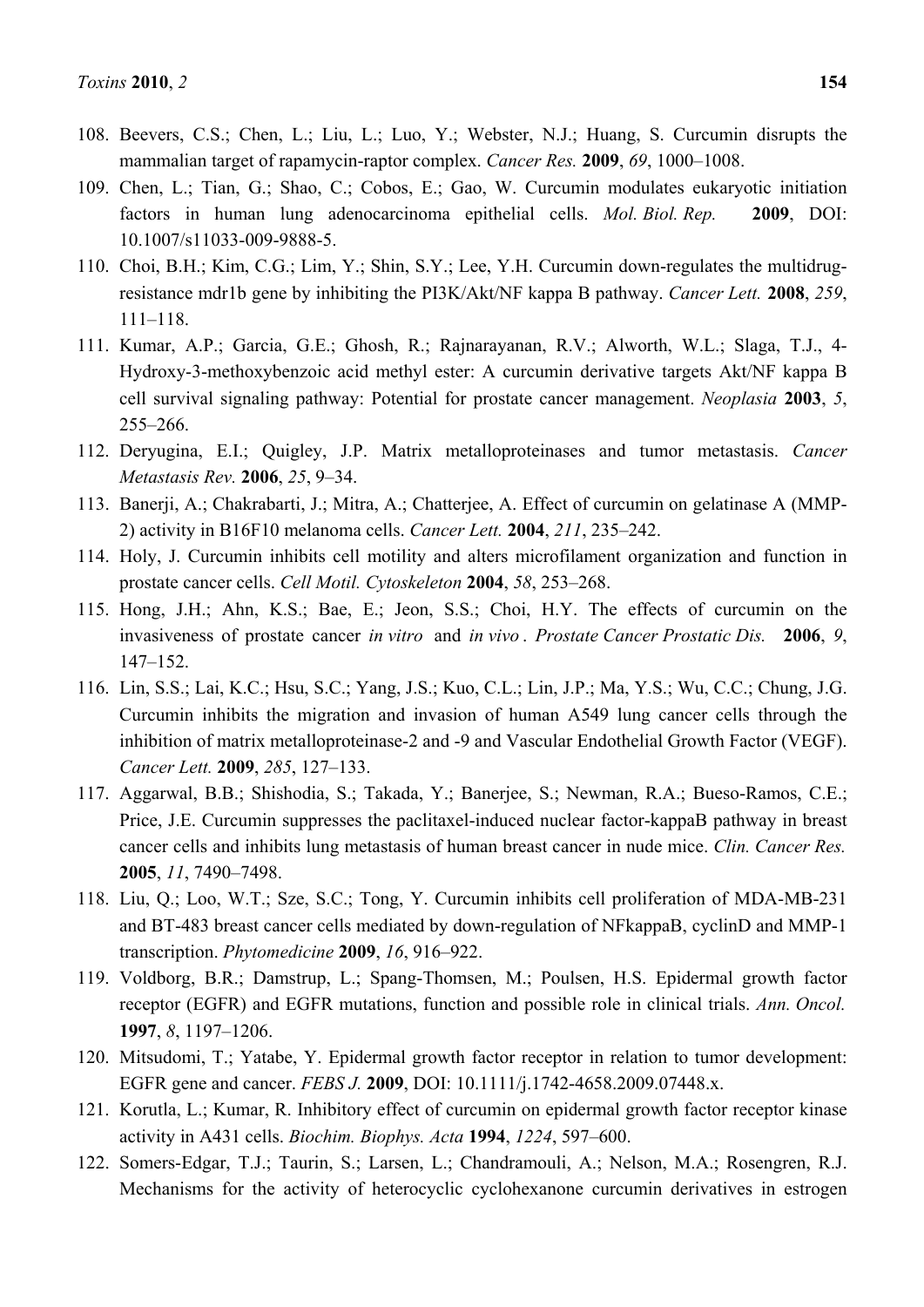108. Beevers, C.S.; Chen, L.; Liu, L.; Luo, Y.; Webster, N.J.; Huang, S. Curcumin disrupts the mammalian target of rapamycin-raptor complex. *Cancer Res.* **2009**, *69*, 1000–1008.
109. Chen, L.; Tian, G.; Shao, C.; Cobos, E.; Gao, W. Curcumin modulates eukaryotic initiation factors in human lung adenocarcinoma epithelial cells. *Mol. Biol. Rep.* **2009**, DOI: 10.1007/s11033-009-9888-5.
110. Choi, B.H.; Kim, C.G.; Lim, Y.; Shin, S.Y.; Lee, Y.H. Curcumin down-regulates the multidrug-resistance mdr1b gene by inhibiting the PI3K/Akt/NF kappa B pathway. *Cancer Lett.* **2008**, *259*, 111–118.
111. Kumar, A.P.; Garcia, G.E.; Ghosh, R.; Rajnarayanan, R.V.; Alworth, W.L.; Slaga, T.J., 4-Hydroxy-3-methoxybenzoic acid methyl ester: A curcumin derivative targets Akt/NF kappa B cell survival signaling pathway: Potential for prostate cancer management. *Neoplasia* **2003**, *5*, 255–266.
112. Deryugina, E.I.; Quigley, J.P. Matrix metalloproteinases and tumor metastasis. *Cancer Metastasis Rev.* **2006**, *25*, 9–34.
113. Banerji, A.; Chakrabarti, J.; Mitra, A.; Chatterjee, A. Effect of curcumin on gelatinase A (MMP-2) activity in B16F10 melanoma cells. *Cancer Lett.* **2004**, *211*, 235–242.
114. Holy, J. Curcumin inhibits cell motility and alters microfilament organization and function in prostate cancer cells. *Cell Motil. Cytoskeleton* **2004**, *58*, 253–268.
115. Hong, J.H.; Ahn, K.S.; Bae, E.; Jeon, S.S.; Choi, H.Y. The effects of curcumin on the invasiveness of prostate cancer *in vitro* and *in vivo*. *Prostate Cancer Prostatic Dis.* **2006**, *9*, 147–152.
116. Lin, S.S.; Lai, K.C.; Hsu, S.C.; Yang, J.S.; Kuo, C.L.; Lin, J.P.; Ma, Y.S.; Wu, C.C.; Chung, J.G. Curcumin inhibits the migration and invasion of human A549 lung cancer cells through the inhibition of matrix metalloproteinase-2 and -9 and Vascular Endothelial Growth Factor (VEGF). *Cancer Lett.* **2009**, *285*, 127–133.
117. Aggarwal, B.B.; Shishodia, S.; Takada, Y.; Banerjee, S.; Newman, R.A.; Bueso-Ramos, C.E.; Price, J.E. Curcumin suppresses the paclitaxel-induced nuclear factor-kappaB pathway in breast cancer cells and inhibits lung metastasis of human breast cancer in nude mice. *Clin. Cancer Res.* **2005**, *11*, 7490–7498.
118. Liu, Q.; Loo, W.T.; Sze, S.C.; Tong, Y. Curcumin inhibits cell proliferation of MDA-MB-231 and BT-483 breast cancer cells mediated by down-regulation of NFkappaB, cyclinD and MMP-1 transcription. *Phytomedicine* **2009**, *16*, 916–922.
119. Voldborg, B.R.; Damstrup, L.; Spang-Thomsen, M.; Poulsen, H.S. Epidermal growth factor receptor (EGFR) and EGFR mutations, function and possible role in clinical trials. *Ann. Oncol.* **1997**, *8*, 1197–1206.
120. Mitsudomi, T.; Yatabe, Y. Epidermal growth factor receptor in relation to tumor development: EGFR gene and cancer. *FEBS J.* **2009**, DOI: 10.1111/j.1742-4658.2009.07448.x.
121. Korutla, L.; Kumar, R. Inhibitory effect of curcumin on epidermal growth factor receptor kinase activity in A431 cells. *Biochim. Biophys. Acta* **1994**, *1224*, 597–600.
122. Somers-Edgar, T.J.; Taurin, S.; Larsen, L.; Chandramouli, A.; Nelson, M.A.; Rosengren, R.J. Mechanisms for the activity of heterocyclic cyclohexanone curcumin derivatives in estrogen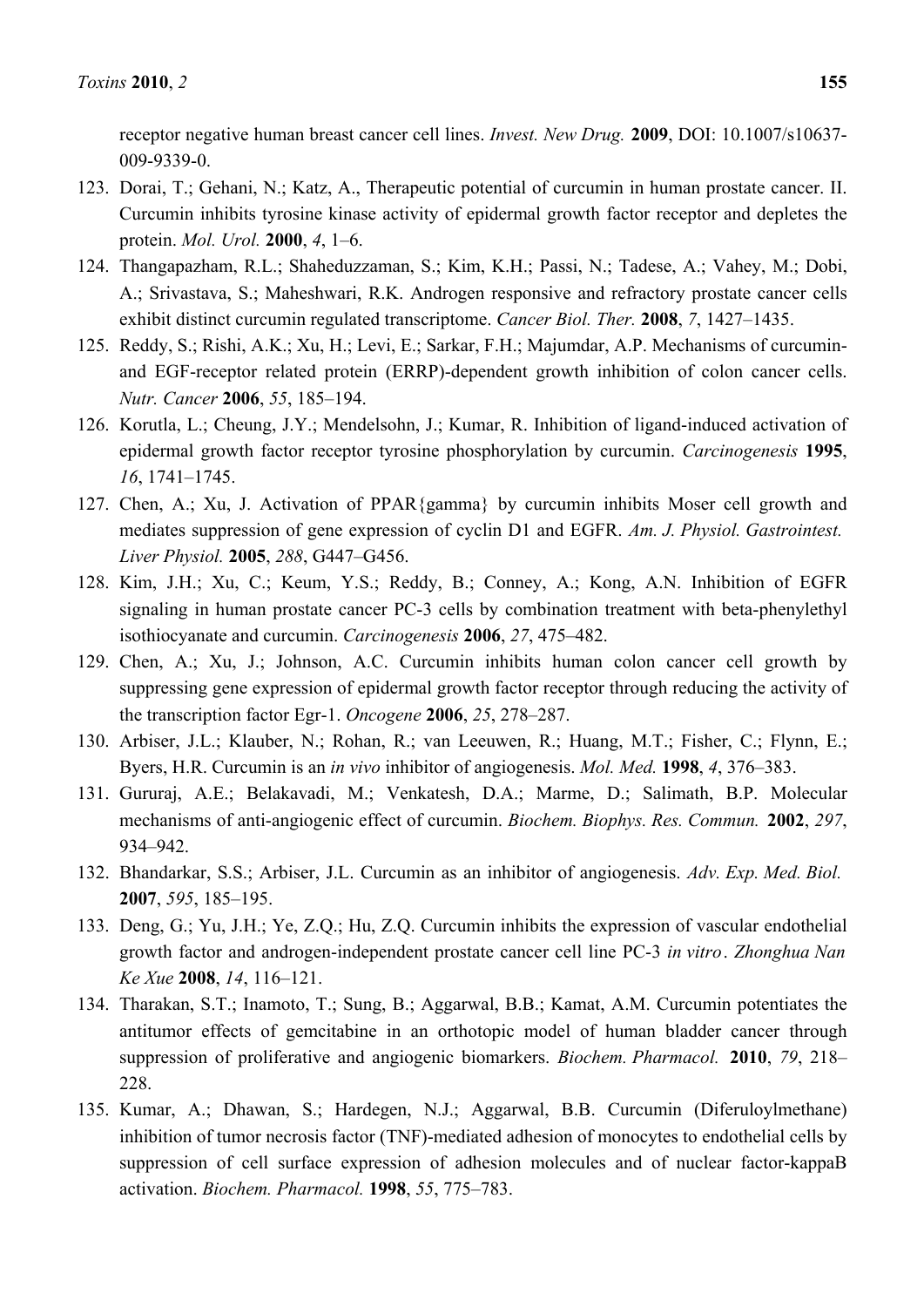receptor negative human breast cancer cell lines. *Invest. New Drug.* **2009**, DOI: 10.1007/s10637-009-9339-0.

123. Dorai, T.; Gehani, N.; Katz, A., Therapeutic potential of curcumin in human prostate cancer. II. Curcumin inhibits tyrosine kinase activity of epidermal growth factor receptor and depletes the protein. *Mol. Urol.* **2000**, *4*, 1–6.
124. Thangapazham, R.L.; Shaheduzzaman, S.; Kim, K.H.; Passi, N.; Tadese, A.; Vahey, M.; Dobi, A.; Srivastava, S.; Maheshwari, R.K. Androgen responsive and refractory prostate cancer cells exhibit distinct curcumin regulated transcriptome. *Cancer Biol. Ther.* **2008**, *7*, 1427–1435.
125. Reddy, S.; Rishi, A.K.; Xu, H.; Levi, E.; Sarkar, F.H.; Majumdar, A.P. Mechanisms of curcumin- and EGF-receptor related protein (ERRP)-dependent growth inhibition of colon cancer cells. *Nutr. Cancer* **2006**, *55*, 185–194.
126. Korutla, L.; Cheung, J.Y.; Mendelsohn, J.; Kumar, R. Inhibition of ligand-induced activation of epidermal growth factor receptor tyrosine phosphorylation by curcumin. *Carcinogenesis* **1995**, *16*, 1741–1745.
127. Chen, A.; Xu, J. Activation of PPAR{gamma} by curcumin inhibits Moser cell growth and mediates suppression of gene expression of cyclin D1 and EGFR. *Am. J. Physiol. Gastrointest. Liver Physiol.* **2005**, *288*, G447–G456.
128. Kim, J.H.; Xu, C.; Keum, Y.S.; Reddy, B.; Conney, A.; Kong, A.N. Inhibition of EGFR signaling in human prostate cancer PC-3 cells by combination treatment with beta-phenylethyl isothiocyanate and curcumin. *Carcinogenesis* **2006**, *27*, 475–482.
129. Chen, A.; Xu, J.; Johnson, A.C. Curcumin inhibits human colon cancer cell growth by suppressing gene expression of epidermal growth factor receptor through reducing the activity of the transcription factor Egr-1. *Oncogene* **2006**, *25*, 278–287.
130. Arbiser, J.L.; Klauber, N.; Rohan, R.; van Leeuwen, R.; Huang, M.T.; Fisher, C.; Flynn, E.; Byers, H.R. Curcumin is an *in vivo* inhibitor of angiogenesis. *Mol. Med.* **1998**, *4*, 376–383.
131. Gururaj, A.E.; Belakavadi, M.; Venkatesh, D.A.; Marme, D.; Salimath, B.P. Molecular mechanisms of anti-angiogenic effect of curcumin. *Biochem. Biophys. Res. Commun.* **2002**, *297*, 934–942.
132. Bhandarkar, S.S.; Arbiser, J.L. Curcumin as an inhibitor of angiogenesis. *Adv. Exp. Med. Biol.* **2007**, *595*, 185–195.
133. Deng, G.; Yu, J.H.; Ye, Z.Q.; Hu, Z.Q. Curcumin inhibits the expression of vascular endothelial growth factor and androgen-independent prostate cancer cell line PC-3 *in vitro*. *Zhonghua Nan Ke Xue* **2008**, *14*, 116–121.
134. Tharakan, S.T.; Inamoto, T.; Sung, B.; Aggarwal, B.B.; Kamat, A.M. Curcumin potentiates the antitumor effects of gemcitabine in an orthotopic model of human bladder cancer through suppression of proliferative and angiogenic biomarkers. *Biochem. Pharmacol.* **2010**, *79*, 218–228.
135. Kumar, A.; Dhawan, S.; Hardegen, N.J.; Aggarwal, B.B. Curcumin (Diferuloylmethane) inhibition of tumor necrosis factor (TNF)-mediated adhesion of monocytes to endothelial cells by suppression of cell surface expression of adhesion molecules and of nuclear factor-kappaB activation. *Biochem. Pharmacol.* **1998**, *55*, 775–783.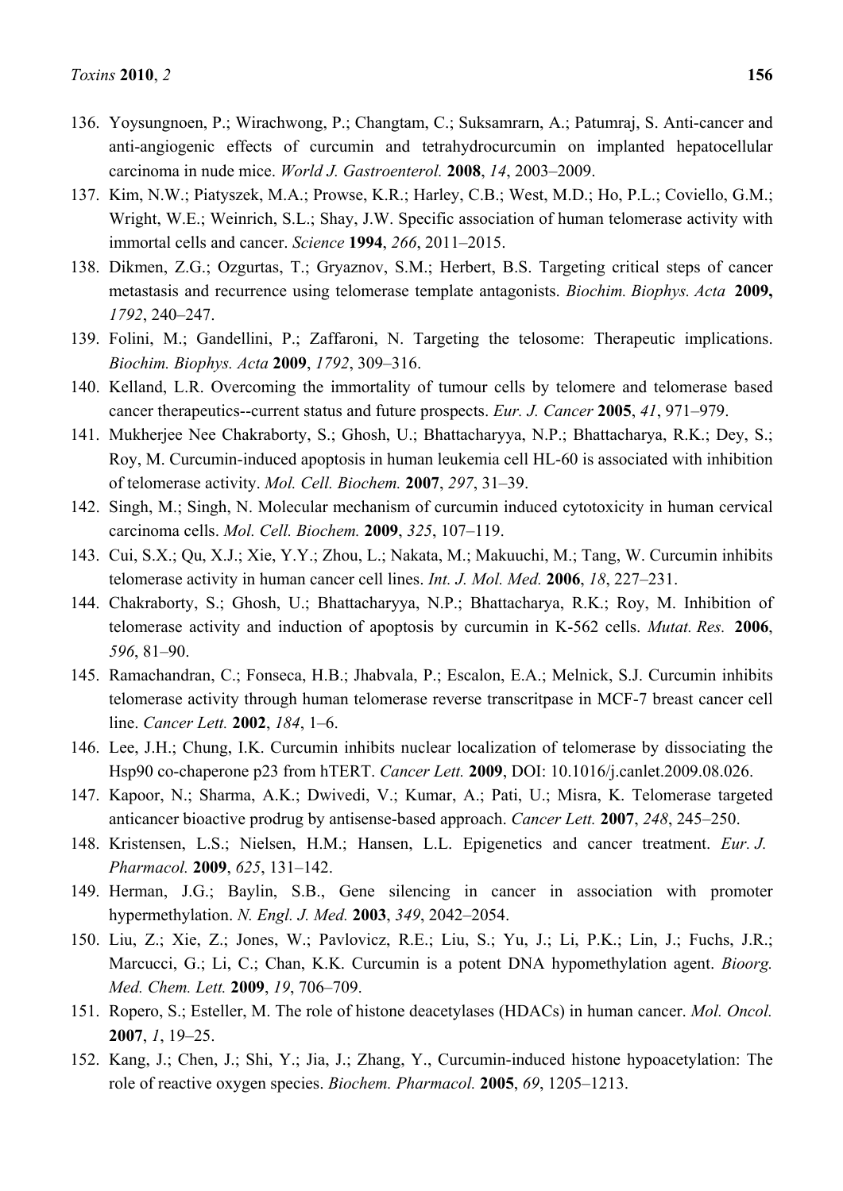136. Yoysungnoen, P.; Wirachwong, P.; Changtam, C.; Suksamrarn, A.; Patumraj, S. Anti-cancer and anti-angiogenic effects of curcumin and tetrahydrocurcumin on implanted hepatocellular carcinoma in nude mice. *World J. Gastroenterol.* **2008**, *14*, 2003–2009.
137. Kim, N.W.; Piatyszek, M.A.; Prowse, K.R.; Harley, C.B.; West, M.D.; Ho, P.L.; Coviello, G.M.; Wright, W.E.; Weinrich, S.L.; Shay, J.W. Specific association of human telomerase activity with immortal cells and cancer. *Science* **1994**, *266*, 2011–2015.
138. Dikmen, Z.G.; Ozgurtas, T.; Gryaznov, S.M.; Herbert, B.S. Targeting critical steps of cancer metastasis and recurrence using telomerase template antagonists. *Biochim. Biophys. Acta* **2009,** *1792*, 240–247.
139. Folini, M.; Gandellini, P.; Zaffaroni, N. Targeting the telosome: Therapeutic implications. *Biochim. Biophys. Acta* **2009**, *1792*, 309–316.
140. Kelland, L.R. Overcoming the immortality of tumour cells by telomere and telomerase based cancer therapeutics--current status and future prospects. *Eur. J. Cancer* **2005**, *41*, 971–979.
141. Mukherjee Nee Chakraborty, S.; Ghosh, U.; Bhattacharyya, N.P.; Bhattacharya, R.K.; Dey, S.; Roy, M. Curcumin-induced apoptosis in human leukemia cell HL-60 is associated with inhibition of telomerase activity. *Mol. Cell. Biochem.* **2007**, *297*, 31–39.
142. Singh, M.; Singh, N. Molecular mechanism of curcumin induced cytotoxicity in human cervical carcinoma cells. *Mol. Cell. Biochem.* **2009**, *325*, 107–119.
143. Cui, S.X.; Qu, X.J.; Xie, Y.Y.; Zhou, L.; Nakata, M.; Makuuchi, M.; Tang, W. Curcumin inhibits telomerase activity in human cancer cell lines. *Int. J. Mol. Med.* **2006**, *18*, 227–231.
144. Chakraborty, S.; Ghosh, U.; Bhattacharyya, N.P.; Bhattacharya, R.K.; Roy, M. Inhibition of telomerase activity and induction of apoptosis by curcumin in K-562 cells. *Mutat. Res.* **2006**, *596*, 81–90.
145. Ramachandran, C.; Fonseca, H.B.; Jhabvala, P.; Escalon, E.A.; Melnick, S.J. Curcumin inhibits telomerase activity through human telomerase reverse transcritpase in MCF-7 breast cancer cell line. *Cancer Lett.* **2002**, *184*, 1–6.
146. Lee, J.H.; Chung, I.K. Curcumin inhibits nuclear localization of telomerase by dissociating the Hsp90 co-chaperone p23 from hTERT. *Cancer Lett.* **2009**, DOI: 10.1016/j.canlet.2009.08.026.
147. Kapoor, N.; Sharma, A.K.; Dwivedi, V.; Kumar, A.; Pati, U.; Misra, K. Telomerase targeted anticancer bioactive prodrug by antisense-based approach. *Cancer Lett.* **2007**, *248*, 245–250.
148. Kristensen, L.S.; Nielsen, H.M.; Hansen, L.L. Epigenetics and cancer treatment. *Eur. J. Pharmacol.* **2009**, *625*, 131–142.
149. Herman, J.G.; Baylin, S.B., Gene silencing in cancer in association with promoter hypermethylation. *N. Engl. J. Med.* **2003**, *349*, 2042–2054.
150. Liu, Z.; Xie, Z.; Jones, W.; Pavlovicz, R.E.; Liu, S.; Yu, J.; Li, P.K.; Lin, J.; Fuchs, J.R.; Marcucci, G.; Li, C.; Chan, K.K. Curcumin is a potent DNA hypomethylation agent. *Bioorg. Med. Chem. Lett.* **2009**, *19*, 706–709.
151. Ropero, S.; Esteller, M. The role of histone deacetylases (HDACs) in human cancer. *Mol. Oncol.* **2007**, *1*, 19–25.
152. Kang, J.; Chen, J.; Shi, Y.; Jia, J.; Zhang, Y., Curcumin-induced histone hypoacetylation: The role of reactive oxygen species. *Biochem. Pharmacol.* **2005**, *69*, 1205–1213.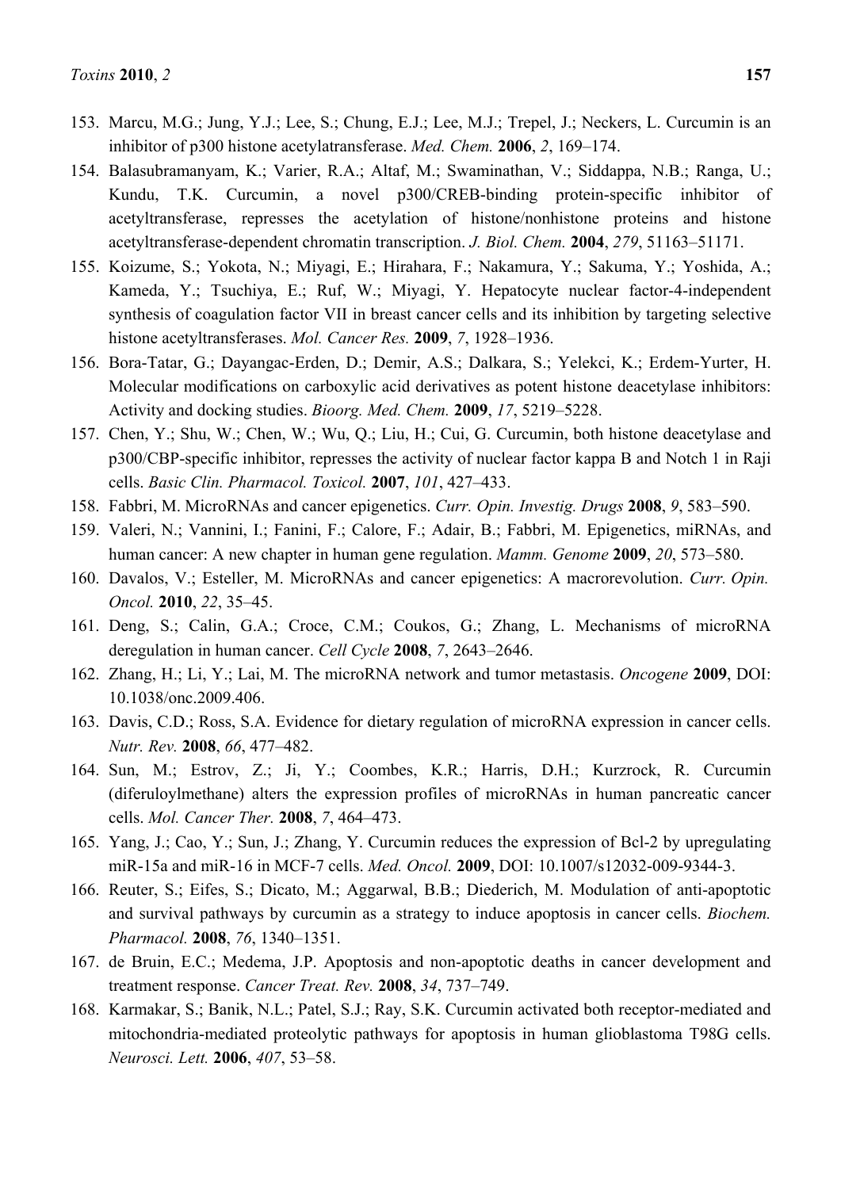153. Marcu, M.G.; Jung, Y.J.; Lee, S.; Chung, E.J.; Lee, M.J.; Trepel, J.; Neckers, L. Curcumin is an inhibitor of p300 histone acetylatransferase. *Med. Chem.* **2006**, *2*, 169–174.
154. Balasubramanyam, K.; Varier, R.A.; Altaf, M.; Swaminathan, V.; Siddappa, N.B.; Ranga, U.; Kundu, T.K. Curcumin, a novel p300/CREB-binding protein-specific inhibitor of acetyltransferase, represses the acetylation of histone/nonhistone proteins and histone acetyltransferase-dependent chromatin transcription. *J. Biol. Chem.* **2004**, *279*, 51163–51171.
155. Koizume, S.; Yokota, N.; Miyagi, E.; Hirahara, F.; Nakamura, Y.; Sakuma, Y.; Yoshida, A.; Kameda, Y.; Tsuchiya, E.; Ruf, W.; Miyagi, Y. Hepatocyte nuclear factor-4-independent synthesis of coagulation factor VII in breast cancer cells and its inhibition by targeting selective histone acetyltransferases. *Mol. Cancer Res.* **2009**, *7*, 1928–1936.
156. Bora-Tatar, G.; Dayangac-Erden, D.; Demir, A.S.; Dalkara, S.; Yelekci, K.; Erdem-Yurter, H. Molecular modifications on carboxylic acid derivatives as potent histone deacetylase inhibitors: Activity and docking studies. *Bioorg. Med. Chem.* **2009**, *17*, 5219–5228.
157. Chen, Y.; Shu, W.; Chen, W.; Wu, Q.; Liu, H.; Cui, G. Curcumin, both histone deacetylase and p300/CBP-specific inhibitor, represses the activity of nuclear factor kappa B and Notch 1 in Raji cells. *Basic Clin. Pharmacol. Toxicol.* **2007**, *101*, 427–433.
158. Fabbri, M. MicroRNAs and cancer epigenetics. *Curr. Opin. Investig. Drugs* **2008**, *9*, 583–590.
159. Valeri, N.; Vannini, I.; Fanini, F.; Calore, F.; Adair, B.; Fabbri, M. Epigenetics, miRNAs, and human cancer: A new chapter in human gene regulation. *Mamm. Genome* **2009**, *20*, 573–580.
160. Davalos, V.; Esteller, M. MicroRNAs and cancer epigenetics: A macrorevolution. *Curr. Opin. Oncol.* **2010**, *22*, 35–45.
161. Deng, S.; Calin, G.A.; Croce, C.M.; Coukos, G.; Zhang, L. Mechanisms of microRNA deregulation in human cancer. *Cell Cycle* **2008**, *7*, 2643–2646.
162. Zhang, H.; Li, Y.; Lai, M. The microRNA network and tumor metastasis. *Oncogene* **2009**, DOI: 10.1038/onc.2009.406.
163. Davis, C.D.; Ross, S.A. Evidence for dietary regulation of microRNA expression in cancer cells. *Nutr. Rev.* **2008**, *66*, 477–482.
164. Sun, M.; Estrov, Z.; Ji, Y.; Coombes, K.R.; Harris, D.H.; Kurzrock, R. Curcumin (diferuloylmethane) alters the expression profiles of microRNAs in human pancreatic cancer cells. *Mol. Cancer Ther.* **2008**, *7*, 464–473.
165. Yang, J.; Cao, Y.; Sun, J.; Zhang, Y. Curcumin reduces the expression of Bcl-2 by upregulating miR-15a and miR-16 in MCF-7 cells. *Med. Oncol.* **2009**, DOI: 10.1007/s12032-009-9344-3.
166. Reuter, S.; Eifes, S.; Dicato, M.; Aggarwal, B.B.; Diederich, M. Modulation of anti-apoptotic and survival pathways by curcumin as a strategy to induce apoptosis in cancer cells. *Biochem. Pharmacol.* **2008**, *76*, 1340–1351.
167. de Bruin, E.C.; Medema, J.P. Apoptosis and non-apoptotic deaths in cancer development and treatment response. *Cancer Treat. Rev.* **2008**, *34*, 737–749.
168. Karmakar, S.; Banik, N.L.; Patel, S.J.; Ray, S.K. Curcumin activated both receptor-mediated and mitochondria-mediated proteolytic pathways for apoptosis in human glioblastoma T98G cells. *Neurosci. Lett.* **2006**, *407*, 53–58.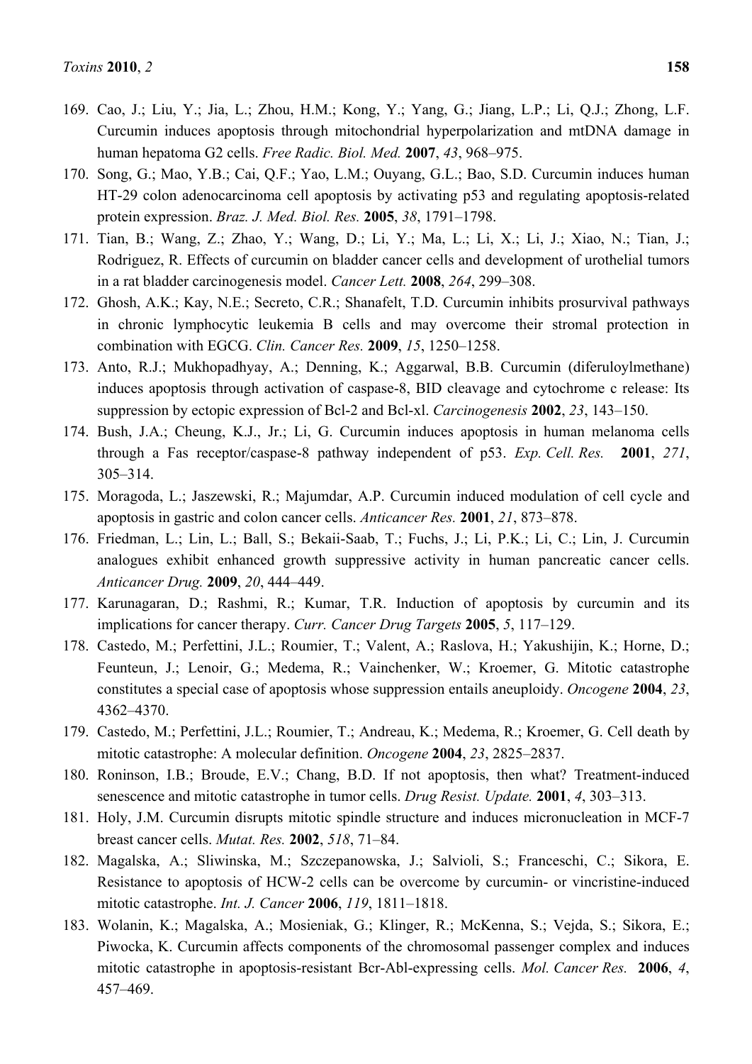169. Cao, J.; Liu, Y.; Jia, L.; Zhou, H.M.; Kong, Y.; Yang, G.; Jiang, L.P.; Li, Q.J.; Zhong, L.F. Curcumin induces apoptosis through mitochondrial hyperpolarization and mtDNA damage in human hepatoma G2 cells. *Free Radic. Biol. Med.* **2007**, *43*, 968–975.
170. Song, G.; Mao, Y.B.; Cai, Q.F.; Yao, L.M.; Ouyang, G.L.; Bao, S.D. Curcumin induces human HT-29 colon adenocarcinoma cell apoptosis by activating p53 and regulating apoptosis-related protein expression. *Braz. J. Med. Biol. Res.* **2005**, *38*, 1791–1798.
171. Tian, B.; Wang, Z.; Zhao, Y.; Wang, D.; Li, Y.; Ma, L.; Li, X.; Li, J.; Xiao, N.; Tian, J.; Rodriguez, R. Effects of curcumin on bladder cancer cells and development of urothelial tumors in a rat bladder carcinogenesis model. *Cancer Lett.* **2008**, *264*, 299–308.
172. Ghosh, A.K.; Kay, N.E.; Secreto, C.R.; Shanafelt, T.D. Curcumin inhibits prosurvival pathways in chronic lymphocytic leukemia B cells and may overcome their stromal protection in combination with EGCG. *Clin. Cancer Res.* **2009**, *15*, 1250–1258.
173. Anto, R.J.; Mukhopadhyay, A.; Denning, K.; Aggarwal, B.B. Curcumin (diferuloylmethane) induces apoptosis through activation of caspase-8, BID cleavage and cytochrome c release: Its suppression by ectopic expression of Bcl-2 and Bcl-xl. *Carcinogenesis* **2002**, *23*, 143–150.
174. Bush, J.A.; Cheung, K.J., Jr.; Li, G. Curcumin induces apoptosis in human melanoma cells through a Fas receptor/caspase-8 pathway independent of p53. *Exp. Cell. Res.* **2001**, *271*, 305–314.
175. Moragoda, L.; Jaszewski, R.; Majumdar, A.P. Curcumin induced modulation of cell cycle and apoptosis in gastric and colon cancer cells. *Anticancer Res.* **2001**, *21*, 873–878.
176. Friedman, L.; Lin, L.; Ball, S.; Bekaii-Saab, T.; Fuchs, J.; Li, P.K.; Li, C.; Lin, J. Curcumin analogues exhibit enhanced growth suppressive activity in human pancreatic cancer cells. *Anticancer Drug.* **2009**, *20*, 444–449.
177. Karunagaran, D.; Rashmi, R.; Kumar, T.R. Induction of apoptosis by curcumin and its implications for cancer therapy. *Curr. Cancer Drug Targets* **2005**, *5*, 117–129.
178. Castedo, M.; Perfettini, J.L.; Roumier, T.; Valent, A.; Raslova, H.; Yakushijin, K.; Horne, D.; Feunteun, J.; Lenoir, G.; Medema, R.; Vainchenker, W.; Kroemer, G. Mitotic catastrophe constitutes a special case of apoptosis whose suppression entails aneuploidy. *Oncogene* **2004**, *23*, 4362–4370.
179. Castedo, M.; Perfettini, J.L.; Roumier, T.; Andreau, K.; Medema, R.; Kroemer, G. Cell death by mitotic catastrophe: A molecular definition. *Oncogene* **2004**, *23*, 2825–2837.
180. Roninson, I.B.; Broude, E.V.; Chang, B.D. If not apoptosis, then what? Treatment-induced senescence and mitotic catastrophe in tumor cells. *Drug Resist. Update.* **2001**, *4*, 303–313.
181. Holy, J.M. Curcumin disrupts mitotic spindle structure and induces micronucleation in MCF-7 breast cancer cells. *Mutat. Res.* **2002**, *518*, 71–84.
182. Magalska, A.; Sliwinska, M.; Szczepanowska, J.; Salvioli, S.; Franceschi, C.; Sikora, E. Resistance to apoptosis of HCW-2 cells can be overcome by curcumin- or vincristine-induced mitotic catastrophe. *Int. J. Cancer* **2006**, *119*, 1811–1818.
183. Wolanin, K.; Magalska, A.; Mosieniak, G.; Klinger, R.; McKenna, S.; Vejda, S.; Sikora, E.; Piwocka, K. Curcumin affects components of the chromosomal passenger complex and induces mitotic catastrophe in apoptosis-resistant Bcr-Abl-expressing cells. *Mol. Cancer Res.* **2006**, *4*, 457–469.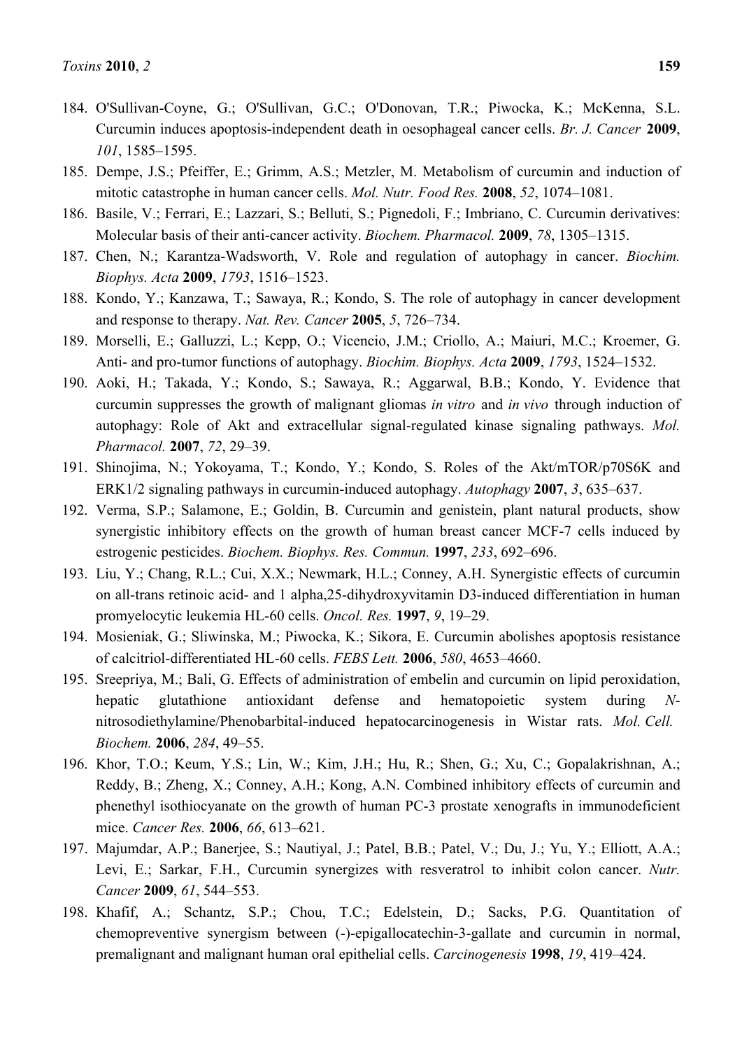184. O'Sullivan-Coyne, G.; O'Sullivan, G.C.; O'Donovan, T.R.; Piwocka, K.; McKenna, S.L. Curcumin induces apoptosis-independent death in oesophageal cancer cells. *Br. J. Cancer* **2009**, *101*, 1585–1595.

185. Dempe, J.S.; Pfeiffer, E.; Grimm, A.S.; Metzler, M. Metabolism of curcumin and induction of mitotic catastrophe in human cancer cells. *Mol. Nutr. Food Res.* **2008**, *52*, 1074–1081.

186. Basile, V.; Ferrari, E.; Lazzari, S.; Belluti, S.; Pignedoli, F.; Imbriano, C. Curcumin derivatives: Molecular basis of their anti-cancer activity. *Biochem. Pharmacol.* **2009**, *78*, 1305–1315.

187. Chen, N.; Karantza-Wadsworth, V. Role and regulation of autophagy in cancer. *Biochim. Biophys. Acta* **2009**, *1793*, 1516–1523.

188. Kondo, Y.; Kanzawa, T.; Sawaya, R.; Kondo, S. The role of autophagy in cancer development and response to therapy. *Nat. Rev. Cancer* **2005**, *5*, 726–734.

189. Morselli, E.; Galluzzi, L.; Kepp, O.; Vicencio, J.M.; Criollo, A.; Maiuri, M.C.; Kroemer, G. Anti- and pro-tumor functions of autophagy. *Biochim. Biophys. Acta* **2009**, *1793*, 1524–1532.

190. Aoki, H.; Takada, Y.; Kondo, S.; Sawaya, R.; Aggarwal, B.B.; Kondo, Y. Evidence that curcumin suppresses the growth of malignant gliomas *in vitro* and *in vivo* through induction of autophagy: Role of Akt and extracellular signal-regulated kinase signaling pathways. *Mol. Pharmacol.* **2007**, *72*, 29–39.

191. Shinojima, N.; Yokoyama, T.; Kondo, Y.; Kondo, S. Roles of the Akt/mTOR/p70S6K and ERK1/2 signaling pathways in curcumin-induced autophagy. *Autophagy* **2007**, *3*, 635–637.

192. Verma, S.P.; Salamone, E.; Goldin, B. Curcumin and genistein, plant natural products, show synergistic inhibitory effects on the growth of human breast cancer MCF-7 cells induced by estrogenic pesticides. *Biochem. Biophys. Res. Commun.* **1997**, *233*, 692–696.

193. Liu, Y.; Chang, R.L.; Cui, X.X.; Newmark, H.L.; Conney, A.H. Synergistic effects of curcumin on all-trans retinoic acid- and 1 alpha,25-dihydroxyvitamin D3-induced differentiation in human promyelocytic leukemia HL-60 cells. *Oncol. Res.* **1997**, *9*, 19–29.

194. Mosieniak, G.; Sliwinska, M.; Piwocka, K.; Sikora, E. Curcumin abolishes apoptosis resistance of calcitriol-differentiated HL-60 cells. *FEBS Lett.* **2006**, *580*, 4653–4660.

195. Sreepriya, M.; Bali, G. Effects of administration of embelin and curcumin on lipid peroxidation, hepatic glutathione antioxidant defense and hematopoietic system during *N*-nitrosodiethylamine/Phenobarbital-induced hepatocarcinogenesis in Wistar rats. *Mol. Cell. Biochem.* **2006**, *284*, 49–55.

196. Khor, T.O.; Keum, Y.S.; Lin, W.; Kim, J.H.; Hu, R.; Shen, G.; Xu, C.; Gopalakrishnan, A.; Reddy, B.; Zheng, X.; Conney, A.H.; Kong, A.N. Combined inhibitory effects of curcumin and phenethyl isothiocyanate on the growth of human PC-3 prostate xenografts in immunodeficient mice. *Cancer Res.* **2006**, *66*, 613–621.

197. Majumdar, A.P.; Banerjee, S.; Nautiyal, J.; Patel, B.B.; Patel, V.; Du, J.; Yu, Y.; Elliott, A.A.; Levi, E.; Sarkar, F.H., Curcumin synergizes with resveratrol to inhibit colon cancer. *Nutr. Cancer* **2009**, *61*, 544–553.

198. Khafif, A.; Schantz, S.P.; Chou, T.C.; Edelstein, D.; Sacks, P.G. Quantitation of chemopreventive synergism between (-)-epigallocatechin-3-gallate and curcumin in normal, premalignant and malignant human oral epithelial cells. *Carcinogenesis* **1998**, *19*, 419–424.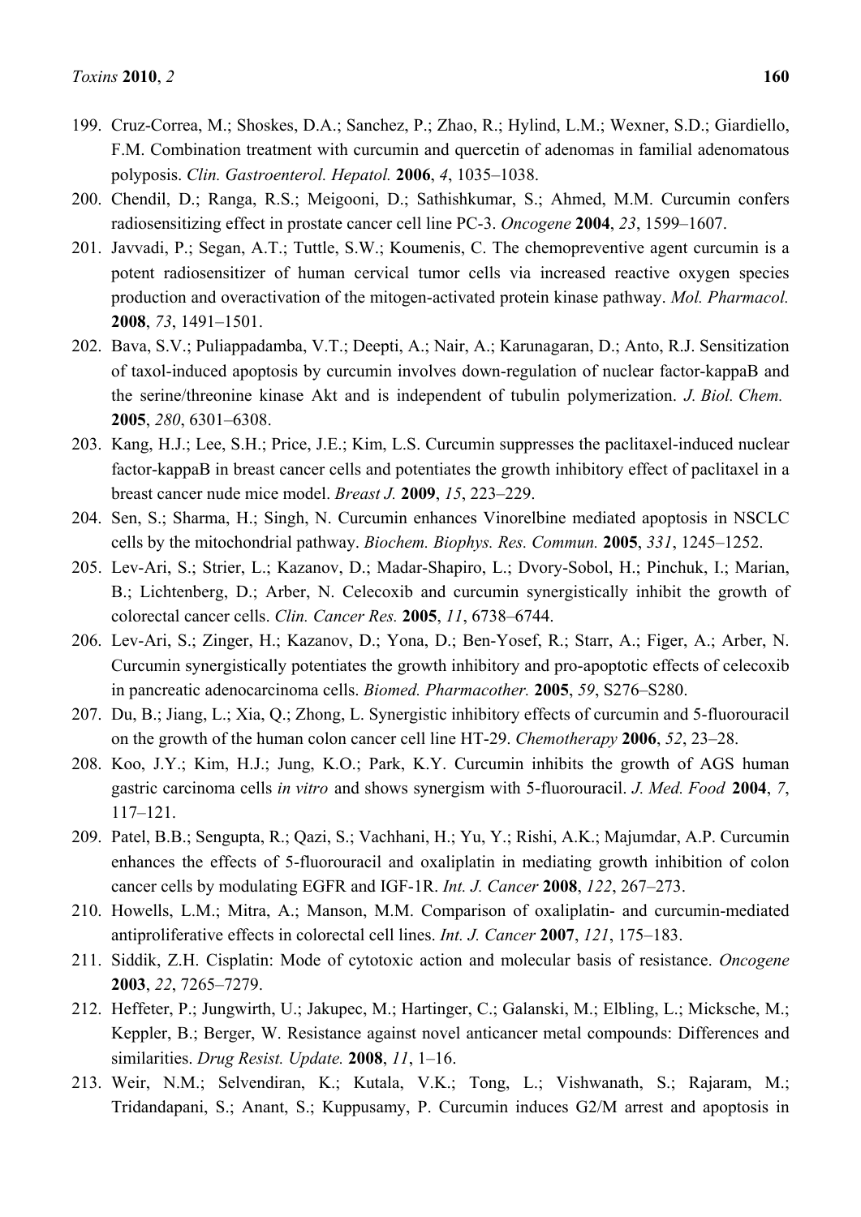199. Cruz-Correa, M.; Shoskes, D.A.; Sanchez, P.; Zhao, R.; Hylind, L.M.; Wexner, S.D.; Giardiello, F.M. Combination treatment with curcumin and quercetin of adenomas in familial adenomatous polyposis. *Clin. Gastroenterol. Hepatol.* **2006**, *4*, 1035–1038.
200. Chendil, D.; Ranga, R.S.; Meigooni, D.; Sathishkumar, S.; Ahmed, M.M. Curcumin confers radiosensitizing effect in prostate cancer cell line PC-3. *Oncogene* **2004**, *23*, 1599–1607.
201. Javvadi, P.; Segan, A.T.; Tuttle, S.W.; Koumenis, C. The chemopreventive agent curcumin is a potent radiosensitizer of human cervical tumor cells via increased reactive oxygen species production and overactivation of the mitogen-activated protein kinase pathway. *Mol. Pharmacol.* **2008**, *73*, 1491–1501.
202. Bava, S.V.; Puliappadamba, V.T.; Deepti, A.; Nair, A.; Karunagaran, D.; Anto, R.J. Sensitization of taxol-induced apoptosis by curcumin involves down-regulation of nuclear factor-kappaB and the serine/threonine kinase Akt and is independent of tubulin polymerization. *J. Biol. Chem.* **2005**, *280*, 6301–6308.
203. Kang, H.J.; Lee, S.H.; Price, J.E.; Kim, L.S. Curcumin suppresses the paclitaxel-induced nuclear factor-kappaB in breast cancer cells and potentiates the growth inhibitory effect of paclitaxel in a breast cancer nude mice model. *Breast J.* **2009**, *15*, 223–229.
204. Sen, S.; Sharma, H.; Singh, N. Curcumin enhances Vinorelbine mediated apoptosis in NSCLC cells by the mitochondrial pathway. *Biochem. Biophys. Res. Commun.* **2005**, *331*, 1245–1252.
205. Lev-Ari, S.; Strier, L.; Kazanov, D.; Madar-Shapiro, L.; Dvory-Sobol, H.; Pinchuk, I.; Marian, B.; Lichtenberg, D.; Arber, N. Celecoxib and curcumin synergistically inhibit the growth of colorectal cancer cells. *Clin. Cancer Res.* **2005**, *11*, 6738–6744.
206. Lev-Ari, S.; Zinger, H.; Kazanov, D.; Yona, D.; Ben-Yosef, R.; Starr, A.; Figer, A.; Arber, N. Curcumin synergistically potentiates the growth inhibitory and pro-apoptotic effects of celecoxib in pancreatic adenocarcinoma cells. *Biomed. Pharmacother.* **2005**, *59*, S276–S280.
207. Du, B.; Jiang, L.; Xia, Q.; Zhong, L. Synergistic inhibitory effects of curcumin and 5-fluorouracil on the growth of the human colon cancer cell line HT-29. *Chemotherapy* **2006**, *52*, 23–28.
208. Koo, J.Y.; Kim, H.J.; Jung, K.O.; Park, K.Y. Curcumin inhibits the growth of AGS human gastric carcinoma cells *in vitro* and shows synergism with 5-fluorouracil. *J. Med. Food* **2004**, *7*, 117–121.
209. Patel, B.B.; Sengupta, R.; Qazi, S.; Vachhani, H.; Yu, Y.; Rishi, A.K.; Majumdar, A.P. Curcumin enhances the effects of 5-fluorouracil and oxaliplatin in mediating growth inhibition of colon cancer cells by modulating EGFR and IGF-1R. *Int. J. Cancer* **2008**, *122*, 267–273.
210. Howells, L.M.; Mitra, A.; Manson, M.M. Comparison of oxaliplatin- and curcumin-mediated antiproliferative effects in colorectal cell lines. *Int. J. Cancer* **2007**, *121*, 175–183.
211. Siddik, Z.H. Cisplatin: Mode of cytotoxic action and molecular basis of resistance. *Oncogene* **2003**, *22*, 7265–7279.
212. Heffeter, P.; Jungwirth, U.; Jakupec, M.; Hartinger, C.; Galanski, M.; Elbling, L.; Micksche, M.; Keppler, B.; Berger, W. Resistance against novel anticancer metal compounds: Differences and similarities. *Drug Resist. Update.* **2008**, *11*, 1–16.
213. Weir, N.M.; Selvendiran, K.; Kutala, V.K.; Tong, L.; Vishwanath, S.; Rajaram, M.; Tridandapani, S.; Anant, S.; Kuppusamy, P. Curcumin induces G2/M arrest and apoptosis in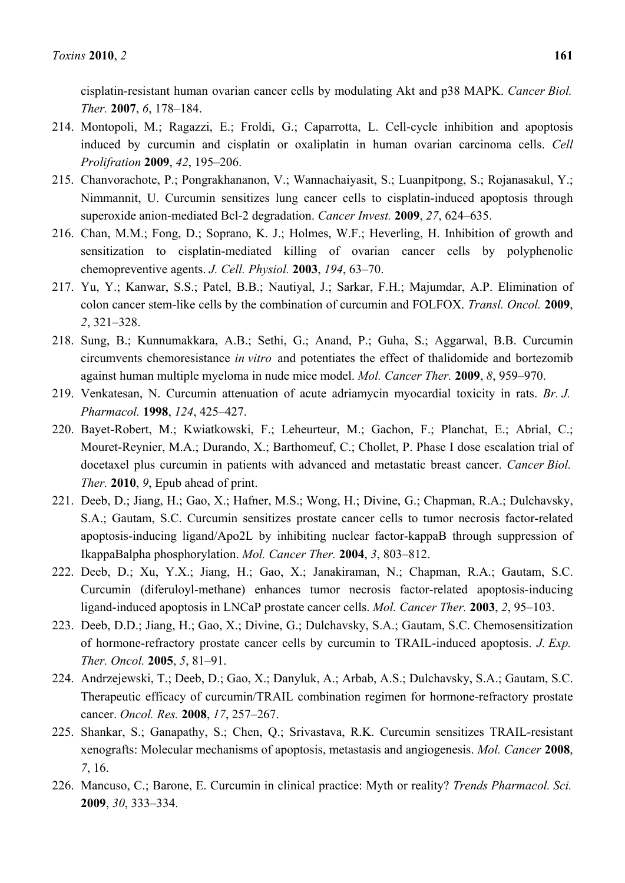cisplatin-resistant human ovarian cancer cells by modulating Akt and p38 MAPK. *Cancer Biol. Ther.* **2007**, *6*, 178–184.

214. Montopoli, M.; Ragazzi, E.; Froldi, G.; Caparrotta, L. Cell-cycle inhibition and apoptosis induced by curcumin and cisplatin or oxaliplatin in human ovarian carcinoma cells. *Cell Prolifration* **2009**, *42*, 195–206.
215. Chanvorachote, P.; Pongrakhananon, V.; Wannachaiyasit, S.; Luanpitpong, S.; Rojanasakul, Y.; Nimmannit, U. Curcumin sensitizes lung cancer cells to cisplatin-induced apoptosis through superoxide anion-mediated Bcl-2 degradation. *Cancer Invest.* **2009**, *27*, 624–635.
216. Chan, M.M.; Fong, D.; Soprano, K. J.; Holmes, W.F.; Heverling, H. Inhibition of growth and sensitization to cisplatin-mediated killing of ovarian cancer cells by polyphenolic chemopreventive agents. *J. Cell. Physiol.* **2003**, *194*, 63–70.
217. Yu, Y.; Kanwar, S.S.; Patel, B.B.; Nautiyal, J.; Sarkar, F.H.; Majumdar, A.P. Elimination of colon cancer stem-like cells by the combination of curcumin and FOLFOX. *Transl. Oncol.* **2009**, *2*, 321–328.
218. Sung, B.; Kunnumakkara, A.B.; Sethi, G.; Anand, P.; Guha, S.; Aggarwal, B.B. Curcumin circumvents chemoresistance *in vitro* and potentiates the effect of thalidomide and bortezomib against human multiple myeloma in nude mice model. *Mol. Cancer Ther.* **2009**, *8*, 959–970.
219. Venkatesan, N. Curcumin attenuation of acute adriamycin myocardial toxicity in rats. *Br. J. Pharmacol.* **1998**, *124*, 425–427.
220. Bayet-Robert, M.; Kwiatkowski, F.; Leheurteur, M.; Gachon, F.; Planchat, E.; Abrial, C.; Mouret-Reynier, M.A.; Durando, X.; Barthomeuf, C.; Chollet, P. Phase I dose escalation trial of docetaxel plus curcumin in patients with advanced and metastatic breast cancer. *Cancer Biol. Ther.* **2010**, *9*, Epub ahead of print.
221. Deeb, D.; Jiang, H.; Gao, X.; Hafner, M.S.; Wong, H.; Divine, G.; Chapman, R.A.; Dulchavsky, S.A.; Gautam, S.C. Curcumin sensitizes prostate cancer cells to tumor necrosis factor-related apoptosis-inducing ligand/Apo2L by inhibiting nuclear factor-kappaB through suppression of IkappaBalpha phosphorylation. *Mol. Cancer Ther.* **2004**, *3*, 803–812.
222. Deeb, D.; Xu, Y.X.; Jiang, H.; Gao, X.; Janakiraman, N.; Chapman, R.A.; Gautam, S.C. Curcumin (diferuloyl-methane) enhances tumor necrosis factor-related apoptosis-inducing ligand-induced apoptosis in LNCaP prostate cancer cells. *Mol. Cancer Ther.* **2003**, *2*, 95–103.
223. Deeb, D.D.; Jiang, H.; Gao, X.; Divine, G.; Dulchavsky, S.A.; Gautam, S.C. Chemosensitization of hormone-refractory prostate cancer cells by curcumin to TRAIL-induced apoptosis. *J. Exp. Ther. Oncol.* **2005**, *5*, 81–91.
224. Andrzejewski, T.; Deeb, D.; Gao, X.; Danyluk, A.; Arbab, A.S.; Dulchavsky, S.A.; Gautam, S.C. Therapeutic efficacy of curcumin/TRAIL combination regimen for hormone-refractory prostate cancer. *Oncol. Res.* **2008**, *17*, 257–267.
225. Shankar, S.; Ganapathy, S.; Chen, Q.; Srivastava, R.K. Curcumin sensitizes TRAIL-resistant xenografts: Molecular mechanisms of apoptosis, metastasis and angiogenesis. *Mol. Cancer* **2008**, *7*, 16.
226. Mancuso, C.; Barone, E. Curcumin in clinical practice: Myth or reality? *Trends Pharmacol. Sci.* **2009**, *30*, 333–334.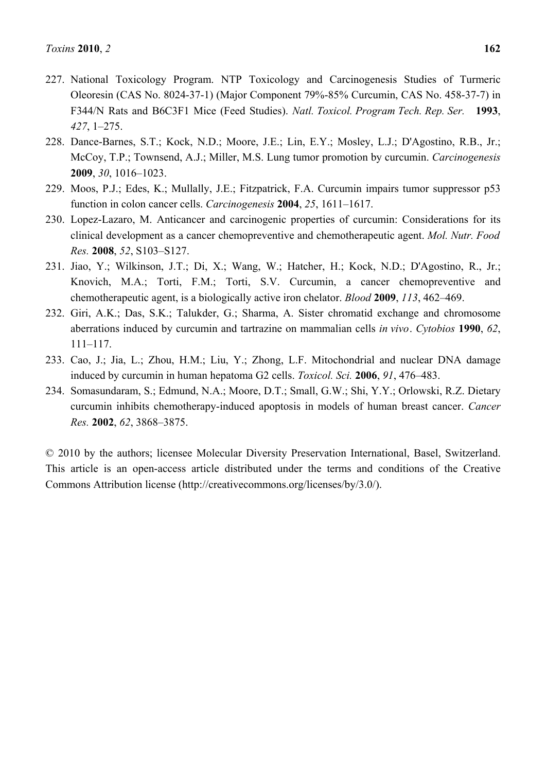227. National Toxicology Program. NTP Toxicology and Carcinogenesis Studies of Turmeric Oleoresin (CAS No. 8024-37-1) (Major Component 79%-85% Curcumin, CAS No. 458-37-7) in F344/N Rats and B6C3F1 Mice (Feed Studies). *Natl. Toxicol. Program Tech. Rep. Ser.* **1993**, *427*, 1–275.
228. Dance-Barnes, S.T.; Kock, N.D.; Moore, J.E.; Lin, E.Y.; Mosley, L.J.; D'Agostino, R.B., Jr.; McCoy, T.P.; Townsend, A.J.; Miller, M.S. Lung tumor promotion by curcumin. *Carcinogenesis* **2009**, *30*, 1016–1023.
229. Moos, P.J.; Edes, K.; Mullally, J.E.; Fitzpatrick, F.A. Curcumin impairs tumor suppressor p53 function in colon cancer cells. *Carcinogenesis* **2004**, *25*, 1611–1617.
230. Lopez-Lazaro, M. Anticancer and carcinogenic properties of curcumin: Considerations for its clinical development as a cancer chemopreventive and chemotherapeutic agent. *Mol. Nutr. Food Res.* **2008**, *52*, S103–S127.
231. Jiao, Y.; Wilkinson, J.T.; Di, X.; Wang, W.; Hatcher, H.; Kock, N.D.; D'Agostino, R., Jr.; Knovich, M.A.; Torti, F.M.; Torti, S.V. Curcumin, a cancer chemopreventive and chemotherapeutic agent, is a biologically active iron chelator. *Blood* **2009**, *113*, 462–469.
232. Giri, A.K.; Das, S.K.; Talukder, G.; Sharma, A. Sister chromatid exchange and chromosome aberrations induced by curcumin and tartrazine on mammalian cells *in vivo*. *Cytobios* **1990**, *62*, 111–117.
233. Cao, J.; Jia, L.; Zhou, H.M.; Liu, Y.; Zhong, L.F. Mitochondrial and nuclear DNA damage induced by curcumin in human hepatoma G2 cells. *Toxicol. Sci.* **2006**, *91*, 476–483.
234. Somasundaram, S.; Edmund, N.A.; Moore, D.T.; Small, G.W.; Shi, Y.Y.; Orlowski, R.Z. Dietary curcumin inhibits chemotherapy-induced apoptosis in models of human breast cancer. *Cancer Res.* **2002**, *62*, 3868–3875.

© 2010 by the authors; licensee Molecular Diversity Preservation International, Basel, Switzerland. This article is an open-access article distributed under the terms and conditions of the Creative Commons Attribution license (http://creativecommons.org/licenses/by/3.0/).